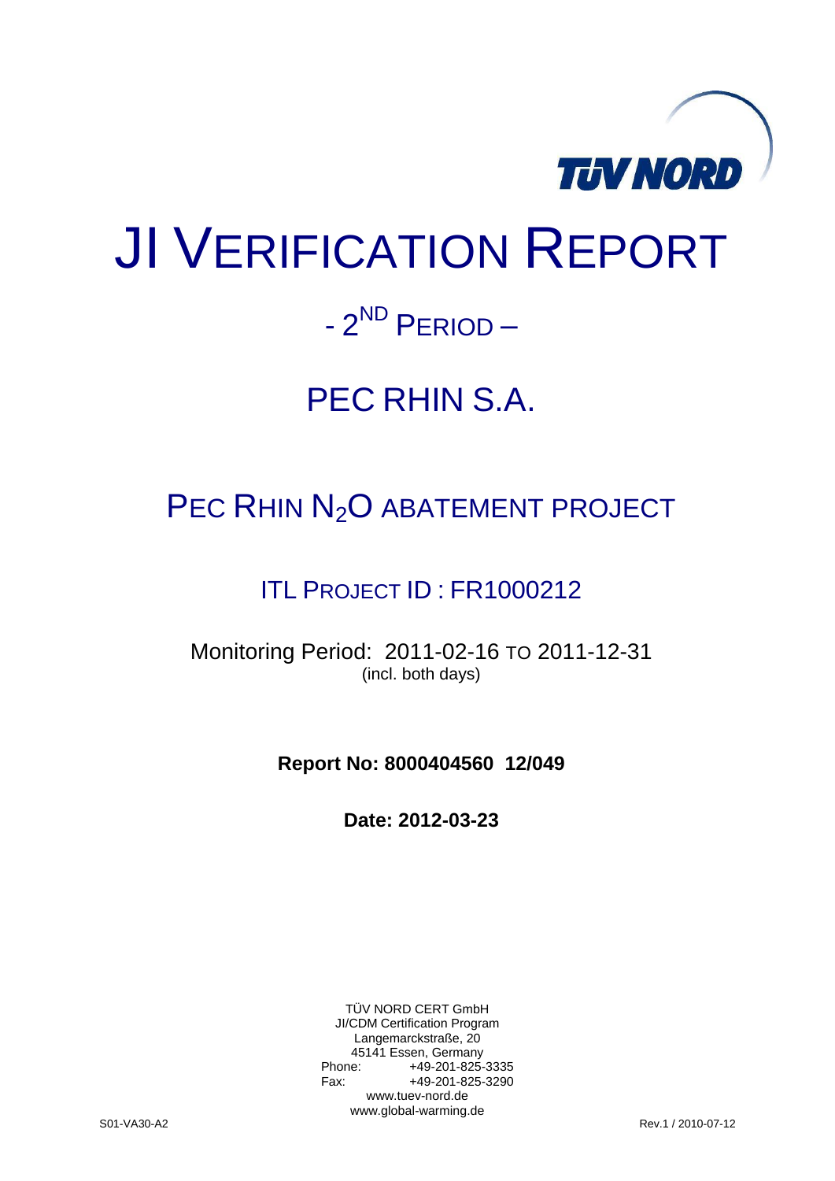# JI VERIFICATION REPORT

## - 2[ND] PERIOD –

## PEC RHIN S.A.

## PEC RHIN $N_2O$ ABATEMENT PROJECT

### ITL PROJECT ID : FR1000212

Monitoring Period: 2011-02-16 TO 2011-12-31
(incl. both days)

**Report No: 8000404560 12/049**

**Date: 2012-03-23**

TÜV NORD CERT GmbH
JI/CDM Certification Program
Langemarckstraße, 20
45141 Essen, Germany
Phone: +49-201-825-3335
Fax: +49-201-825-3290
www.tuev-nord.de
www.global-warming.de

S01-VA30-A2

Rev.1 / 2010-07-12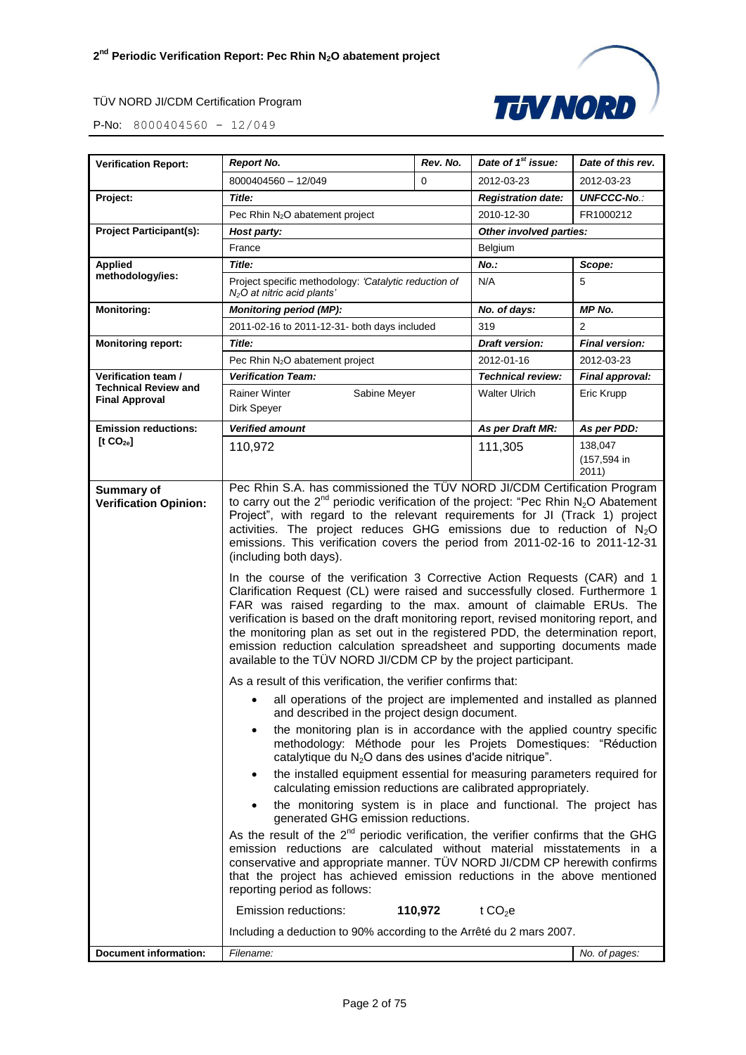| Verification Report: | *Report No.* | *Rev. No.* | *Date of 1[st] issue:* | *Date of this rev.* |
|---|---|---|---|---|
| | 8000404560 – 12/049 | 0 | 2012-03-23 | 2012-03-23 |
| **Project:** | ***Title:*** | | ***Registration date:*** | ***UNFCCC-No.:*** |
| | Pec Rhin $N_2O$ abatement project | | 2010-12-30 | FR1000212 |
| **Project Participant(s):** | ***Host party:*** | | ***Other involved parties:*** | |
| | France | | Belgium | |
| **Applied methodology/ies:** | ***Title:*** | | ***No.:*** | ***Scope:*** |
| | Project specific methodology: *'Catalytic reduction of $N_2O$ at nitric acid plants'* | | N/A | 5 |
| **Monitoring:** | ***Monitoring period (MP):*** | | ***No. of days:*** | ***MP No.*** |
| | 2011-02-16 to 2011-12-31- both days included | | 319 | 2 |
| **Monitoring report:** | ***Title:*** | | ***Draft version:*** | ***Final version:*** |
| | Pec Rhin $N_2O$ abatement project | | 2012-01-16 | 2012-03-23 |
| **Verification team / Technical Review and Final Approval** | ***Verification Team:*** | | ***Technical review:*** | ***Final approval:*** |
| | Rainer Winter Sabine Meyer Dirk Speyer | | Walter Ulrich | Eric Krupp |
| **Emission reductions: [t $CO_{2e}$]** | ***Verified amount*** | | ***As per Draft MR:*** | ***As per PDD:*** |
| | 110,972 | | 111,305 | 138,047 (157,594 in 2011) |
| **Summary of Verification Opinion:** | Pec Rhin S.A. has commissioned the TÜV NORD JI/CDM Certification Program to carry out the 2[nd] periodic verification of the project: "Pec Rhin $N_2O$ Abatement Project", with regard to the relevant requirements for JI (Track 1) project activities. The project reduces GHG emissions due to reduction of $N_2O$ emissions. This verification covers the period from 2011-02-16 to 2011-12-31 (including both days).<br><br>In the course of the verification 3 Corrective Action Requests (CAR) and 1 Clarification Request (CL) were raised and successfully closed. Furthermore 1 FAR was raised regarding to the max. amount of claimable ERUs. The verification is based on the draft monitoring report, revised monitoring report, and the monitoring plan as set out in the registered PDD, the determination report, emission reduction calculation spreadsheet and supporting documents made available to the TÜV NORD JI/CDM CP by the project participant.<br><br>As a result of this verification, the verifier confirms that:<br>• all operations of the project are implemented and installed as planned and described in the project design document.<br>• the monitoring plan is in accordance with the applied country specific methodology: Méthode pour les Projets Domestiques: "Réduction catalytique du $N_2O$ dans des usines d'acide nitrique".<br>• the installed equipment essential for measuring parameters required for calculating emission reductions are calibrated appropriately.<br>• the monitoring system is in place and functional. The project has generated GHG emission reductions.<br><br>As the result of the 2[nd] periodic verification, the verifier confirms that the GHG emission reductions are calculated without material misstatements in a conservative and appropriate manner. TÜV NORD JI/CDM CP herewith confirms that the project has achieved emission reductions in the above mentioned reporting period as follows:<br><br>Emission reductions: **110,972** t $CO_2e$<br><br>Including a deduction to 90% according to the Arrêté du 2 mars 2007. | | | |
| **Document information:** | *Filename:* | | | *No. of pages:* |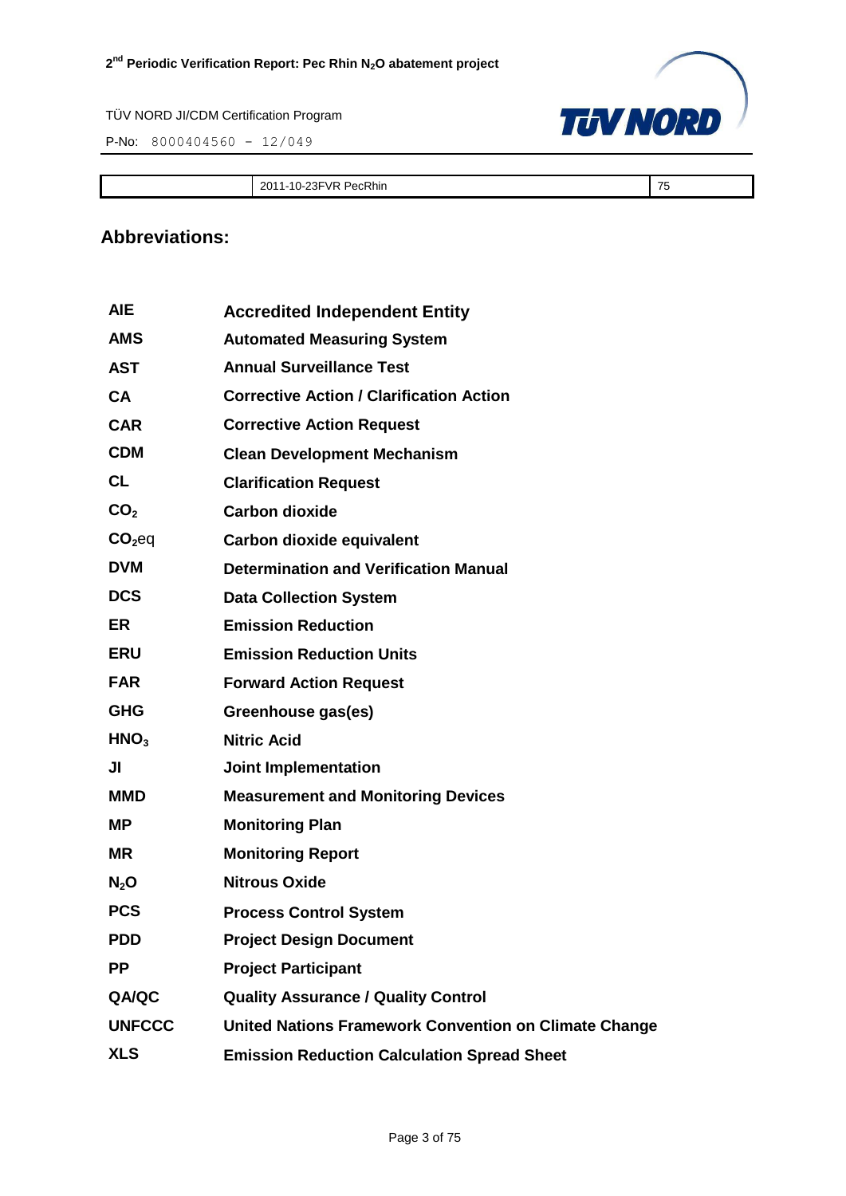## Abbreviations:

| | |
|---|---|
| **AIE** | **Accredited Independent Entity** |
| **AMS** | **Automated Measuring System** |
| **AST** | **Annual Surveillance Test** |
| **CA** | **Corrective Action / Clarification Action** |
| **CAR** | **Corrective Action Request** |
| **CDM** | **Clean Development Mechanism** |
| **CL** | **Clarification Request** |
| **$CO_2$** | **Carbon dioxide** |
| **$CO_2$eq** | **Carbon dioxide equivalent** |
| **DVM** | **Determination and Verification Manual** |
| **DCS** | **Data Collection System** |
| **ER** | **Emission Reduction** |
| **ERU** | **Emission Reduction Units** |
| **FAR** | **Forward Action Request** |
| **GHG** | **Greenhouse gas(es)** |
| **$HNO_3$** | **Nitric Acid** |
| **JI** | **Joint Implementation** |
| **MMD** | **Measurement and Monitoring Devices** |
| **MP** | **Monitoring Plan** |
| **MR** | **Monitoring Report** |
| **$N_2O$** | **Nitrous Oxide** |
| **PCS** | **Process Control System** |
| **PDD** | **Project Design Document** |
| **PP** | **Project Participant** |
| **QA/QC** | **Quality Assurance / Quality Control** |
| **UNFCCC** | **United Nations Framework Convention on Climate Change** |
| **XLS** | **Emission Reduction Calculation Spread Sheet** |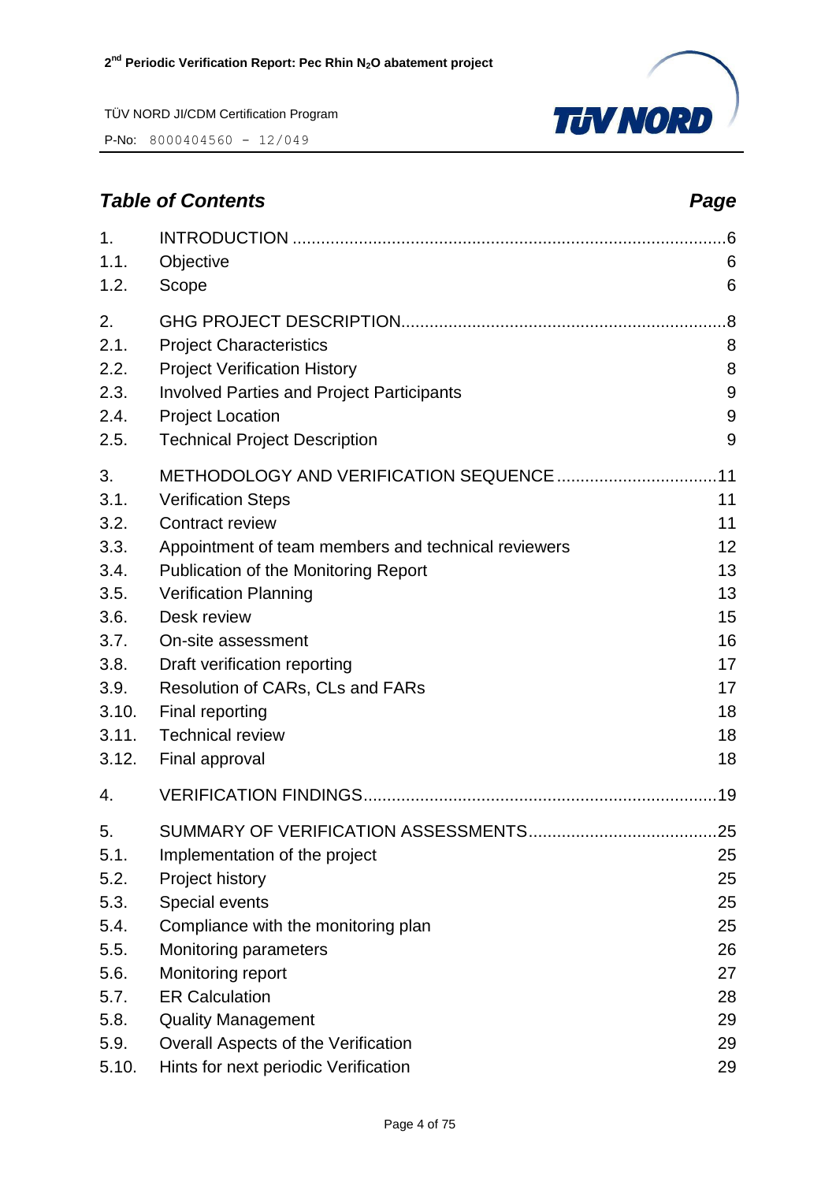## Table of Contents

| | | Page |
|---|---|---|
| 1. | INTRODUCTION | 6 |
| 1.1. | Objective | 6 |
| 1.2. | Scope | 6 |
| 2. | GHG PROJECT DESCRIPTION | 8 |
| 2.1. | Project Characteristics | 8 |
| 2.2. | Project Verification History | 8 |
| 2.3. | Involved Parties and Project Participants | 9 |
| 2.4. | Project Location | 9 |
| 2.5. | Technical Project Description | 9 |
| 3. | METHODOLOGY AND VERIFICATION SEQUENCE | 11 |
| 3.1. | Verification Steps | 11 |
| 3.2. | Contract review | 11 |
| 3.3. | Appointment of team members and technical reviewers | 12 |
| 3.4. | Publication of the Monitoring Report | 13 |
| 3.5. | Verification Planning | 13 |
| 3.6. | Desk review | 15 |
| 3.7. | On-site assessment | 16 |
| 3.8. | Draft verification reporting | 17 |
| 3.9. | Resolution of CARs, CLs and FARs | 17 |
| 3.10. | Final reporting | 18 |
| 3.11. | Technical review | 18 |
| 3.12. | Final approval | 18 |
| 4. | VERIFICATION FINDINGS | 19 |
| 5. | SUMMARY OF VERIFICATION ASSESSMENTS | 25 |
| 5.1. | Implementation of the project | 25 |
| 5.2. | Project history | 25 |
| 5.3. | Special events | 25 |
| 5.4. | Compliance with the monitoring plan | 25 |
| 5.5. | Monitoring parameters | 26 |
| 5.6. | Monitoring report | 27 |
| 5.7. | ER Calculation | 28 |
| 5.8. | Quality Management | 29 |
| 5.9. | Overall Aspects of the Verification | 29 |
| 5.10. | Hints for next periodic Verification | 29 |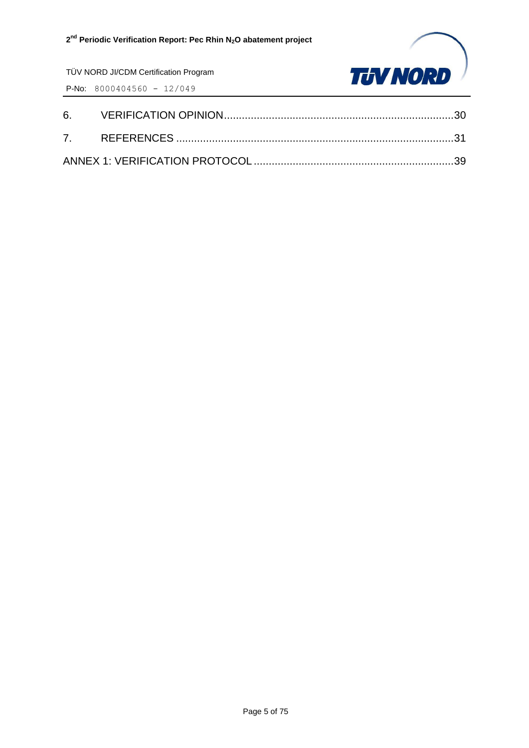6. VERIFICATION OPINION.....30

7. REFERENCES.....31

ANNEX 1: VERIFICATION PROTOCOL.....39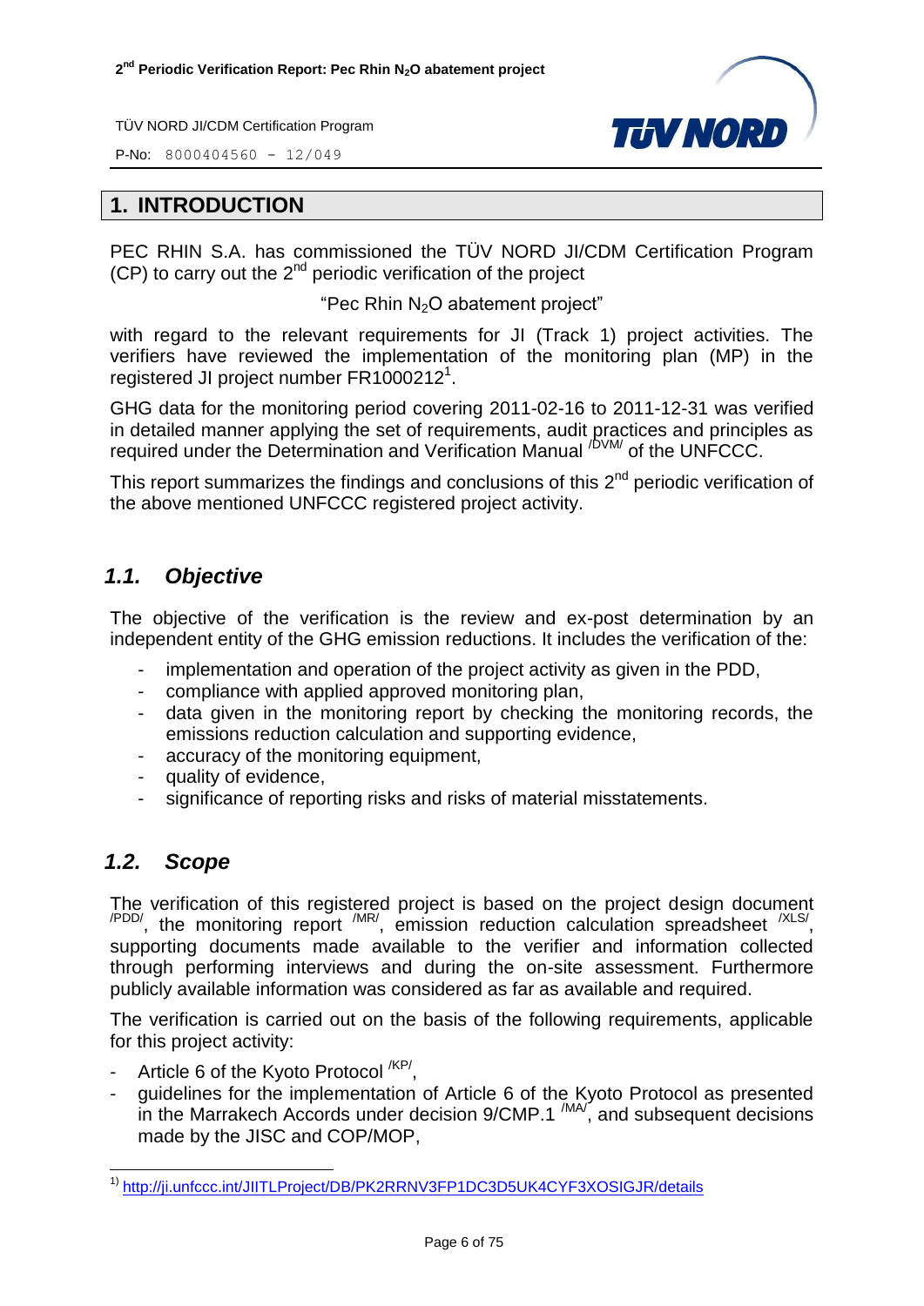# 1. INTRODUCTION

PEC RHIN S.A. has commissioned the TÜV NORD JI/CDM Certification Program (CP) to carry out the 2nd periodic verification of the project

"Pec Rhin $N_2O$ abatement project"

with regard to the relevant requirements for JI (Track 1) project activities. The verifiers have reviewed the implementation of the monitoring plan (MP) in the registered JI project number FR1000212[1].

GHG data for the monitoring period covering 2011-02-16 to 2011-12-31 was verified in detailed manner applying the set of requirements, audit practices and principles as required under the Determination and Verification Manual /DVM/ of the UNFCCC.

This report summarizes the findings and conclusions of this 2nd periodic verification of the above mentioned UNFCCC registered project activity.

## *1.1. Objective*

The objective of the verification is the review and ex-post determination by an independent entity of the GHG emission reductions. It includes the verification of the:

- implementation and operation of the project activity as given in the PDD,
- compliance with applied approved monitoring plan,
- data given in the monitoring report by checking the monitoring records, the emissions reduction calculation and supporting evidence,
- accuracy of the monitoring equipment,
- quality of evidence,
- significance of reporting risks and risks of material misstatements.

## *1.2. Scope*

The verification of this registered project is based on the project design document /PDD/, the monitoring report /MR/, emission reduction calculation spreadsheet /XLS/, supporting documents made available to the verifier and information collected through performing interviews and during the on-site assessment. Furthermore publicly available information was considered as far as available and required.

The verification is carried out on the basis of the following requirements, applicable for this project activity:

- Article 6 of the Kyoto Protocol /KP/,
- guidelines for the implementation of Article 6 of the Kyoto Protocol as presented in the Marrakech Accords under decision 9/CMP.1 /MA/, and subsequent decisions made by the JISC and COP/MOP,

---

[1] http://ji.unfccc.int/JIITLProject/DB/PK2RRNV3FP1DC3D5UK4CYF3XOSIGJR/details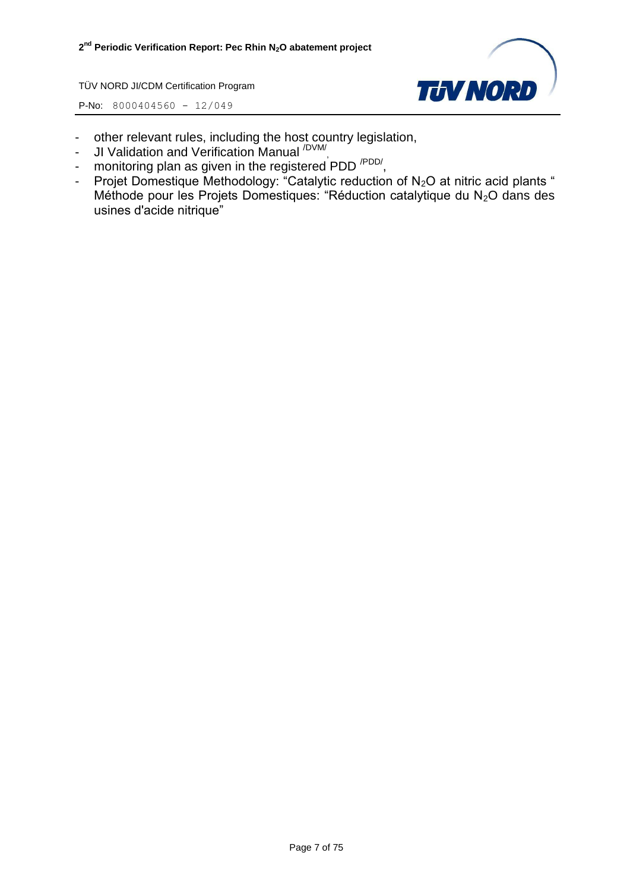- other relevant rules, including the host country legislation,
- JI Validation and Verification Manual /DVM/,
- monitoring plan as given in the registered PDD /PDD/,
- Projet Domestique Methodology: "Catalytic reduction of $N_2O$ at nitric acid plants " Méthode pour les Projets Domestiques: "Réduction catalytique du $N_2O$ dans des usines d'acide nitrique"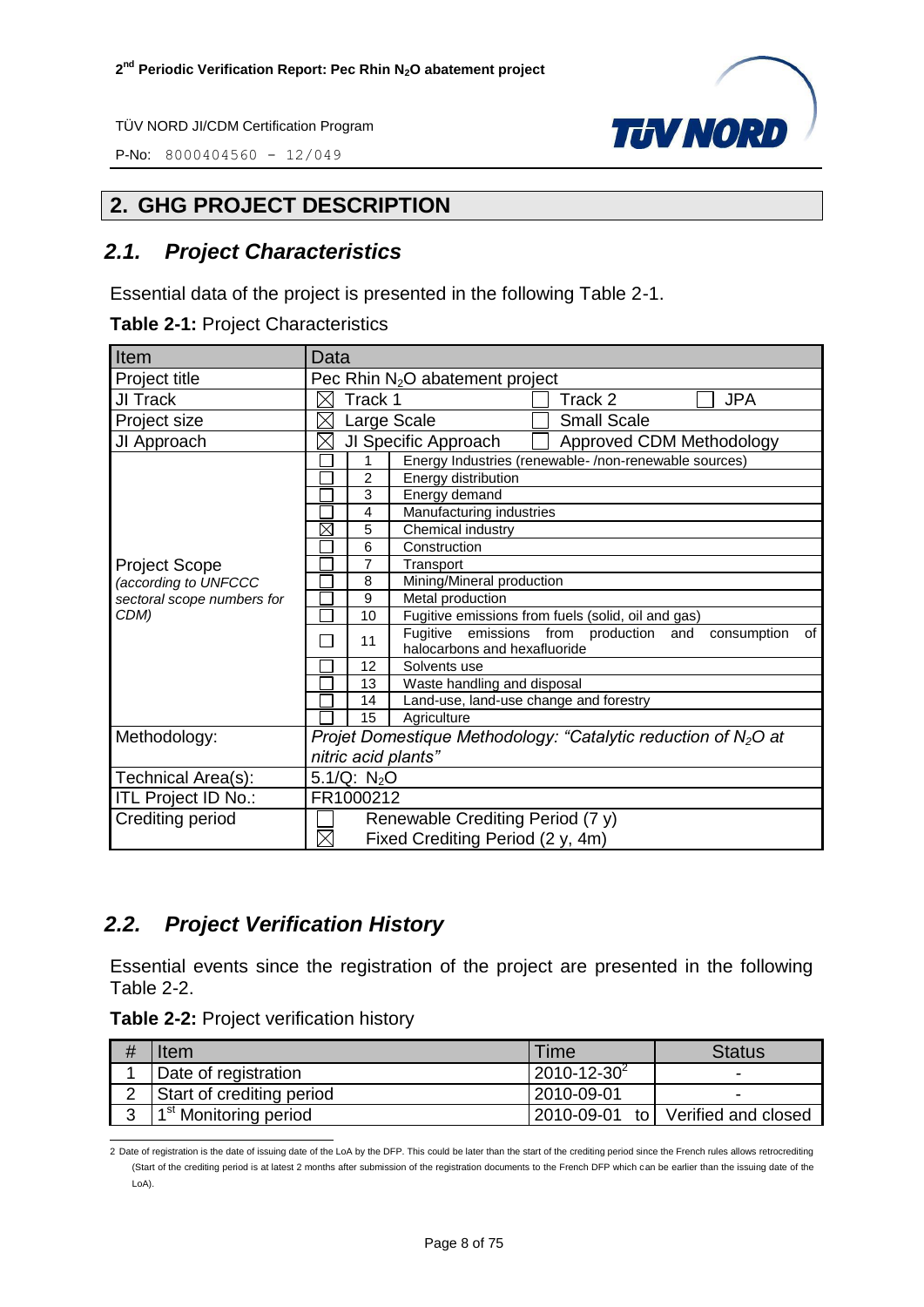## 2. GHG PROJECT DESCRIPTION

### 2.1. Project Characteristics

Essential data of the project is presented in the following Table 2-1.

**Table 2-1:** Project Characteristics

| Item | Data | | |
|---|---|---|---|
| Project title | Pec Rhin $N_2O$ abatement project | | |
| JI Track | ☒ Track 1 | ☐ Track 2 | ☐ JPA |
| Project size | ☒ Large Scale | ☐ Small Scale | |
| JI Approach | ☒ JI Specific Approach | ☐ Approved CDM Methodology | |
| Project Scope *(according to UNFCCC sectoral scope numbers for CDM)* | ☐ | 1 | Energy Industries (renewable- /non-renewable sources) |
| | ☐ | 2 | Energy distribution |
| | ☐ | 3 | Energy demand |
| | ☐ | 4 | Manufacturing industries |
| | ☒ | 5 | Chemical industry |
| | ☐ | 6 | Construction |
| | ☐ | 7 | Transport |
| | ☐ | 8 | Mining/Mineral production |
| | ☐ | 9 | Metal production |
| | ☐ | 10 | Fugitive emissions from fuels (solid, oil and gas) |
| | ☐ | 11 | Fugitive emissions from production and consumption of halocarbons and hexafluoride |
| | ☐ | 12 | Solvents use |
| | ☐ | 13 | Waste handling and disposal |
| | ☐ | 14 | Land-use, land-use change and forestry |
| | ☐ | 15 | Agriculture |
| Methodology: | *Projet Domestique Methodology: "Catalytic reduction of $N_2O$ at nitric acid plants"* | | |
| Technical Area(s): | 5.1/Q: $N_2O$ | | |
| ITL Project ID No.: | FR1000212 | | |
| Crediting period | ☐ Renewable Crediting Period (7 y)<br>☒ Fixed Crediting Period (2 y, 4m) | | |

### 2.2. Project Verification History

Essential events since the registration of the project are presented in the following Table 2-2.

**Table 2-2:** Project verification history

| # | Item | Time | Status |
|---|---|---|---|
| 1 | Date of registration | 2010-12-30[2] | - |
| 2 | Start of crediting period | 2010-09-01 | - |
| 3 | 1st Monitoring period | 2010-09-01 to | Verified and closed |

2 Date of registration is the date of issuing date of the LoA by the DFP. This could be later than the start of the crediting period since the French rules allows retrocrediting (Start of the crediting period is at latest 2 months after submission of the registration documents to the French DFP which can be earlier than the issuing date of the LoA).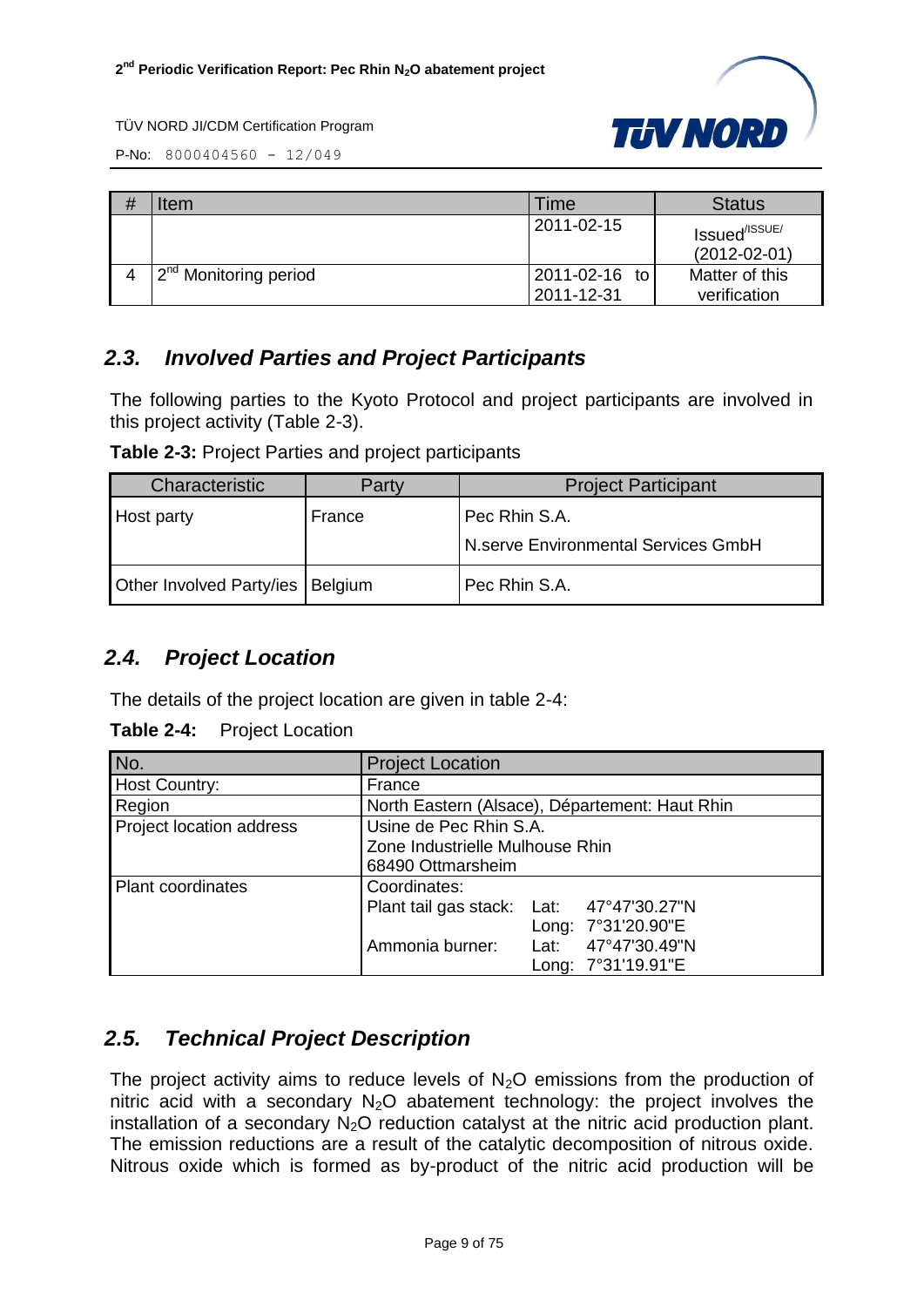| # | Item | Time | Status |
|---|---|---|---|
| | | 2011-02-15 | Issued[/ISSUE/] (2012-02-01) |
| 4 | 2[nd] Monitoring period | 2011-02-16 to 2011-12-31 | Matter of this verification |

## 2.3. Involved Parties and Project Participants

The following parties to the Kyoto Protocol and project participants are involved in this project activity (Table 2-3).

**Table 2-3:** Project Parties and project participants

| Characteristic | Party | Project Participant |
|---|---|---|
| Host party | France | Pec Rhin S.A.<br>N.serve Environmental Services GmbH |
| Other Involved Party/ies | Belgium | Pec Rhin S.A. |

## 2.4. Project Location

The details of the project location are given in table 2-4:

**Table 2-4:** Project Location

| No. | Project Location |
|---|---|
| Host Country: | France |
| Region | North Eastern (Alsace), Département: Haut Rhin |
| Project location address | Usine de Pec Rhin S.A.<br>Zone Industrielle Mulhouse Rhin<br>68490 Ottmarsheim |
| Plant coordinates | Coordinates:<br>Plant tail gas stack: Lat: 47°47'30.27"N Long: 7°31'20.90"E<br>Ammonia burner: Lat: 47°47'30.49"N Long: 7°31'19.91"E |

## 2.5. Technical Project Description

The project activity aims to reduce levels of $N_2O$ emissions from the production of nitric acid with a secondary $N_2O$ abatement technology: the project involves the installation of a secondary $N_2O$ reduction catalyst at the nitric acid production plant. The emission reductions are a result of the catalytic decomposition of nitrous oxide. Nitrous oxide which is formed as by-product of the nitric acid production will be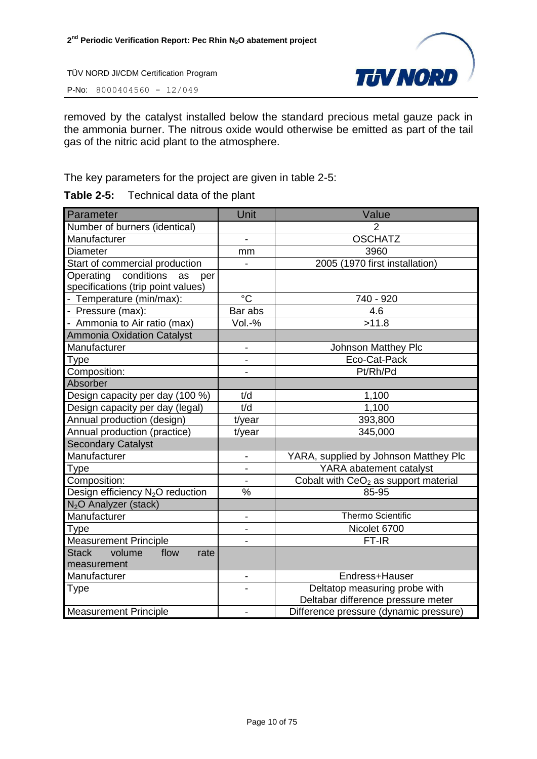removed by the catalyst installed below the standard precious metal gauze pack in the ammonia burner. The nitrous oxide would otherwise be emitted as part of the tail gas of the nitric acid plant to the atmosphere.

The key parameters for the project are given in table 2-5:

**Table 2-5:** Technical data of the plant

| Parameter | Unit | Value |
|---|---|---|
| Number of burners (identical) | | 2 |
| Manufacturer | - | OSCHATZ |
| Diameter | mm | 3960 |
| Start of commercial production | - | 2005 (1970 first installation) |
| Operating conditions as per specifications (trip point values) | | |
| - Temperature (min/max): | °C | 740 - 920 |
| - Pressure (max): | Bar abs | 4.6 |
| - Ammonia to Air ratio (max) | Vol.-% | >11.8 |
| Ammonia Oxidation Catalyst | | |
| Manufacturer | - | Johnson Matthey Plc |
| Type | - | Eco-Cat-Pack |
| Composition: | - | Pt/Rh/Pd |
| Absorber | | |
| Design capacity per day (100 %) | t/d | 1,100 |
| Design capacity per day (legal) | t/d | 1,100 |
| Annual production (design) | t/year | 393,800 |
| Annual production (practice) | t/year | 345,000 |
| Secondary Catalyst | | |
| Manufacturer | - | YARA, supplied by Johnson Matthey Plc |
| Type | - | YARA abatement catalyst |
| Composition: | - | Cobalt with $CeO_2$ as support material |
| Design efficiency $N_2O$ reduction | % | 85-95 |
| $N_2O$ Analyzer (stack) | | |
| Manufacturer | - | Thermo Scientific |
| Type | - | Nicolet 6700 |
| Measurement Principle | - | FT-IR |
| Stack volume flow rate measurement | | |
| Manufacturer | - | Endress+Hauser |
| Type | - | Deltatop measuring probe with Deltabar difference pressure meter |
| Measurement Principle | - | Difference pressure (dynamic pressure) |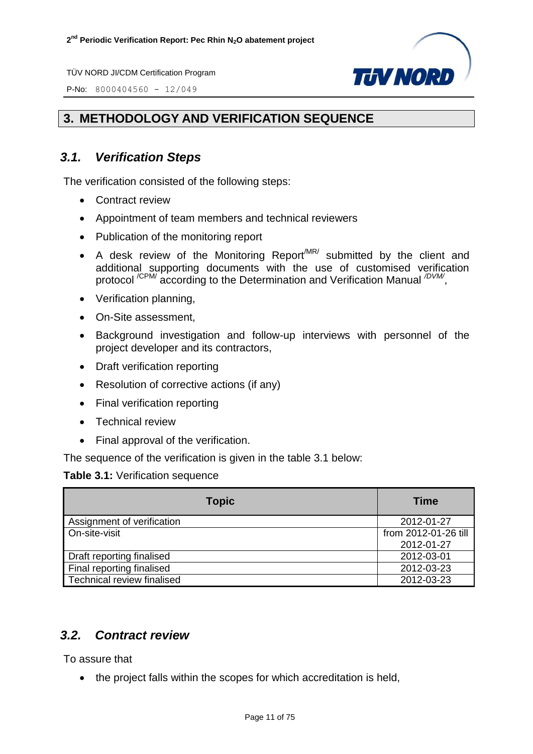# 3. METHODOLOGY AND VERIFICATION SEQUENCE

## 3.1. Verification Steps

The verification consisted of the following steps:

- Contract review
- Appointment of team members and technical reviewers
- Publication of the monitoring report
- A desk review of the Monitoring Report[/MR/] submitted by the client and additional supporting documents with the use of customised verification protocol [/CPM/] according to the Determination and Verification Manual [/DVM/],
- Verification planning,
- On-Site assessment,
- Background investigation and follow-up interviews with personnel of the project developer and its contractors,
- Draft verification reporting
- Resolution of corrective actions (if any)
- Final verification reporting
- Technical review
- Final approval of the verification.

The sequence of the verification is given in the table 3.1 below:

**Table 3.1:** Verification sequence

| Topic | Time |
|---|---|
| Assignment of verification | 2012-01-27 |
| On-site-visit | from 2012-01-26 till 2012-01-27 |
| Draft reporting finalised | 2012-03-01 |
| Final reporting finalised | 2012-03-23 |
| Technical review finalised | 2012-03-23 |

## 3.2. Contract review

To assure that

- the project falls within the scopes for which accreditation is held,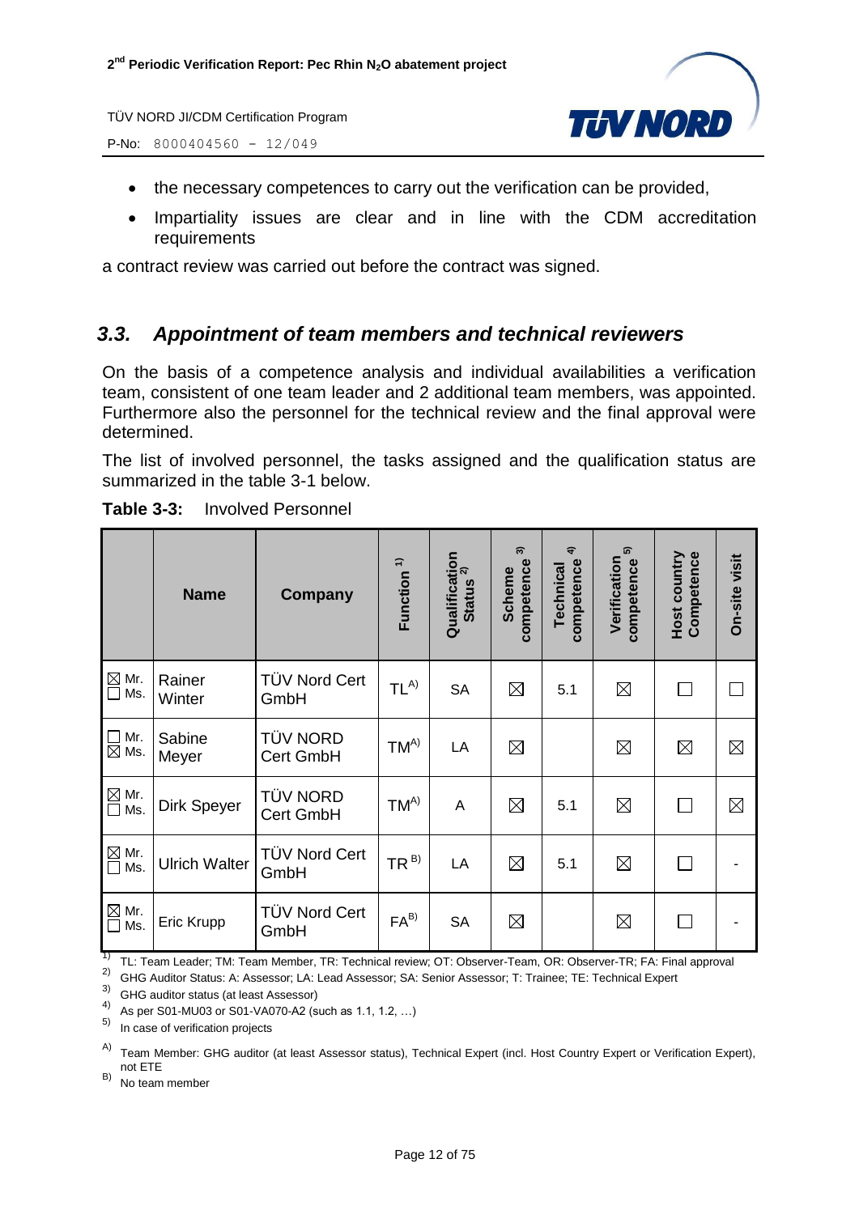- the necessary competences to carry out the verification can be provided,
- Impartiality issues are clear and in line with the CDM accreditation requirements

a contract review was carried out before the contract was signed.

## 3.3. Appointment of team members and technical reviewers

On the basis of a competence analysis and individual availabilities a verification team, consistent of one team leader and 2 additional team members, was appointed. Furthermore also the personnel for the technical review and the final approval were determined.

The list of involved personnel, the tasks assigned and the qualification status are summarized in the table 3-1 below.

**Table 3-3:** Involved Personnel

| | Name | Company | Function [1] | Qualification Status [2] | Scheme competence [3] | Technical competence [4] | Verification competence [5] | Host country Competence | On-site visit |
|---|---|---|---|---|---|---|---|---|---|
| ☒ Mr. ☐ Ms. | Rainer Winter | TÜV Nord Cert GmbH | TL[A)] | SA | ☒ | 5.1 | ☒ | ☐ | ☐ |
| ☐ Mr. ☒ Ms. | Sabine Meyer | TÜV NORD Cert GmbH | TM[A)] | LA | ☒ | | ☒ | ☒ | ☒ |
| ☒ Mr. ☐ Ms. | Dirk Speyer | TÜV NORD Cert GmbH | TM[A)] | A | ☒ | 5.1 | ☒ | ☐ | ☒ |
| ☒ Mr. ☐ Ms. | Ulrich Walter | TÜV Nord Cert GmbH | TR[B)] | LA | ☒ | 5.1 | ☒ | ☐ | - |
| ☒ Mr. ☐ Ms. | Eric Krupp | TÜV Nord Cert GmbH | FA[B)] | SA | ☒ | | ☒ | ☐ | - |

1) TL: Team Leader; TM: Team Member, TR: Technical review; OT: Observer-Team, OR: Observer-TR; FA: Final approval

2) GHG Auditor Status: A: Assessor; LA: Lead Assessor; SA: Senior Assessor; T: Trainee; TE: Technical Expert

3) GHG auditor status (at least Assessor)

4) As per S01-MU03 or S01-VA070-A2 (such as 1.1, 1.2, …)

5) In case of verification projects

A) Team Member: GHG auditor (at least Assessor status), Technical Expert (incl. Host Country Expert or Verification Expert), not ETE

B) No team member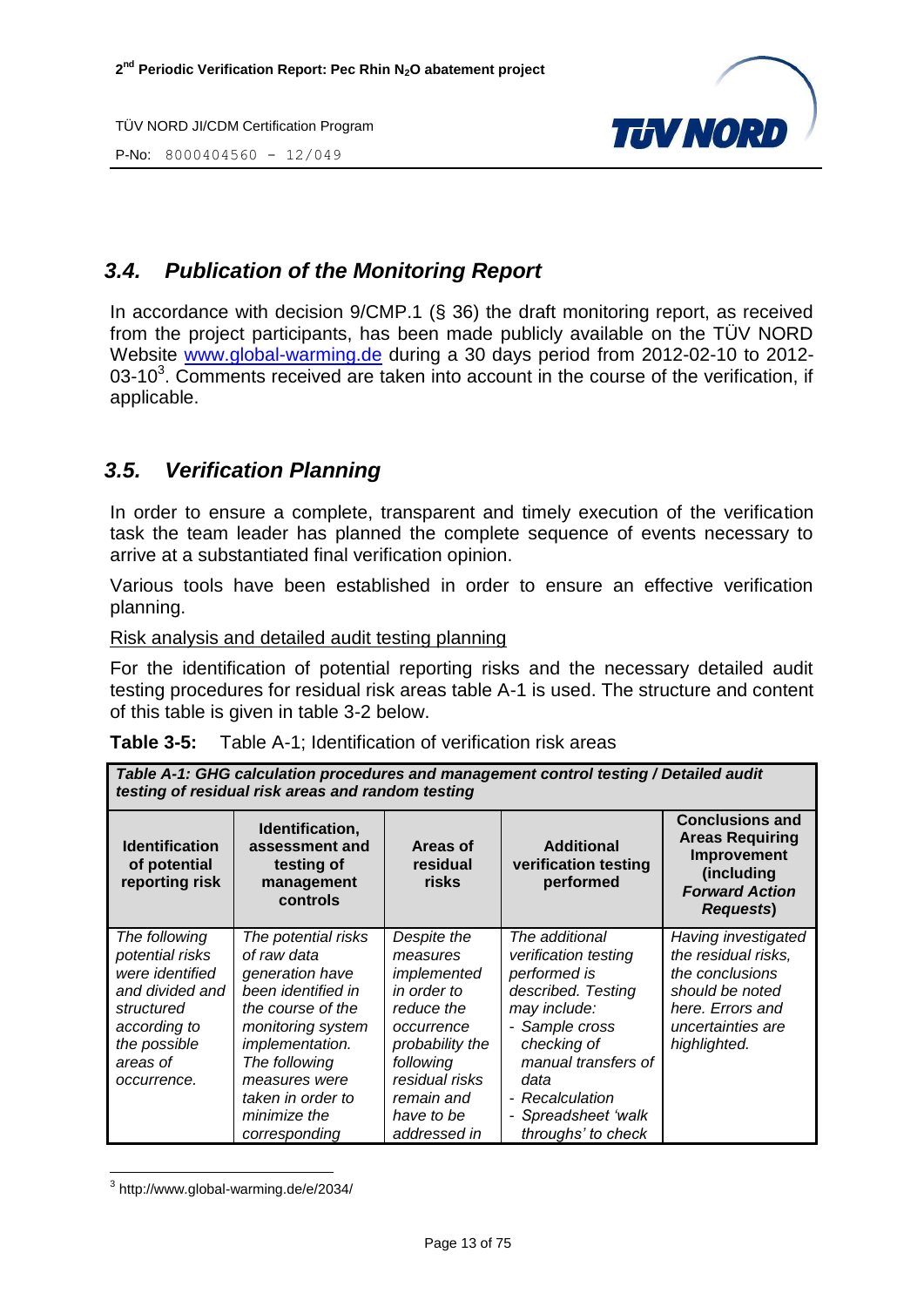## 3.4. Publication of the Monitoring Report

In accordance with decision 9/CMP.1 (§ 36) the draft monitoring report, as received from the project participants, has been made publicly available on the TÜV NORD Website www.global-warming.de during a 30 days period from 2012-02-10 to 2012-03-10[3]. Comments received are taken into account in the course of the verification, if applicable.

## 3.5. Verification Planning

In order to ensure a complete, transparent and timely execution of the verification task the team leader has planned the complete sequence of events necessary to arrive at a substantiated final verification opinion.

Various tools have been established in order to ensure an effective verification planning.

Risk analysis and detailed audit testing planning

For the identification of potential reporting risks and the necessary detailed audit testing procedures for residual risk areas table A-1 is used. The structure and content of this table is given in table 3-2 below.

**Table 3-5:** Table A-1; Identification of verification risk areas

| ***Table A-1: GHG calculation procedures and management control testing / Detailed audit testing of residual risk areas and random testing*** | | | | |
|---|---|---|---|---|
| **Identification of potential reporting risk** | **Identification, assessment and testing of management controls** | **Areas of residual risks** | **Additional verification testing performed** | **Conclusions and Areas Requiring Improvement (including *Forward Action Requests*)** |
| *The following potential risks were identified and divided and structured according to the possible areas of occurrence.* | *The potential risks of raw data generation have been identified in the course of the monitoring system implementation. The following measures were taken in order to minimize the corresponding* | *Despite the measures implemented in order to reduce the occurrence probability the following residual risks remain and have to be addressed in* | *The additional verification testing performed is described. Testing may include:*<br>*- Sample cross checking of manual transfers of data*<br>*- Recalculation*<br>*- Spreadsheet 'walk throughs' to check* | *Having investigated the residual risks, the conclusions should be noted here. Errors and uncertainties are highlighted.* |

[3] http://www.global-warming.de/e/2034/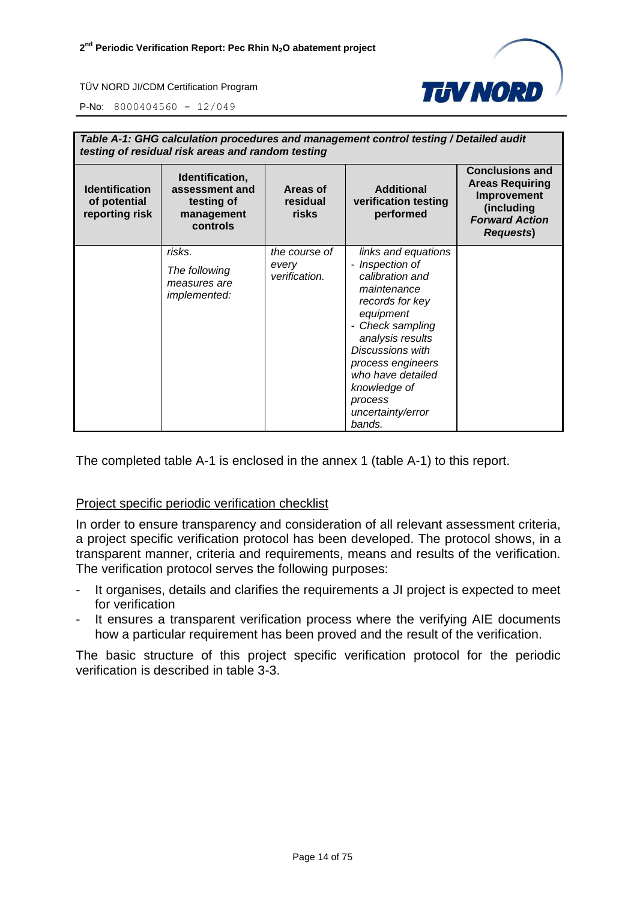| *Table A-1: GHG calculation procedures and management control testing / Detailed audit testing of residual risk areas and random testing* | | | | |
|---|---|---|---|---|
| **Identification of potential reporting risk** | **Identification, assessment and testing of management controls** | **Areas of residual risks** | **Additional verification testing performed** | **Conclusions and Areas Requiring Improvement (including *Forward Action Requests*)** |
| | *risks.*<br>*The following measures are implemented:* | *the course of every verification.* | *links and equations*<br>*- Inspection of calibration and maintenance records for key equipment*<br>*- Check sampling analysis results*<br>*Discussions with process engineers who have detailed knowledge of process uncertainty/error bands.* | |

The completed table A-1 is enclosed in the annex 1 (table A-1) to this report.

<u>Project specific periodic verification checklist</u>

In order to ensure transparency and consideration of all relevant assessment criteria, a project specific verification protocol has been developed. The protocol shows, in a transparent manner, criteria and requirements, means and results of the verification. The verification protocol serves the following purposes:

- It organises, details and clarifies the requirements a JI project is expected to meet for verification
- It ensures a transparent verification process where the verifying AIE documents how a particular requirement has been proved and the result of the verification.

The basic structure of this project specific verification protocol for the periodic verification is described in table 3-3.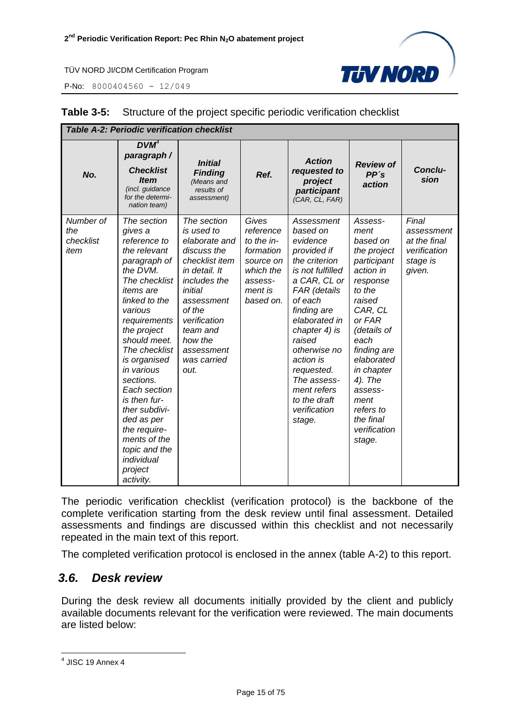**Table 3-5:** Structure of the project specific periodic verification checklist

| *Table A-2: Periodic verification checklist* | | | | | | |
|---|---|---|---|---|---|---|
| ***No.*** | ***DVM[4] paragraph / Checklist Item*** *(incl. guidance for the determination team)* | ***Initial Finding*** *(Means and results of assessment)* | ***Ref.*** | ***Action requested to project participant*** *(CAR, CL, FAR)* | ***Review of PP´s action*** | ***Conclusion*** |
| *Number of the checklist item* | *The section gives a reference to the relevant paragraph of the DVM. The checklist items are linked to the various requirements the project should meet. The checklist is organised in various sections. Each section is then further subdivided as per the requirements of the topic and the individual project activity.* | *The section is used to elaborate and discuss the checklist item in detail. It includes the initial assessment of the verification team and how the assessment was carried out.* | *Gives reference to the information source on which the assessment is based on.* | *Assessment based on evidence provided if the criterion is not fulfilled a CAR, CL or FAR (details of each finding are elaborated in chapter 4) is raised otherwise no action is requested. The assessment refers to the draft verification stage.* | *Assessment based on the project participant action in response to the raised CAR, CL or FAR (details of each finding are elaborated in chapter 4). The assessment refers to the final verification stage.* | *Final assessment at the final verification stage is given.* |

The periodic verification checklist (verification protocol) is the backbone of the complete verification starting from the desk review until final assessment. Detailed assessments and findings are discussed within this checklist and not necessarily repeated in the main text of this report.

The completed verification protocol is enclosed in the annex (table A-2) to this report.

## *3.6. Desk review*

During the desk review all documents initially provided by the client and publicly available documents relevant for the verification were reviewed. The main documents are listed below:

[4] JISC 19 Annex 4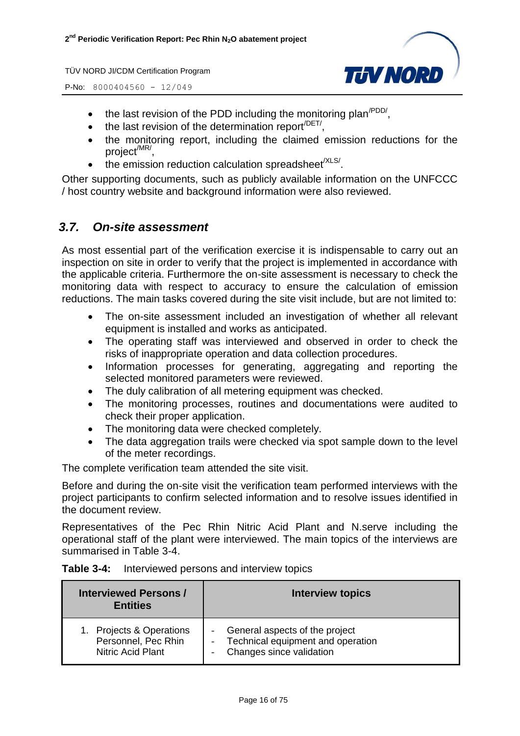- the last revision of the PDD including the monitoring plan[/PDD/],
- the last revision of the determination report[/DET/],
- the monitoring report, including the claimed emission reductions for the project[/MR/],
- the emission reduction calculation spreadsheet[/XLS/].

Other supporting documents, such as publicly available information on the UNFCCC / host country website and background information were also reviewed.

### *3.7. On-site assessment*

As most essential part of the verification exercise it is indispensable to carry out an inspection on site in order to verify that the project is implemented in accordance with the applicable criteria. Furthermore the on-site assessment is necessary to check the monitoring data with respect to accuracy to ensure the calculation of emission reductions. The main tasks covered during the site visit include, but are not limited to:

- The on-site assessment included an investigation of whether all relevant equipment is installed and works as anticipated.
- The operating staff was interviewed and observed in order to check the risks of inappropriate operation and data collection procedures.
- Information processes for generating, aggregating and reporting the selected monitored parameters were reviewed.
- The duly calibration of all metering equipment was checked.
- The monitoring processes, routines and documentations were audited to check their proper application.
- The monitoring data were checked completely.
- The data aggregation trails were checked via spot sample down to the level of the meter recordings.

The complete verification team attended the site visit.

Before and during the on-site visit the verification team performed interviews with the project participants to confirm selected information and to resolve issues identified in the document review.

Representatives of the Pec Rhin Nitric Acid Plant and N.serve including the operational staff of the plant were interviewed. The main topics of the interviews are summarised in Table 3-4.

**Table 3-4:** Interviewed persons and interview topics

| Interviewed Persons / Entities | Interview topics |
|---|---|
| 1. Projects & Operations Personnel, Pec Rhin Nitric Acid Plant | - General aspects of the project<br>- Technical equipment and operation<br>- Changes since validation |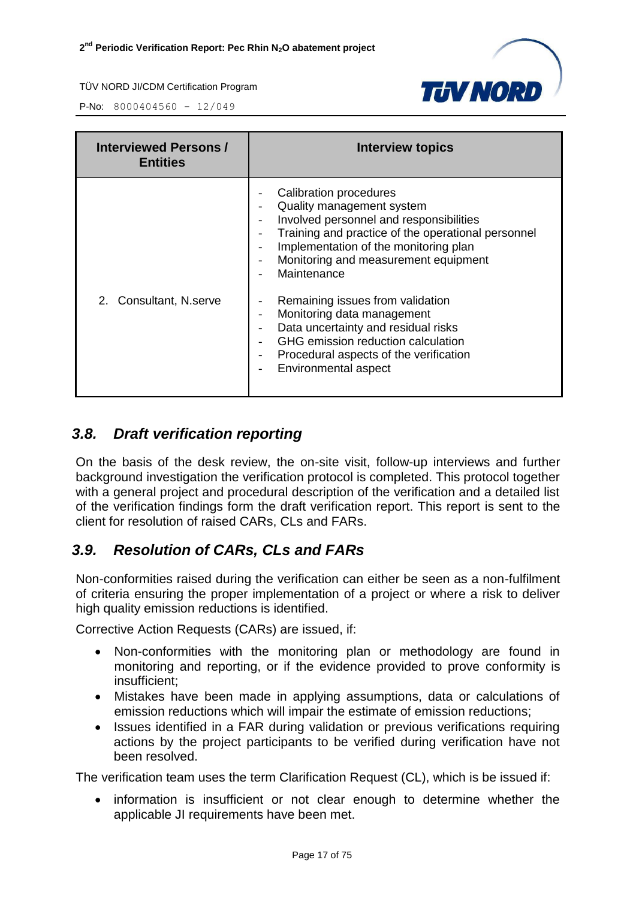| Interviewed Persons / Entities | Interview topics |
|---|---|
| 2. Consultant, N.serve | - Calibration procedures<br>- Quality management system<br>- Involved personnel and responsibilities<br>- Training and practice of the operational personnel<br>- Implementation of the monitoring plan<br>- Monitoring and measurement equipment<br>- Maintenance<br><br>- Remaining issues from validation<br>- Monitoring data management<br>- Data uncertainty and residual risks<br>- GHG emission reduction calculation<br>- Procedural aspects of the verification<br>- Environmental aspect |

### 3.8. Draft verification reporting

On the basis of the desk review, the on-site visit, follow-up interviews and further background investigation the verification protocol is completed. This protocol together with a general project and procedural description of the verification and a detailed list of the verification findings form the draft verification report. This report is sent to the client for resolution of raised CARs, CLs and FARs.

### 3.9. Resolution of CARs, CLs and FARs

Non-conformities raised during the verification can either be seen as a non-fulfilment of criteria ensuring the proper implementation of a project or where a risk to deliver high quality emission reductions is identified.

Corrective Action Requests (CARs) are issued, if:

- Non-conformities with the monitoring plan or methodology are found in monitoring and reporting, or if the evidence provided to prove conformity is insufficient;
- Mistakes have been made in applying assumptions, data or calculations of emission reductions which will impair the estimate of emission reductions;
- Issues identified in a FAR during validation or previous verifications requiring actions by the project participants to be verified during verification have not been resolved.

The verification team uses the term Clarification Request (CL), which is be issued if:

- information is insufficient or not clear enough to determine whether the applicable JI requirements have been met.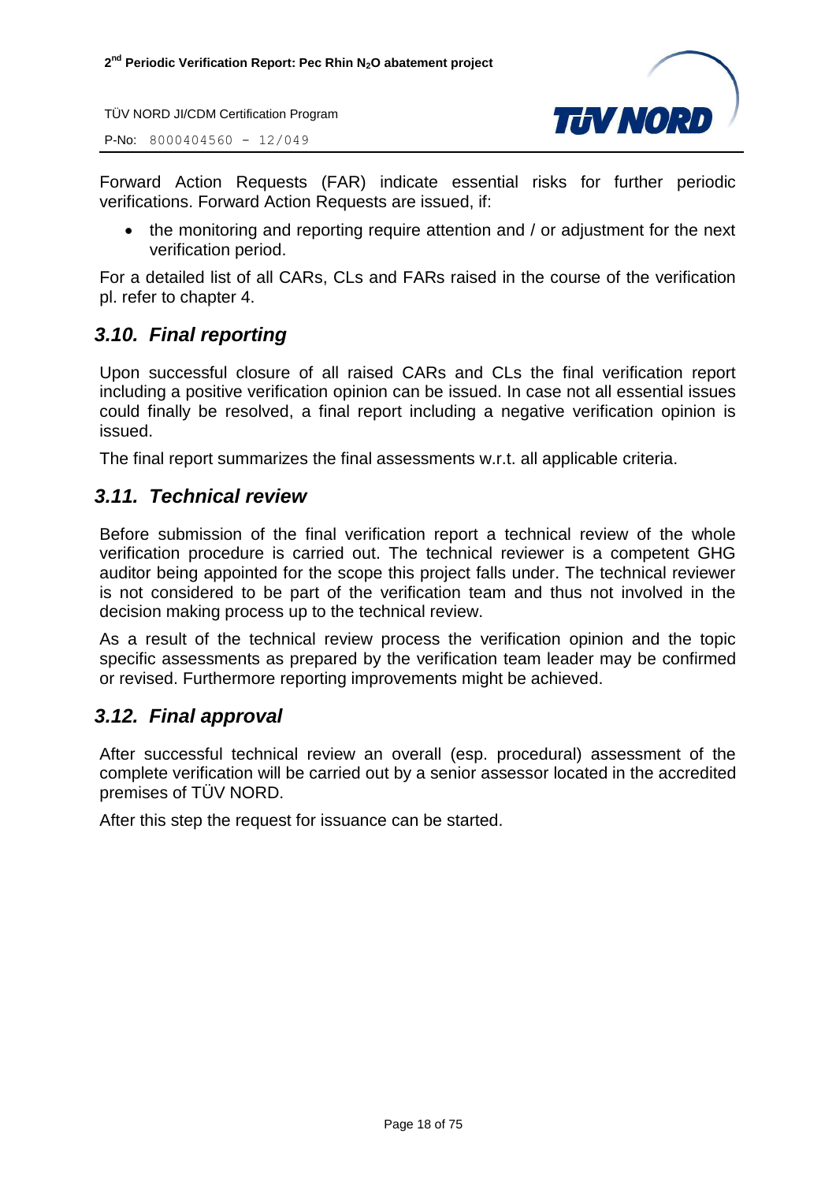Forward Action Requests (FAR) indicate essential risks for further periodic verifications. Forward Action Requests are issued, if:

- the monitoring and reporting require attention and / or adjustment for the next verification period.

For a detailed list of all CARs, CLs and FARs raised in the course of the verification pl. refer to chapter 4.

## *3.10. Final reporting*

Upon successful closure of all raised CARs and CLs the final verification report including a positive verification opinion can be issued. In case not all essential issues could finally be resolved, a final report including a negative verification opinion is issued.

The final report summarizes the final assessments w.r.t. all applicable criteria.

## *3.11. Technical review*

Before submission of the final verification report a technical review of the whole verification procedure is carried out. The technical reviewer is a competent GHG auditor being appointed for the scope this project falls under. The technical reviewer is not considered to be part of the verification team and thus not involved in the decision making process up to the technical review.

As a result of the technical review process the verification opinion and the topic specific assessments as prepared by the verification team leader may be confirmed or revised. Furthermore reporting improvements might be achieved.

## *3.12. Final approval*

After successful technical review an overall (esp. procedural) assessment of the complete verification will be carried out by a senior assessor located in the accredited premises of TÜV NORD.

After this step the request for issuance can be started.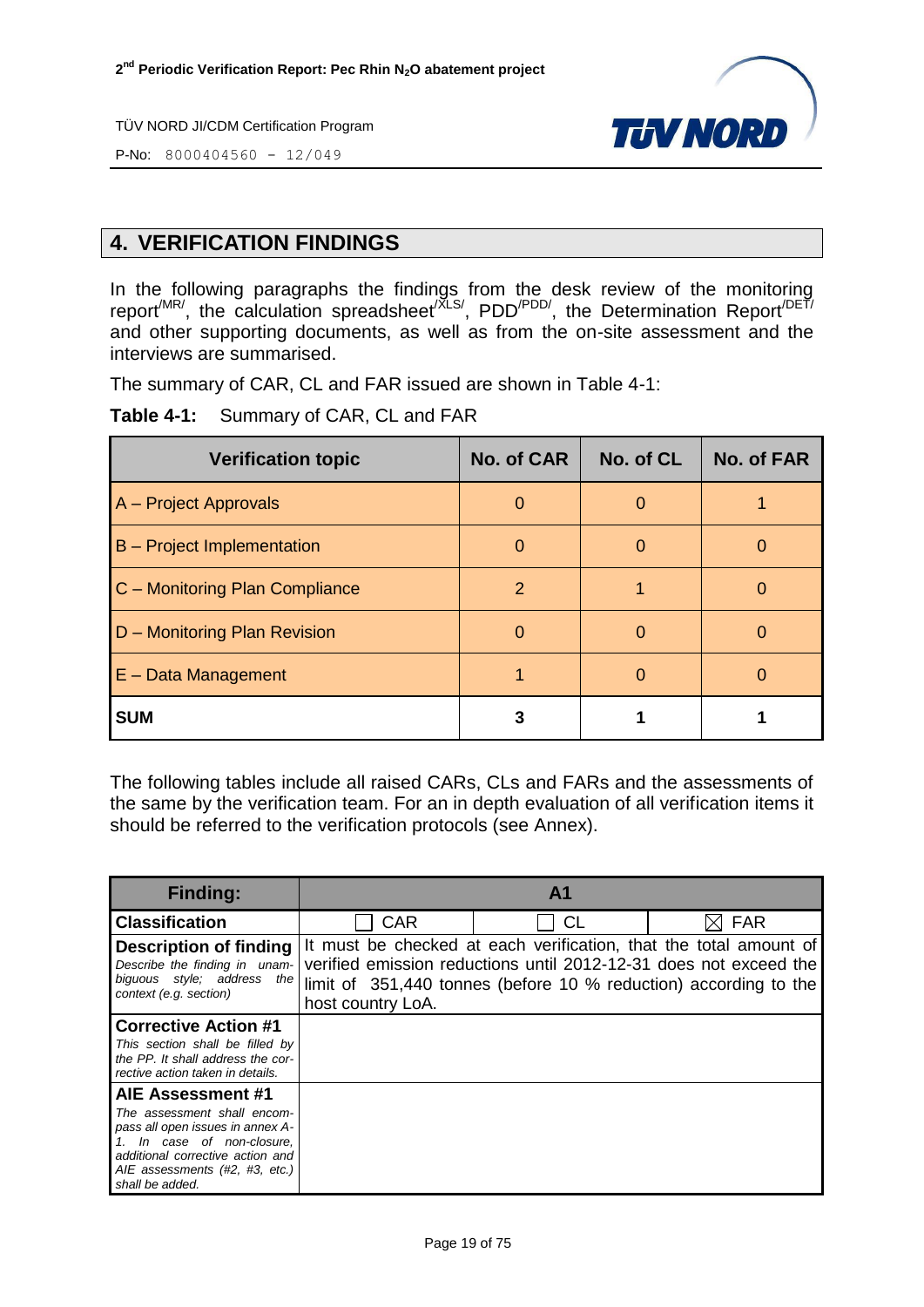## 4. VERIFICATION FINDINGS

In the following paragraphs the findings from the desk review of the monitoring report[/MR/], the calculation spreadsheet[/XLS/], PDD[/PDD/], the Determination Report[/DET/] and other supporting documents, as well as from the on-site assessment and the interviews are summarised.

The summary of CAR, CL and FAR issued are shown in Table 4-1:

**Table 4-1:** Summary of CAR, CL and FAR

| Verification topic | No. of CAR | No. of CL | No. of FAR |
|---|---|---|---|
| A – Project Approvals | 0 | 0 | 1 |
| B – Project Implementation | 0 | 0 | 0 |
| C – Monitoring Plan Compliance | 2 | 1 | 0 |
| D – Monitoring Plan Revision | 0 | 0 | 0 |
| E – Data Management | 1 | 0 | 0 |
| **SUM** | **3** | **1** | **1** |

The following tables include all raised CARs, CLs and FARs and the assessments of the same by the verification team. For an in depth evaluation of all verification items it should be referred to the verification protocols (see Annex).

| **Finding:** | **A1** | | |
|---|---|---|---|
| **Classification** | ☐ CAR | ☐ CL | ☒ FAR |
| **Description of finding** *Describe the finding in unambiguous style; address the context (e.g. section)* | It must be checked at each verification, that the total amount of verified emission reductions until 2012-12-31 does not exceed the limit of 351,440 tonnes (before 10 % reduction) according to the host country LoA. | | |
| **Corrective Action #1** *This section shall be filled by the PP. It shall address the corrective action taken in details.* | | | |
| **AIE Assessment #1** *The assessment shall encompass all open issues in annex A-1. In case of non-closure, additional corrective action and AIE assessments (#2, #3, etc.) shall be added.* | | | |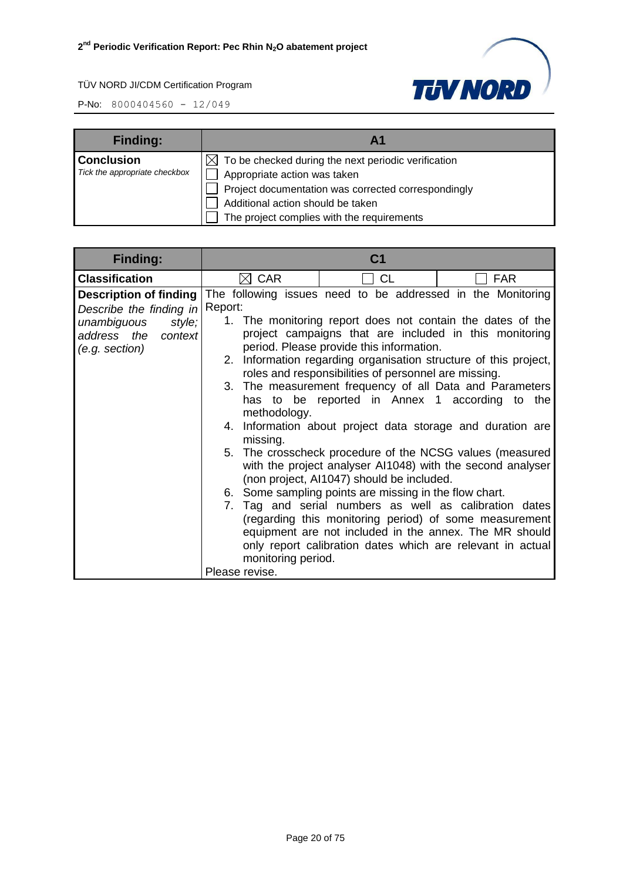| Finding: | A1 |
|---|---|
| **Conclusion**<br>*Tick the appropriate checkbox* | ☒ To be checked during the next periodic verification<br>☐ Appropriate action was taken<br>☐ Project documentation was corrected correspondingly<br>☐ Additional action should be taken<br>☐ The project complies with the requirements |

| Finding: | C1 | | |
|---|---|---|---|
| **Classification** | ☒ CAR | ☐ CL | ☐ FAR |
| **Description of finding**<br>*Describe the finding in unambiguous style; address the context (e.g. section)* | The following issues need to be addressed in the Monitoring Report:<br>1. The monitoring report does not contain the dates of the project campaigns that are included in this monitoring period. Please provide this information.<br>2. Information regarding organisation structure of this project, roles and responsibilities of personnel are missing.<br>3. The measurement frequency of all Data and Parameters has to be reported in Annex 1 according to the methodology.<br>4. Information about project data storage and duration are missing.<br>5. The crosscheck procedure of the NCSG values (measured with the project analyser AI1048) with the second analyser (non project, AI1047) should be included.<br>6. Some sampling points are missing in the flow chart.<br>7. Tag and serial numbers as well as calibration dates (regarding this monitoring period) of some measurement equipment are not included in the annex. The MR should only report calibration dates which are relevant in actual monitoring period.<br>Please revise. | | |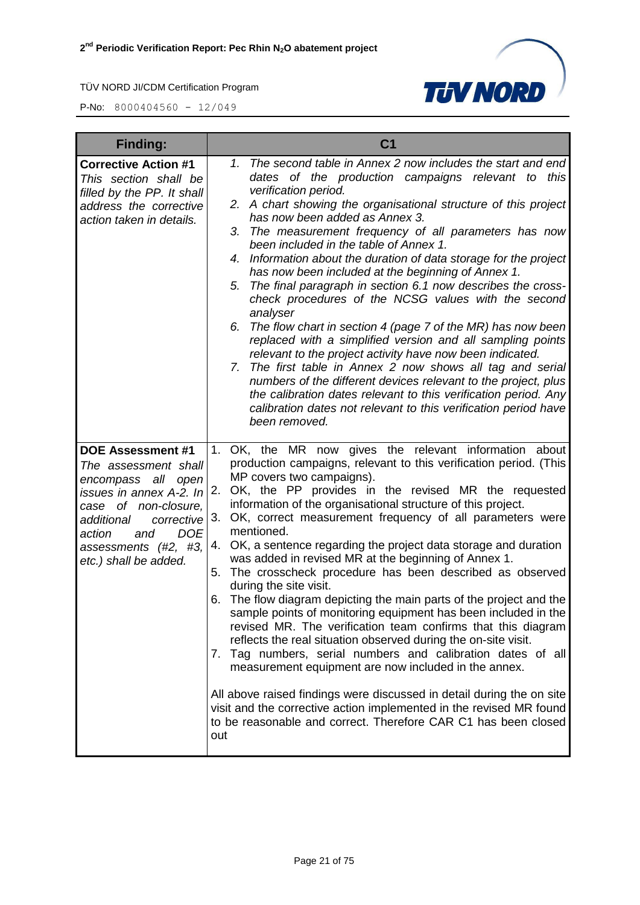| Finding: | C1 |
|---|---|
| **Corrective Action #1**<br>*This section shall be filled by the PP. It shall address the corrective action taken in details.* | *1. The second table in Annex 2 now includes the start and end dates of the production campaigns relevant to this verification period.*<br>*2. A chart showing the organisational structure of this project has now been added as Annex 3.*<br>*3. The measurement frequency of all parameters has now been included in the table of Annex 1.*<br>*4. Information about the duration of data storage for the project has now been included at the beginning of Annex 1.*<br>*5. The final paragraph in section 6.1 now describes the cross-check procedures of the NCSG values with the second analyser*<br>*6. The flow chart in section 4 (page 7 of the MR) has now been replaced with a simplified version and all sampling points relevant to the project activity have now been indicated.*<br>*7. The first table in Annex 2 now shows all tag and serial numbers of the different devices relevant to the project, plus the calibration dates relevant to this verification period. Any calibration dates not relevant to this verification period have been removed.* |
| **DOE Assessment #1**<br>*The assessment shall encompass all open issues in annex A-2. In case of non-closure, additional corrective action and DOE assessments (#2, #3, etc.) shall be added.* | 1. OK, the MR now gives the relevant information about production campaigns, relevant to this verification period. (This MP covers two campaigns).<br>2. OK, the PP provides in the revised MR the requested information of the organisational structure of this project.<br>3. OK, correct measurement frequency of all parameters were mentioned.<br>4. OK, a sentence regarding the project data storage and duration was added in revised MR at the beginning of Annex 1.<br>5. The crosscheck procedure has been described as observed during the site visit.<br>6. The flow diagram depicting the main parts of the project and the sample points of monitoring equipment has been included in the revised MR. The verification team confirms that this diagram reflects the real situation observed during the on-site visit.<br>7. Tag numbers, serial numbers and calibration dates of all measurement equipment are now included in the annex.<br><br>All above raised findings were discussed in detail during the on site visit and the corrective action implemented in the revised MR found to be reasonable and correct. Therefore CAR C1 has been closed out |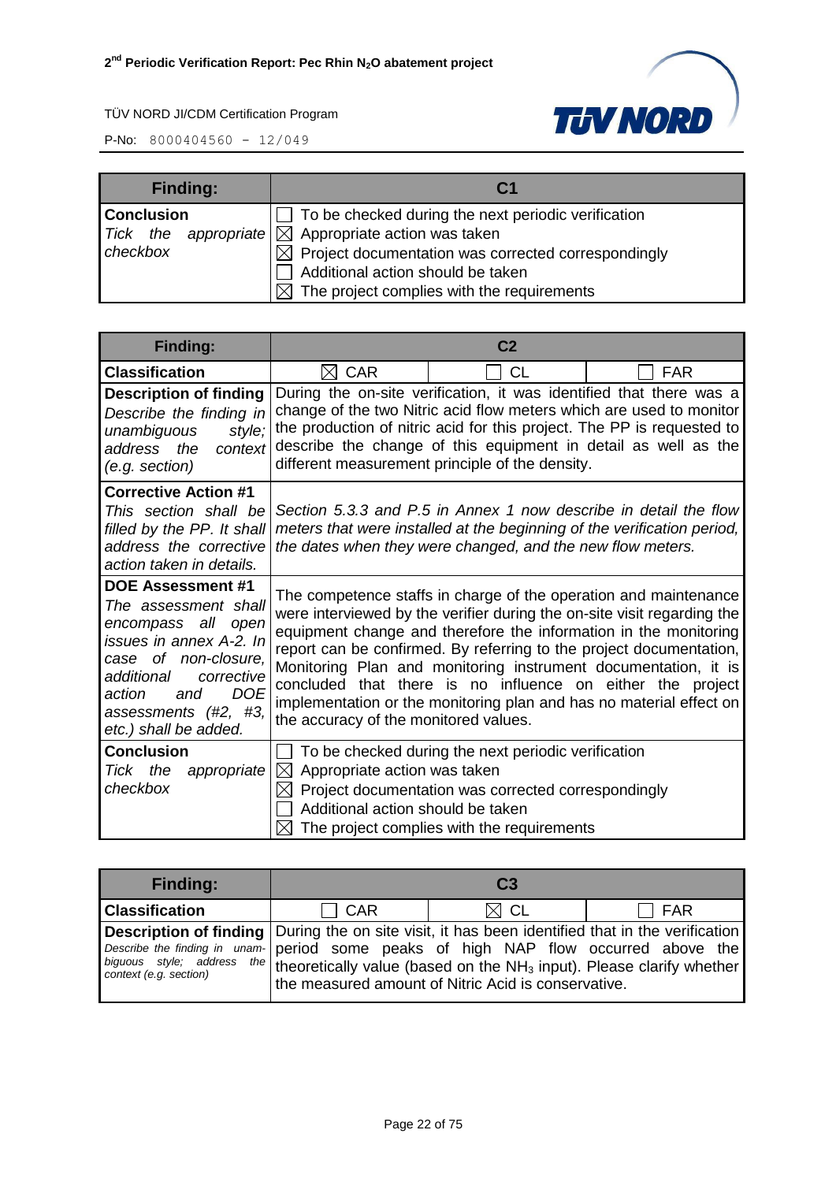| Finding: | C1 |
|---|---|
| **Conclusion** *Tick the appropriate checkbox* | ☐ To be checked during the next periodic verification<br>☒ Appropriate action was taken<br>☒ Project documentation was corrected correspondingly<br>☐ Additional action should be taken<br>☒ The project complies with the requirements |

| Finding: | C2 | | |
|---|---|---|---|
| **Classification** | ☒ CAR | ☐ CL | ☐ FAR |
| **Description of finding** *Describe the finding in unambiguous style; address the context (e.g. section)* | During the on-site verification, it was identified that there was a change of the two Nitric acid flow meters which are used to monitor the production of nitric acid for this project. The PP is requested to describe the change of this equipment in detail as well as the different measurement principle of the density. | | |
| **Corrective Action #1** *This section shall be filled by the PP. It shall address the corrective action taken in details.* | *Section 5.3.3 and P.5 in Annex 1 now describe in detail the flow meters that were installed at the beginning of the verification period, the dates when they were changed, and the new flow meters.* | | |
| **DOE Assessment #1** *The assessment shall encompass all open issues in annex A-2. In case of non-closure, additional corrective action and DOE assessments (#2, #3, etc.) shall be added.* | The competence staffs in charge of the operation and maintenance were interviewed by the verifier during the on-site visit regarding the equipment change and therefore the information in the monitoring report can be confirmed. By referring to the project documentation, Monitoring Plan and monitoring instrument documentation, it is concluded that there is no influence on either the project implementation or the monitoring plan and has no material effect on the accuracy of the monitored values. | | |
| **Conclusion** *Tick the appropriate checkbox* | ☐ To be checked during the next periodic verification<br>☒ Appropriate action was taken<br>☒ Project documentation was corrected correspondingly<br>☐ Additional action should be taken<br>☒ The project complies with the requirements | | |

| Finding: | C3 | | |
|---|---|---|---|
| **Classification** | ☐ CAR | ☒ CL | ☐ FAR |
| **Description of finding** *Describe the finding in unambiguous style; address the context (e.g. section)* | During the on site visit, it has been identified that in the verification period some peaks of high NAP flow occurred above the theoretically value (based on the $NH_3$ input). Please clarify whether the measured amount of Nitric Acid is conservative. | | |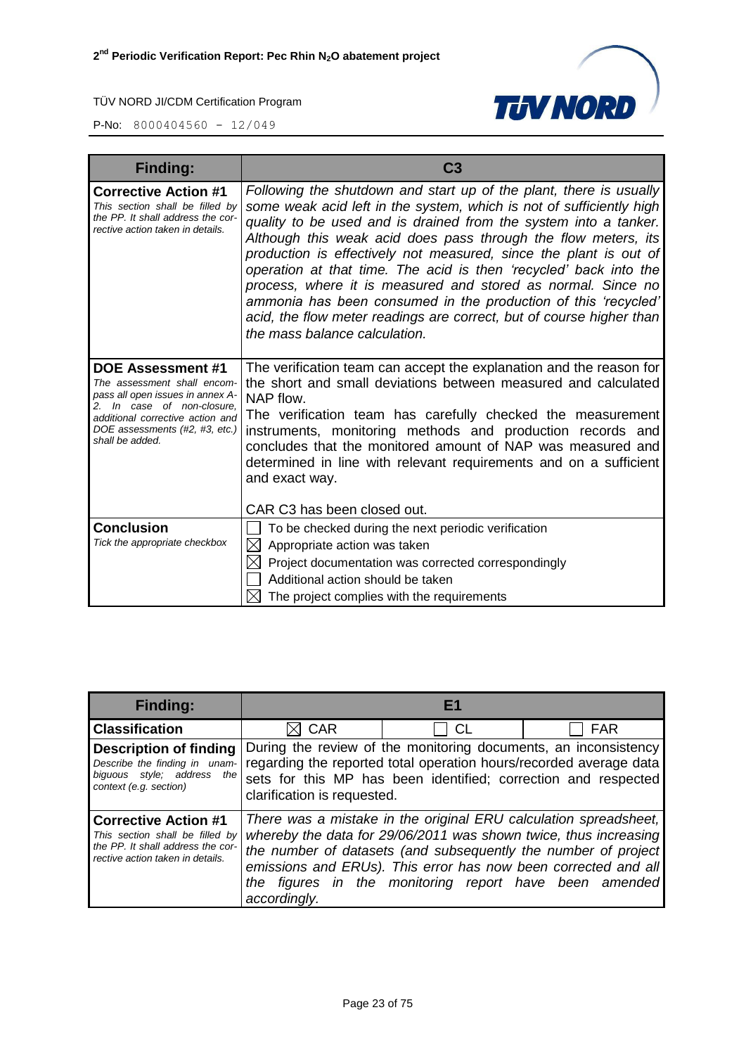| **Finding:** | **C3** |
|---|---|
| **Corrective Action #1**<br>*This section shall be filled by the PP. It shall address the corrective action taken in details.* | *Following the shutdown and start up of the plant, there is usually some weak acid left in the system, which is not of sufficiently high quality to be used and is drained from the system into a tanker. Although this weak acid does pass through the flow meters, its production is effectively not measured, since the plant is out of operation at that time. The acid is then 'recycled' back into the process, where it is measured and stored as normal. Since no ammonia has been consumed in the production of this 'recycled' acid, the flow meter readings are correct, but of course higher than the mass balance calculation.* |
| **DOE Assessment #1**<br>*The assessment shall encompass all open issues in annex A-2. In case of non-closure, additional corrective action and DOE assessments (#2, #3, etc.) shall be added.* | The verification team can accept the explanation and the reason for the short and small deviations between measured and calculated NAP flow.<br>The verification team has carefully checked the measurement instruments, monitoring methods and production records and concludes that the monitored amount of NAP was measured and determined in line with relevant requirements and on a sufficient and exact way.<br><br>CAR C3 has been closed out. |
| **Conclusion**<br>*Tick the appropriate checkbox* | ☐ To be checked during the next periodic verification<br>☒ Appropriate action was taken<br>☒ Project documentation was corrected correspondingly<br>☐ Additional action should be taken<br>☒ The project complies with the requirements |

| **Finding:** | **E1** | | |
|---|---|---|---|
| **Classification** | ☒ CAR | ☐ CL | ☐ FAR |
| **Description of finding**<br>*Describe the finding in unambiguous style; address the context (e.g. section)* | During the review of the monitoring documents, an inconsistency regarding the reported total operation hours/recorded average data sets for this MP has been identified; correction and respected clarification is requested. | | |
| **Corrective Action #1**<br>*This section shall be filled by the PP. It shall address the corrective action taken in details.* | *There was a mistake in the original ERU calculation spreadsheet, whereby the data for 29/06/2011 was shown twice, thus increasing the number of datasets (and subsequently the number of project emissions and ERUs). This error has now been corrected and all the figures in the monitoring report have been amended accordingly.* | | |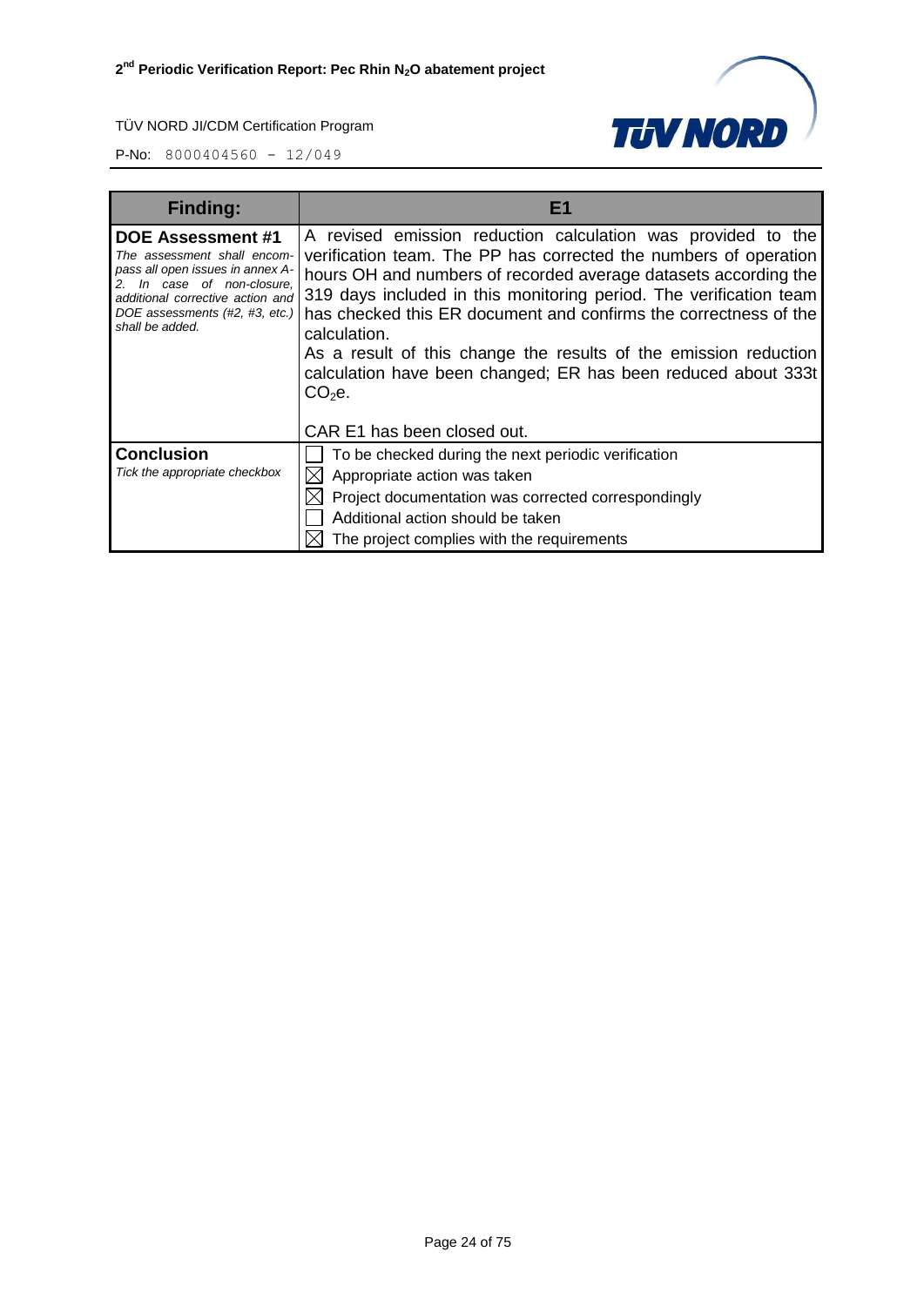| Finding: | E1 |
|---|---|
| **DOE Assessment #1**<br>*The assessment shall encompass all open issues in annex A-2. In case of non-closure, additional corrective action and DOE assessments (#2, #3, etc.) shall be added.* | A revised emission reduction calculation was provided to the verification team. The PP has corrected the numbers of operation hours OH and numbers of recorded average datasets according the 319 days included in this monitoring period. The verification team has checked this ER document and confirms the correctness of the calculation.<br>As a result of this change the results of the emission reduction calculation have been changed; ER has been reduced about 333t $CO_2$e.<br><br>CAR E1 has been closed out. |
| **Conclusion**<br>*Tick the appropriate checkbox* | ☐ To be checked during the next periodic verification<br>☒ Appropriate action was taken<br>☒ Project documentation was corrected correspondingly<br>☐ Additional action should be taken<br>☒ The project complies with the requirements |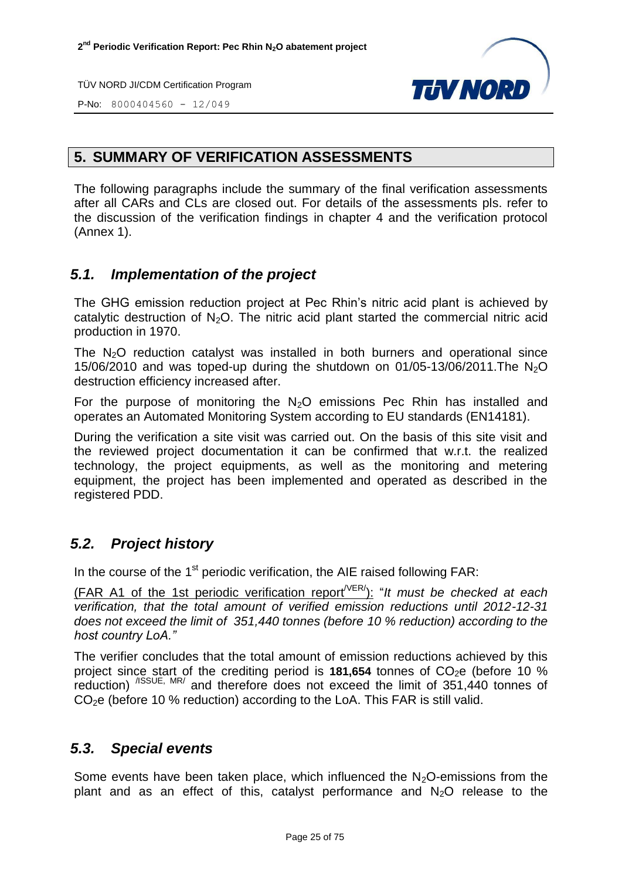## 5. SUMMARY OF VERIFICATION ASSESSMENTS

The following paragraphs include the summary of the final verification assessments after all CARs and CLs are closed out. For details of the assessments pls. refer to the discussion of the verification findings in chapter 4 and the verification protocol (Annex 1).

### *5.1. Implementation of the project*

The GHG emission reduction project at Pec Rhin's nitric acid plant is achieved by catalytic destruction of $N_2O$. The nitric acid plant started the commercial nitric acid production in 1970.

The $N_2O$ reduction catalyst was installed in both burners and operational since 15/06/2010 and was toped-up during the shutdown on 01/05-13/06/2011.The $N_2O$ destruction efficiency increased after.

For the purpose of monitoring the $N_2O$ emissions Pec Rhin has installed and operates an Automated Monitoring System according to EU standards (EN14181).

During the verification a site visit was carried out. On the basis of this site visit and the reviewed project documentation it can be confirmed that w.r.t. the realized technology, the project equipments, as well as the monitoring and metering equipment, the project has been implemented and operated as described in the registered PDD.

### *5.2. Project history*

In the course of the 1st periodic verification, the AIE raised following FAR:

(FAR A1 of the 1st periodic verification report[/VER/]): "*It must be checked at each verification, that the total amount of verified emission reductions until 2012-12-31 does not exceed the limit of 351,440 tonnes (before 10 % reduction) according to the host country LoA."*

The verifier concludes that the total amount of emission reductions achieved by this project since start of the crediting period is **181,654** tonnes of $CO_2e$ (before 10 % reduction) [/ISSUE, MR/] and therefore does not exceed the limit of 351,440 tonnes of $CO_2e$ (before 10 % reduction) according to the LoA. This FAR is still valid.

### *5.3. Special events*

Some events have been taken place, which influenced the $N_2O$-emissions from the plant and as an effect of this, catalyst performance and $N_2O$ release to the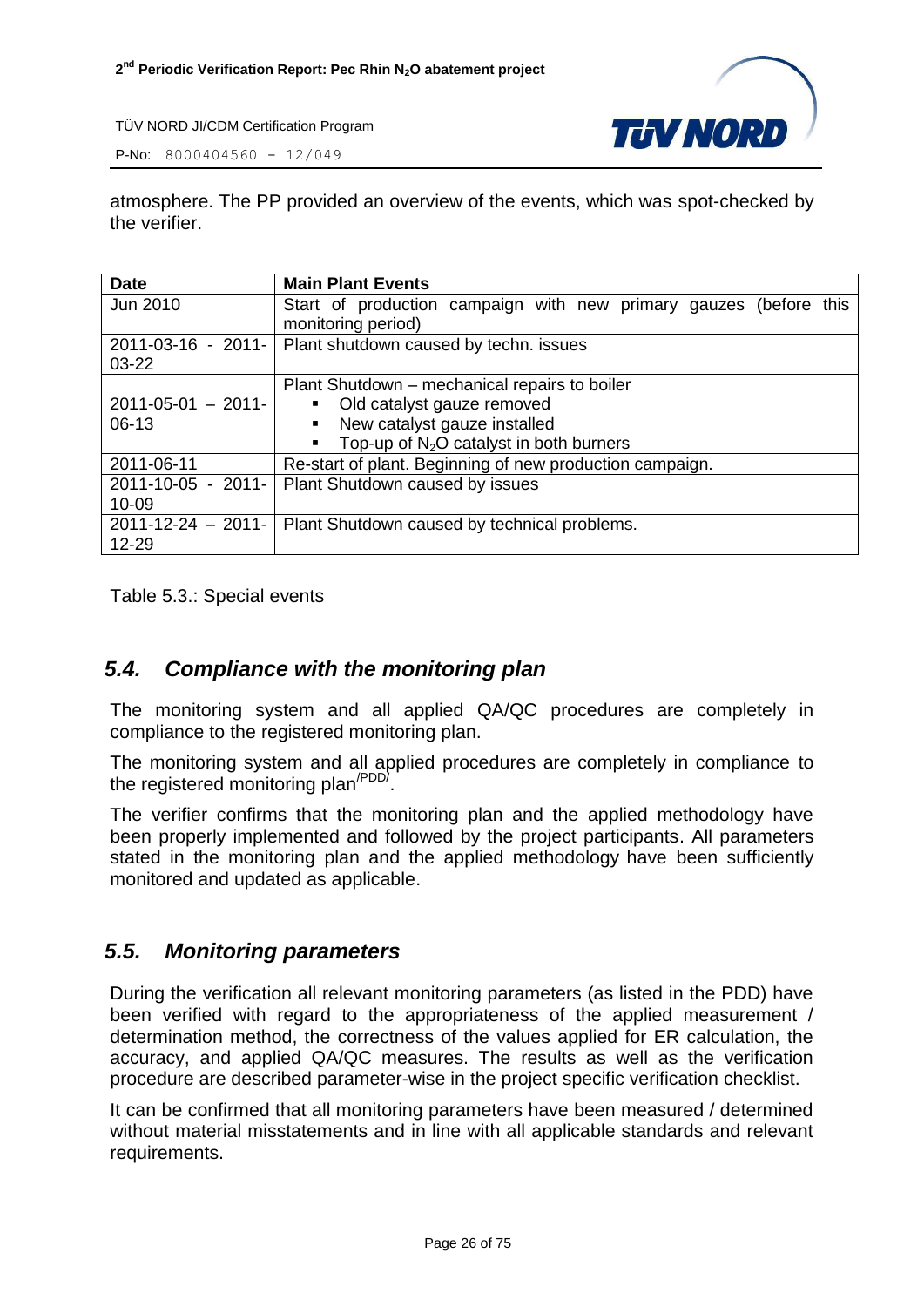atmosphere. The PP provided an overview of the events, which was spot-checked by the verifier.

| Date | Main Plant Events |
| --- | --- |
| Jun 2010 | Start of production campaign with new primary gauzes (before this monitoring period) |
| 2011-03-16 - 2011-03-22 | Plant shutdown caused by techn. issues |
| 2011-05-01 – 2011-06-13 | Plant Shutdown – mechanical repairs to boiler<br>▪ Old catalyst gauze removed<br>▪ New catalyst gauze installed<br>▪ Top-up of $N_2O$ catalyst in both burners |
| 2011-06-11 | Re-start of plant. Beginning of new production campaign. |
| 2011-10-05 - 2011-10-09 | Plant Shutdown caused by issues |
| 2011-12-24 – 2011-12-29 | Plant Shutdown caused by technical problems. |

Table 5.3.: Special events

## *5.4. Compliance with the monitoring plan*

The monitoring system and all applied QA/QC procedures are completely in compliance to the registered monitoring plan.

The monitoring system and all applied procedures are completely in compliance to the registered monitoring plan[/PDD/].

The verifier confirms that the monitoring plan and the applied methodology have been properly implemented and followed by the project participants. All parameters stated in the monitoring plan and the applied methodology have been sufficiently monitored and updated as applicable.

## *5.5. Monitoring parameters*

During the verification all relevant monitoring parameters (as listed in the PDD) have been verified with regard to the appropriateness of the applied measurement / determination method, the correctness of the values applied for ER calculation, the accuracy, and applied QA/QC measures. The results as well as the verification procedure are described parameter-wise in the project specific verification checklist.

It can be confirmed that all monitoring parameters have been measured / determined without material misstatements and in line with all applicable standards and relevant requirements.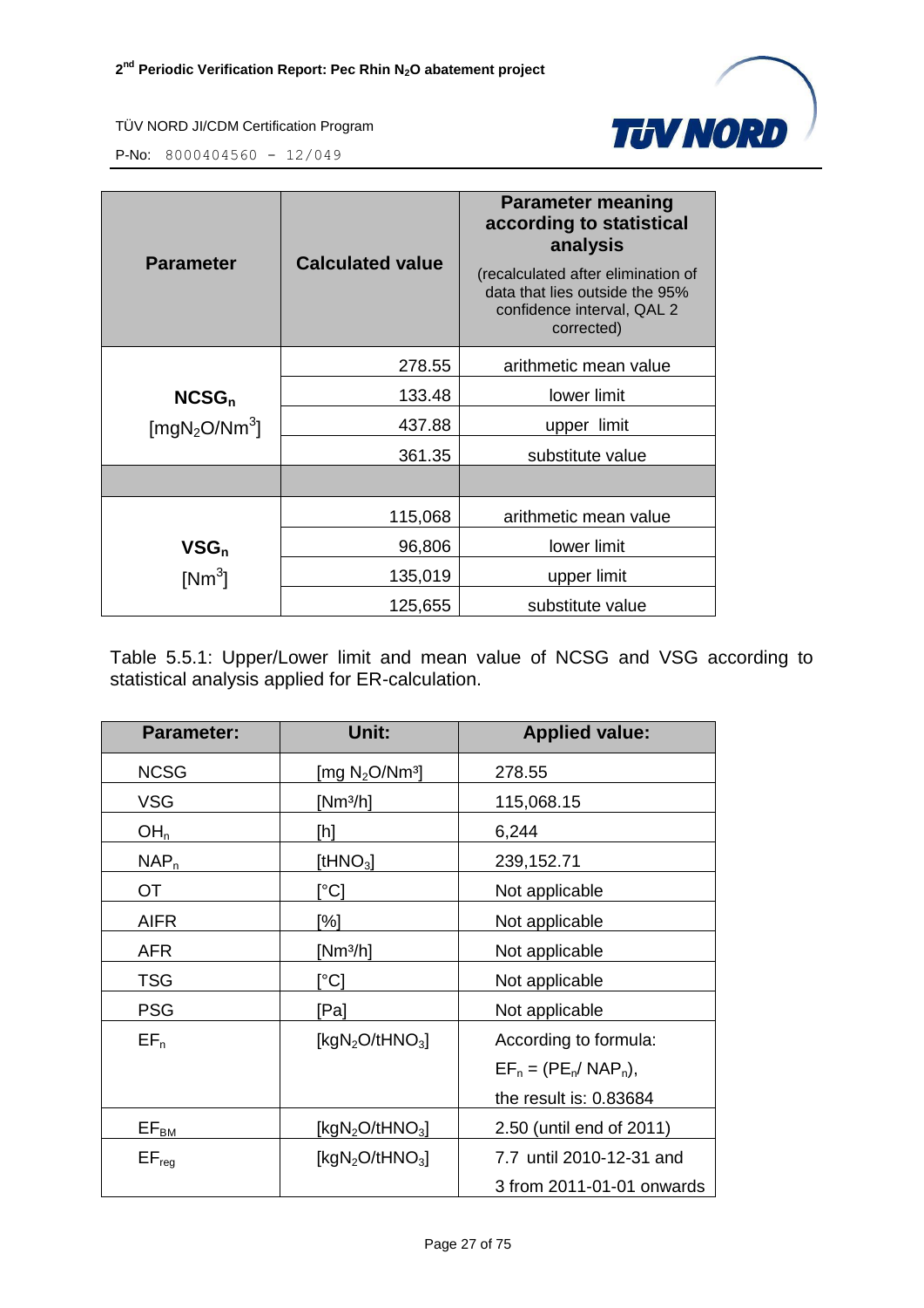| Parameter | Calculated value | Parameter meaning according to statistical analysis (recalculated after elimination of data that lies outside the 95% confidence interval, QAL 2 corrected) |
|---|---|---|
| $NCSG_n$ [$mgN_2O/Nm^3$] | 278.55 | arithmetic mean value |
| | 133.48 | lower limit |
| | 437.88 | upper limit |
| | 361.35 | substitute value |
| | | |
| $VSG_n$ [$Nm^3$] | 115,068 | arithmetic mean value |
| | 96,806 | lower limit |
| | 135,019 | upper limit |
| | 125,655 | substitute value |

Table 5.5.1: Upper/Lower limit and mean value of NCSG and VSG according to statistical analysis applied for ER-calculation.

| Parameter: | Unit: | Applied value: |
|---|---|---|
| NCSG | [$mg\ N_2O/Nm^3$] | 278.55 |
| VSG | [$Nm^3/h$] | 115,068.15 |
| $OH_n$ | [h] | 6,244 |
| $NAP_n$ | [$tHNO_3$] | 239,152.71 |
| OT | [°C] | Not applicable |
| AIFR | [%] | Not applicable |
| AFR | [$Nm^3/h$] | Not applicable |
| TSG | [°C] | Not applicable |
| PSG | [Pa] | Not applicable |
| $EF_n$ | [$kgN_2O/tHNO_3$] | According to formula: $EF_n = (PE_n/ NAP_n)$, the result is: 0.83684 |
| $EF_{BM}$ | [$kgN_2O/tHNO_3$] | 2.50 (until end of 2011) |
| $EF_{reg}$ | [$kgN_2O/tHNO_3$] | 7.7 until 2010-12-31 and 3 from 2011-01-01 onwards |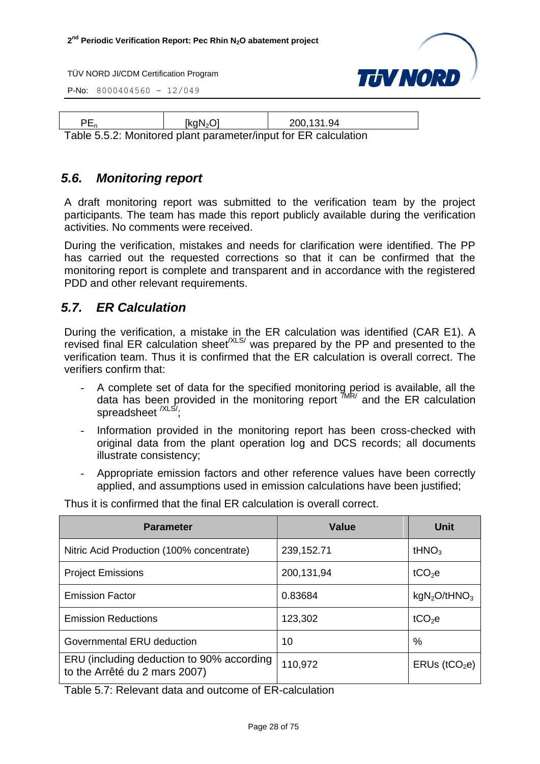| $PE_n$ | [$kgN_2O$] | 200,131.94 |
|---|---|---|

Table 5.5.2: Monitored plant parameter/input for ER calculation

## 5.6. Monitoring report

A draft monitoring report was submitted to the verification team by the project participants. The team has made this report publicly available during the verification activities. No comments were received.

During the verification, mistakes and needs for clarification were identified. The PP has carried out the requested corrections so that it can be confirmed that the monitoring report is complete and transparent and in accordance with the registered PDD and other relevant requirements.

## 5.7. ER Calculation

During the verification, a mistake in the ER calculation was identified (CAR E1). A revised final ER calculation sheet[/XLS/] was prepared by the PP and presented to the verification team. Thus it is confirmed that the ER calculation is overall correct. The verifiers confirm that:

- A complete set of data for the specified monitoring period is available, all the data has been provided in the monitoring report [/MR/] and the ER calculation spreadsheet [/XLS/];
- Information provided in the monitoring report has been cross-checked with original data from the plant operation log and DCS records; all documents illustrate consistency;
- Appropriate emission factors and other reference values have been correctly applied, and assumptions used in emission calculations have been justified;

Thus it is confirmed that the final ER calculation is overall correct.

| Parameter | Value | Unit |
|---|---|---|
| Nitric Acid Production (100% concentrate) | 239,152.71 | $tHNO_3$ |
| Project Emissions | 200,131,94 | $tCO_2e$ |
| Emission Factor | 0.83684 | $kgN_2O/tHNO_3$ |
| Emission Reductions | 123,302 | $tCO_2e$ |
| Governmental ERU deduction | 10 | % |
| ERU (including deduction to 90% according to the Arrêté du 2 mars 2007) | 110,972 | ERUs ($tCO_2e$) |

Table 5.7: Relevant data and outcome of ER-calculation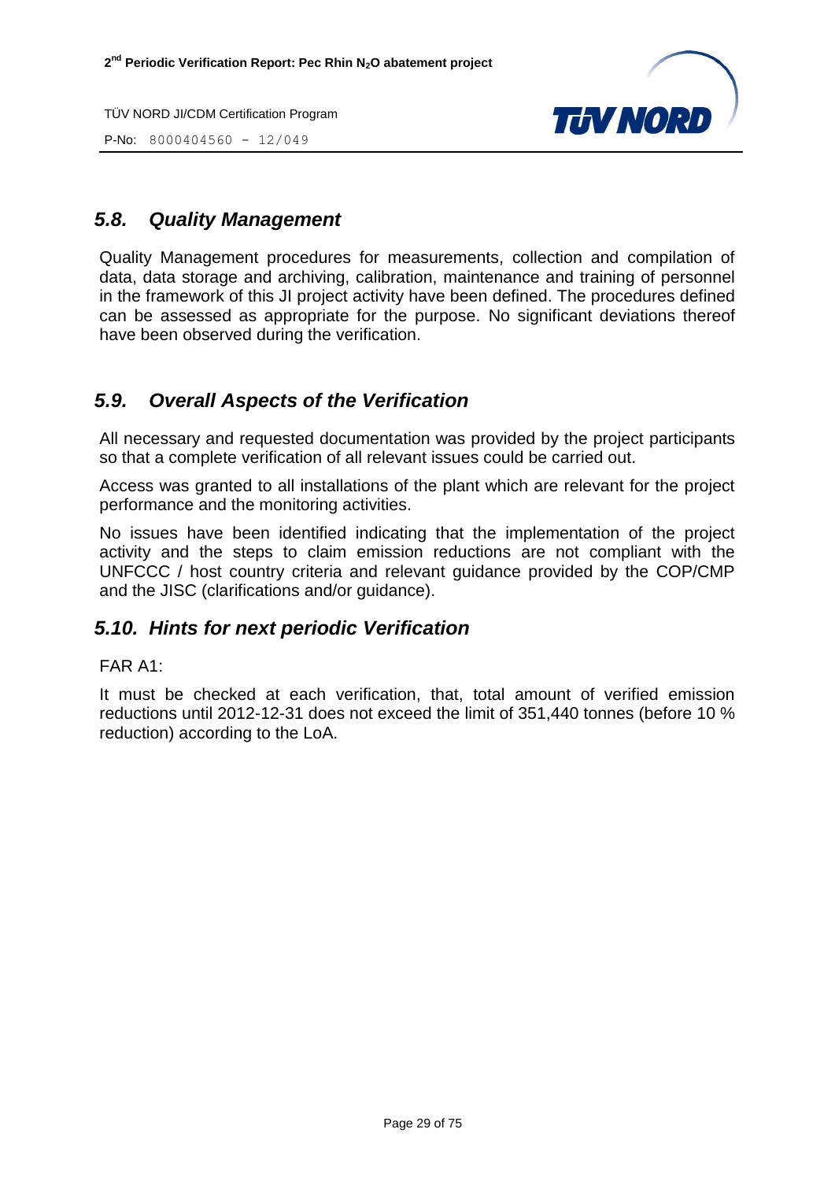## *5.8. Quality Management*

Quality Management procedures for measurements, collection and compilation of data, data storage and archiving, calibration, maintenance and training of personnel in the framework of this JI project activity have been defined. The procedures defined can be assessed as appropriate for the purpose. No significant deviations thereof have been observed during the verification.

## *5.9. Overall Aspects of the Verification*

All necessary and requested documentation was provided by the project participants so that a complete verification of all relevant issues could be carried out.

Access was granted to all installations of the plant which are relevant for the project performance and the monitoring activities.

No issues have been identified indicating that the implementation of the project activity and the steps to claim emission reductions are not compliant with the UNFCCC / host country criteria and relevant guidance provided by the COP/CMP and the JISC (clarifications and/or guidance).

## *5.10. Hints for next periodic Verification*

FAR A1:

It must be checked at each verification, that, total amount of verified emission reductions until 2012-12-31 does not exceed the limit of 351,440 tonnes (before 10 % reduction) according to the LoA.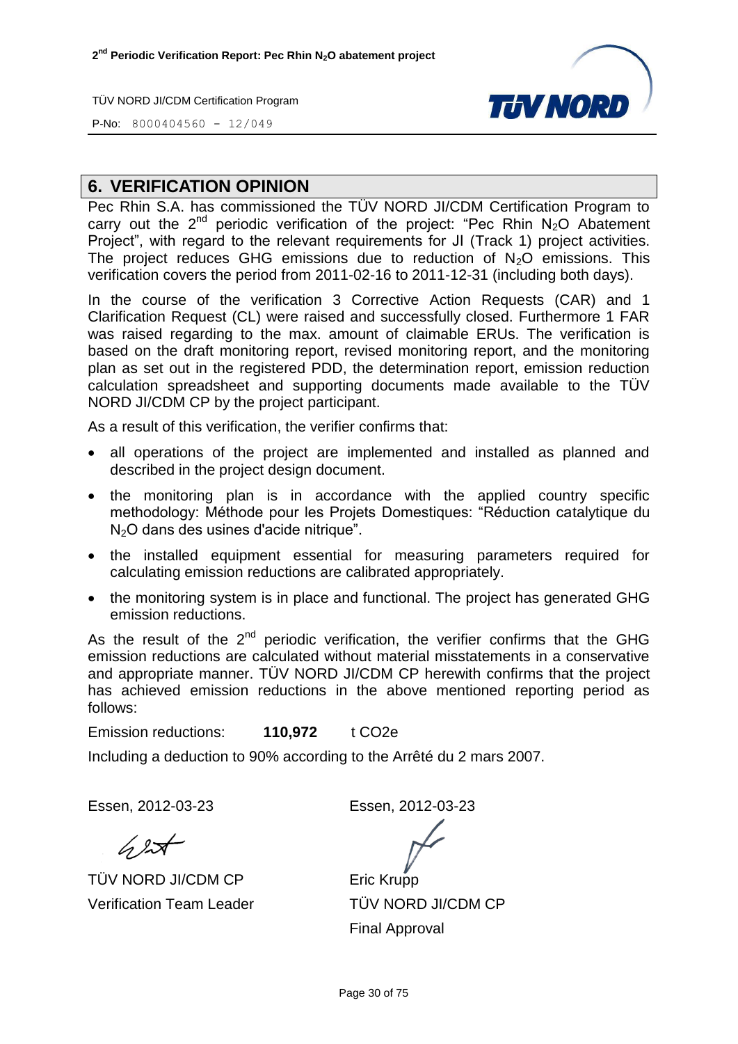## 6. VERIFICATION OPINION

Pec Rhin S.A. has commissioned the TÜV NORD JI/CDM Certification Program to carry out the 2nd periodic verification of the project: "Pec Rhin $N_2O$ Abatement Project", with regard to the relevant requirements for JI (Track 1) project activities. The project reduces GHG emissions due to reduction of $N_2O$ emissions. This verification covers the period from 2011-02-16 to 2011-12-31 (including both days).

In the course of the verification 3 Corrective Action Requests (CAR) and 1 Clarification Request (CL) were raised and successfully closed. Furthermore 1 FAR was raised regarding to the max. amount of claimable ERUs. The verification is based on the draft monitoring report, revised monitoring report, and the monitoring plan as set out in the registered PDD, the determination report, emission reduction calculation spreadsheet and supporting documents made available to the TÜV NORD JI/CDM CP by the project participant.

As a result of this verification, the verifier confirms that:

- all operations of the project are implemented and installed as planned and described in the project design document.
- the monitoring plan is in accordance with the applied country specific methodology: Méthode pour les Projets Domestiques: "Réduction catalytique du $N_2O$ dans des usines d'acide nitrique".
- the installed equipment essential for measuring parameters required for calculating emission reductions are calibrated appropriately.
- the monitoring system is in place and functional. The project has generated GHG emission reductions.

As the result of the 2nd periodic verification, the verifier confirms that the GHG emission reductions are calculated without material misstatements in a conservative and appropriate manner. TÜV NORD JI/CDM CP herewith confirms that the project has achieved emission reductions in the above mentioned reporting period as follows:

Emission reductions: **110,972** t CO2e

Including a deduction to 90% according to the Arrêté du 2 mars 2007.

Essen, 2012-03-23

TÜV NORD JI/CDM CP
Verification Team Leader

Essen, 2012-03-23

Eric Krupp
TÜV NORD JI/CDM CP
Final Approval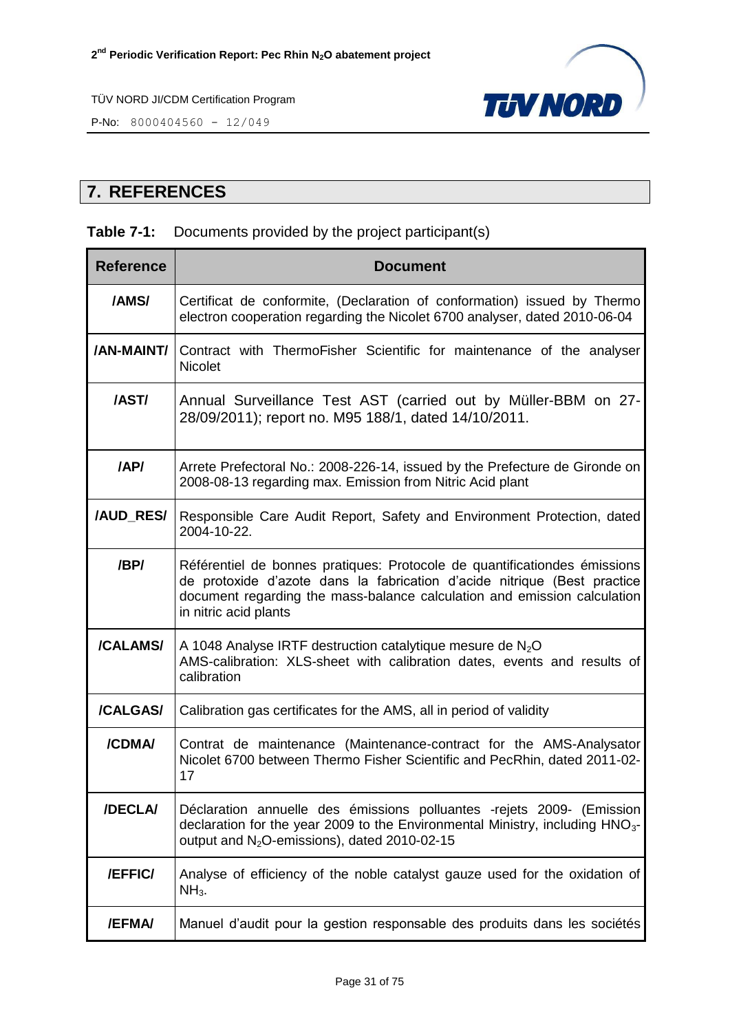## 7. REFERENCES

**Table 7-1:** Documents provided by the project participant(s)

| Reference | Document |
|---|---|
| /AMS/ | Certificat de conformite, (Declaration of conformation) issued by Thermo electron cooperation regarding the Nicolet 6700 analyser, dated 2010-06-04 |
| /AN-MAINT/ | Contract with ThermoFisher Scientific for maintenance of the analyser Nicolet |
| /AST/ | Annual Surveillance Test AST (carried out by Müller-BBM on 27-28/09/2011); report no. M95 188/1, dated 14/10/2011. |
| /AP/ | Arrete Prefectoral No.: 2008-226-14, issued by the Prefecture de Gironde on 2008-08-13 regarding max. Emission from Nitric Acid plant |
| /AUD_RES/ | Responsible Care Audit Report, Safety and Environment Protection, dated 2004-10-22. |
| /BP/ | Référentiel de bonnes pratiques: Protocole de quantificationdes émissions de protoxide d'azote dans la fabrication d'acide nitrique (Best practice document regarding the mass-balance calculation and emission calculation in nitric acid plants |
| /CALAMS/ | A 1048 Analyse IRTF destruction catalytique mesure de $N_2O$ AMS-calibration: XLS-sheet with calibration dates, events and results of calibration |
| /CALGAS/ | Calibration gas certificates for the AMS, all in period of validity |
| /CDMA/ | Contrat de maintenance (Maintenance-contract for the AMS-Analysator Nicolet 6700 between Thermo Fisher Scientific and PecRhin, dated 2011-02-17 |
| /DECLA/ | Déclaration annuelle des émissions polluantes -rejets 2009- (Emission declaration for the year 2009 to the Environmental Ministry, including $HNO_3$-output and $N_2O$-emissions), dated 2010-02-15 |
| /EFFIC/ | Analyse of efficiency of the noble catalyst gauze used for the oxidation of $NH_3$. |
| /EFMA/ | Manuel d'audit pour la gestion responsable des produits dans les sociétés |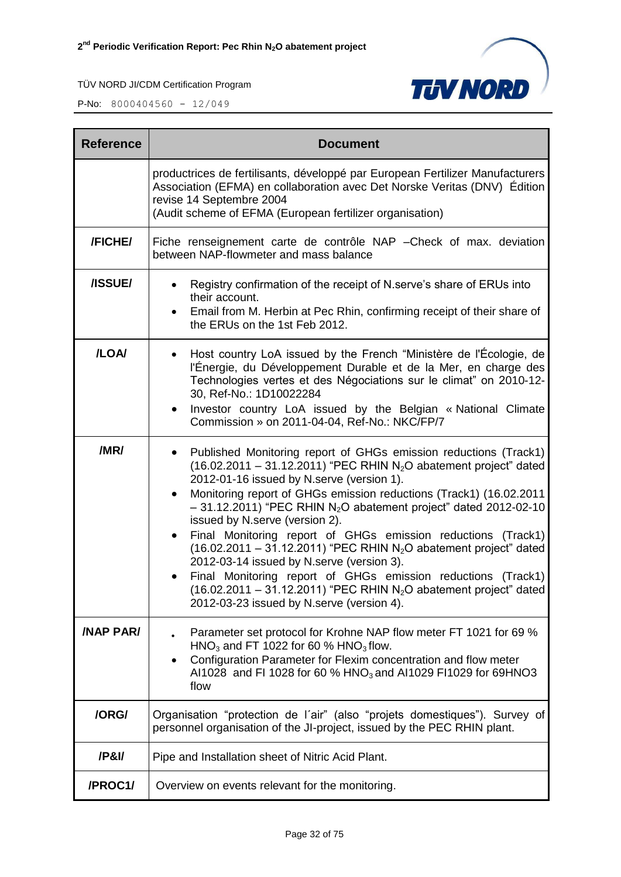| Reference | Document |
|---|---|
| | productrices de fertilisants, développé par European Fertilizer Manufacturers Association (EFMA) en collaboration avec Det Norske Veritas (DNV) Édition revise 14 Septembre 2004<br>(Audit scheme of EFMA (European fertilizer organisation) |
| /FICHE/ | Fiche renseignement carte de contrôle NAP –Check of max. deviation between NAP-flowmeter and mass balance |
| /ISSUE/ | • Registry confirmation of the receipt of N.serve's share of ERUs into their account.<br>• Email from M. Herbin at Pec Rhin, confirming receipt of their share of the ERUs on the 1st Feb 2012. |
| /LOA/ | • Host country LoA issued by the French "Ministère de l'Écologie, de l'Énergie, du Développement Durable et de la Mer, en charge des Technologies vertes et des Négociations sur le climat" on 2010-12-30, Ref-No.: 1D10022284<br>• Investor country LoA issued by the Belgian « National Climate Commission » on 2011-04-04, Ref-No.: NKC/FP/7 |
| /MR/ | • Published Monitoring report of GHGs emission reductions (Track1) (16.02.2011 – 31.12.2011) "PEC RHIN $N_2O$ abatement project" dated 2012-01-16 issued by N.serve (version 1).<br>• Monitoring report of GHGs emission reductions (Track1) (16.02.2011 – 31.12.2011) "PEC RHIN $N_2O$ abatement project" dated 2012-02-10 issued by N.serve (version 2).<br>• Final Monitoring report of GHGs emission reductions (Track1) (16.02.2011 – 31.12.2011) "PEC RHIN $N_2O$ abatement project" dated 2012-03-14 issued by N.serve (version 3).<br>• Final Monitoring report of GHGs emission reductions (Track1) (16.02.2011 – 31.12.2011) "PEC RHIN $N_2O$ abatement project" dated 2012-03-23 issued by N.serve (version 4). |
| /NAP PAR/ | • Parameter set protocol for Krohne NAP flow meter FT 1021 for 69 % $HNO_3$ and FT 1022 for 60 % $HNO_3$ flow.<br>• Configuration Parameter for Flexim concentration and flow meter AI1028 and FI 1028 for 60 % $HNO_3$ and AI1029 FI1029 for 69HNO3 flow |
| /ORG/ | Organisation "protection de l´air" (also "projets domestiques"). Survey of personnel organisation of the JI-project, issued by the PEC RHIN plant. |
| /P&I/ | Pipe and Installation sheet of Nitric Acid Plant. |
| /PROC1/ | Overview on events relevant for the monitoring. |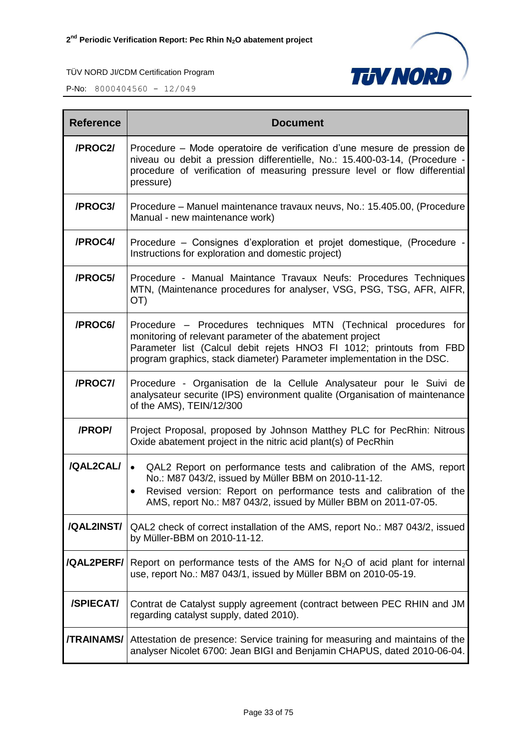| Reference | Document |
|---|---|
| **/PROC2/** | Procedure – Mode operatoire de verification d'une mesure de pression de niveau ou debit a pression differentielle, No.: 15.400-03-14, (Procedure - procedure of verification of measuring pressure level or flow differential pressure) |
| **/PROC3/** | Procedure – Manuel maintenance travaux neuvs, No.: 15.405.00, (Procedure Manual - new maintenance work) |
| **/PROC4/** | Procedure – Consignes d'exploration et projet domestique, (Procedure - Instructions for exploration and domestic project) |
| **/PROC5/** | Procedure - Manual Maintance Travaux Neufs: Procedures Techniques MTN, (Maintenance procedures for analyser, VSG, PSG, TSG, AFR, AIFR, OT) |
| **/PROC6/** | Procedure – Procedures techniques MTN (Technical procedures for monitoring of relevant parameter of the abatement project<br>Parameter list (Calcul debit rejets HNO3 FI 1012; printouts from FBD program graphics, stack diameter) Parameter implementation in the DSC. |
| **/PROC7/** | Procedure - Organisation de la Cellule Analysateur pour le Suivi de analysateur securite (IPS) environment qualite (Organisation of maintenance of the AMS), TEIN/12/300 |
| **/PROP/** | Project Proposal, proposed by Johnson Matthey PLC for PecRhin: Nitrous Oxide abatement project in the nitric acid plant(s) of PecRhin |
| **/QAL2CAL/** | • QAL2 Report on performance tests and calibration of the AMS, report No.: M87 043/2, issued by Müller BBM on 2010-11-12.<br>• Revised version: Report on performance tests and calibration of the AMS, report No.: M87 043/2, issued by Müller BBM on 2011-07-05. |
| **/QAL2INST/** | QAL2 check of correct installation of the AMS, report No.: M87 043/2, issued by Müller-BBM on 2010-11-12. |
| **/QAL2PERF/** | Report on performance tests of the AMS for $N_2O$ of acid plant for internal use, report No.: M87 043/1, issued by Müller BBM on 2010-05-19. |
| **/SPIECAT/** | Contrat de Catalyst supply agreement (contract between PEC RHIN and JM regarding catalyst supply, dated 2010). |
| **/TRAINAMS/** | Attestation de presence: Service training for measuring and maintains of the analyser Nicolet 6700: Jean BIGI and Benjamin CHAPUS, dated 2010-06-04. |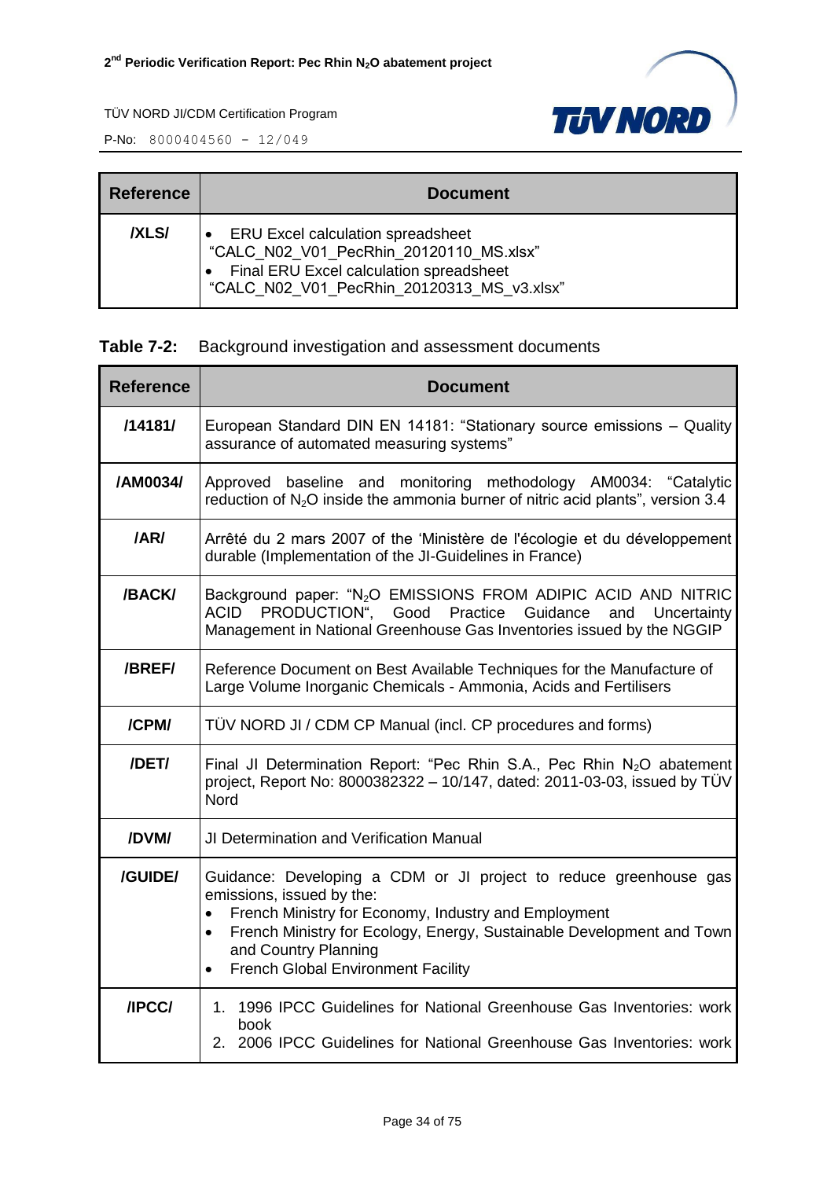| Reference | Document |
| --- | --- |
| /XLS/ | • ERU Excel calculation spreadsheet "CALC_N02_V01_PecRhin_20120110_MS.xlsx" • Final ERU Excel calculation spreadsheet "CALC_N02_V01_PecRhin_20120313_MS_v3.xlsx" |

**Table 7-2:** Background investigation and assessment documents

| Reference | Document |
| --- | --- |
| /14181/ | European Standard DIN EN 14181: "Stationary source emissions – Quality assurance of automated measuring systems" |
| /AM0034/ | Approved baseline and monitoring methodology AM0034: "Catalytic reduction of $N_2O$ inside the ammonia burner of nitric acid plants", version 3.4 |
| /AR/ | Arrêté du 2 mars 2007 of the 'Ministère de l'écologie et du développement durable (Implementation of the JI-Guidelines in France) |
| /BACK/ | Background paper: "$N_2O$ EMISSIONS FROM ADIPIC ACID AND NITRIC ACID PRODUCTION", Good Practice Guidance and Uncertainty Management in National Greenhouse Gas Inventories issued by the NGGIP |
| /BREF/ | Reference Document on Best Available Techniques for the Manufacture of Large Volume Inorganic Chemicals - Ammonia, Acids and Fertilisers |
| /CPM/ | TÜV NORD JI / CDM CP Manual (incl. CP procedures and forms) |
| /DET/ | Final JI Determination Report: "Pec Rhin S.A., Pec Rhin $N_2O$ abatement project, Report No: 8000382322 – 10/147, dated: 2011-03-03, issued by TÜV Nord |
| /DVM/ | JI Determination and Verification Manual |
| /GUIDE/ | Guidance: Developing a CDM or JI project to reduce greenhouse gas emissions, issued by the: • French Ministry for Economy, Industry and Employment • French Ministry for Ecology, Energy, Sustainable Development and Town and Country Planning • French Global Environment Facility |
| /IPCC/ | 1. 1996 IPCC Guidelines for National Greenhouse Gas Inventories: work book 2. 2006 IPCC Guidelines for National Greenhouse Gas Inventories: work |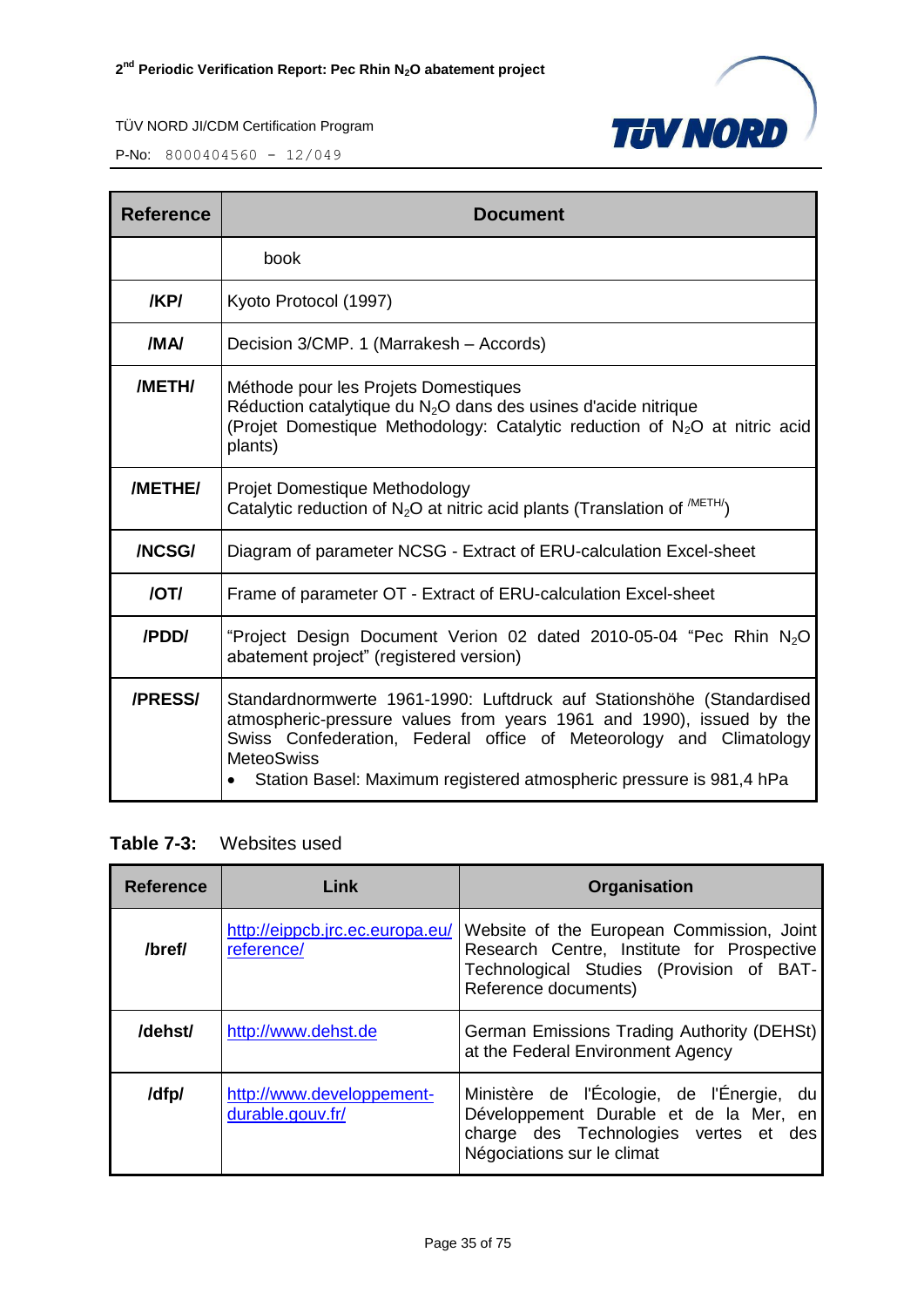| Reference | Document |
|---|---|
| | book |
| /KP/ | Kyoto Protocol (1997) |
| /MA/ | Decision 3/CMP. 1 (Marrakesh – Accords) |
| /METH/ | Méthode pour les Projets Domestiques<br>Réduction catalytique du $N_2O$ dans des usines d'acide nitrique<br>(Projet Domestique Methodology: Catalytic reduction of $N_2O$ at nitric acid plants) |
| /METHE/ | Projet Domestique Methodology<br>Catalytic reduction of $N_2O$ at nitric acid plants (Translation of [/METH/]) |
| /NCSG/ | Diagram of parameter NCSG - Extract of ERU-calculation Excel-sheet |
| /OT/ | Frame of parameter OT - Extract of ERU-calculation Excel-sheet |
| /PDD/ | "Project Design Document Verion 02 dated 2010-05-04 "Pec Rhin $N_2O$ abatement project" (registered version) |
| /PRESS/ | Standardnormwerte 1961-1990: Luftdruck auf Stationshöhe (Standardised atmospheric-pressure values from years 1961 and 1990), issued by the Swiss Confederation, Federal office of Meteorology and Climatology MeteoSwiss<br>• Station Basel: Maximum registered atmospheric pressure is 981,4 hPa |

**Table 7-3:** Websites used

| Reference | Link | Organisation |
|---|---|---|
| /bref/ | http://eippcb.jrc.ec.europa.eu/reference/ | Website of the European Commission, Joint Research Centre, Institute for Prospective Technological Studies (Provision of BAT-Reference documents) |
| /dehst/ | http://www.dehst.de | German Emissions Trading Authority (DEHSt) at the Federal Environment Agency |
| /dfp/ | http://www.developpement-durable.gouv.fr/ | Ministère de l'Écologie, de l'Énergie, du Développement Durable et de la Mer, en charge des Technologies vertes et des Négociations sur le climat |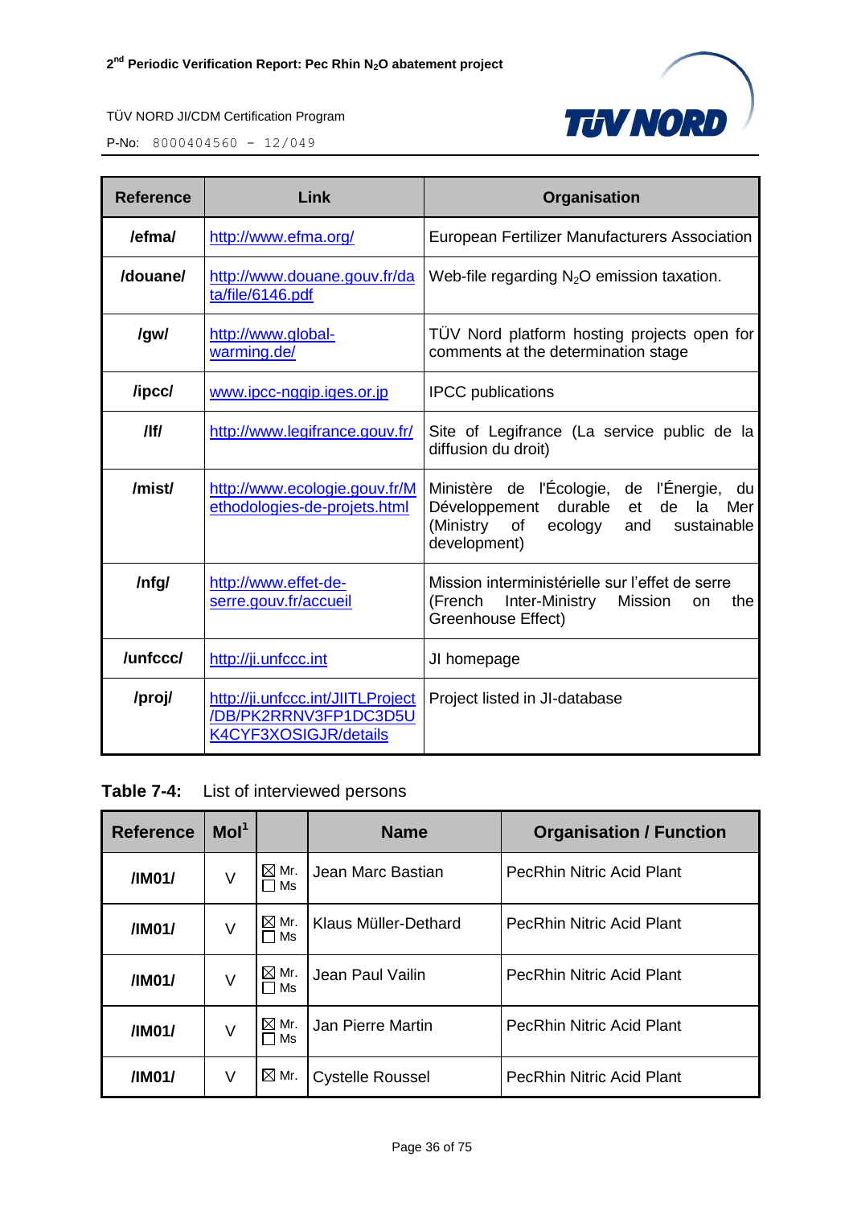| Reference | Link | Organisation |
|---|---|---|
| /efma/ | http://www.efma.org/ | European Fertilizer Manufacturers Association |
| /douane/ | http://www.douane.gouv.fr/data/file/6146.pdf | Web-file regarding $N_2O$ emission taxation. |
| /gw/ | http://www.global-warming.de/ | TÜV Nord platform hosting projects open for comments at the determination stage |
| /ipcc/ | www.ipcc-nggip.iges.or.jp | IPCC publications |
| /lf/ | http://www.legifrance.gouv.fr/ | Site of Legifrance (La service public de la diffusion du droit) |
| /mist/ | http://www.ecologie.gouv.fr/Methodologies-de-projets.html | Ministère de l'Écologie, de l'Énergie, du Développement durable et de la Mer (Ministry of ecology and sustainable development) |
| /nfg/ | http://www.effet-de-serre.gouv.fr/accueil | Mission interministérielle sur l'effet de serre (French Inter-Ministry Mission on the Greenhouse Effect) |
| /unfccc/ | http://ji.unfccc.int | JI homepage |
| /proj/ | http://ji.unfccc.int/JIITLProject/DB/PK2RRNV3FP1DC3D5UK4CYF3XOSIGJR/details | Project listed in JI-database |

**Table 7-4:** List of interviewed persons

| Reference | MoI[1] | | Name | Organisation / Function |
|---|---|---|---|---|
| /IM01/ | V | ☒ Mr. ☐ Ms | Jean Marc Bastian | PecRhin Nitric Acid Plant |
| /IM01/ | V | ☒ Mr. ☐ Ms | Klaus Müller-Dethard | PecRhin Nitric Acid Plant |
| /IM01/ | V | ☒ Mr. ☐ Ms | Jean Paul Vailin | PecRhin Nitric Acid Plant |
| /IM01/ | V | ☒ Mr. ☐ Ms | Jan Pierre Martin | PecRhin Nitric Acid Plant |
| /IM01/ | V | ☒ Mr. | Cystelle Roussel | PecRhin Nitric Acid Plant |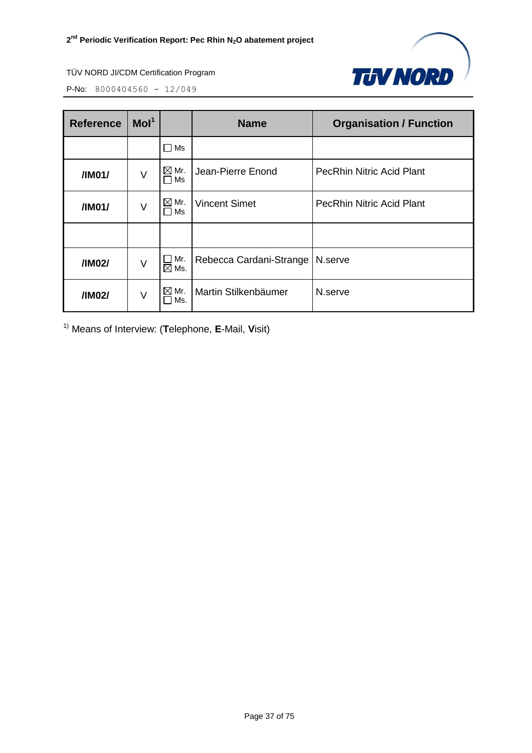| Reference | MoI[1] | | Name | Organisation / Function |
|---|---|---|---|---|
| | | ☐ Ms | | |
| **/IM01/** | V | ☒ Mr. ☐ Ms | Jean-Pierre Enond | PecRhin Nitric Acid Plant |
| **/IM01/** | V | ☒ Mr. ☐ Ms | Vincent Simet | PecRhin Nitric Acid Plant |
| | | | | |
| **/IM02/** | V | ☐ Mr. ☒ Ms. | Rebecca Cardani-Strange | N.serve |
| **/IM02/** | V | ☒ Mr. ☐ Ms. | Martin Stilkenbäumer | N.serve |

1) Means of Interview: (**T**elephone, **E**-Mail, **V**isit)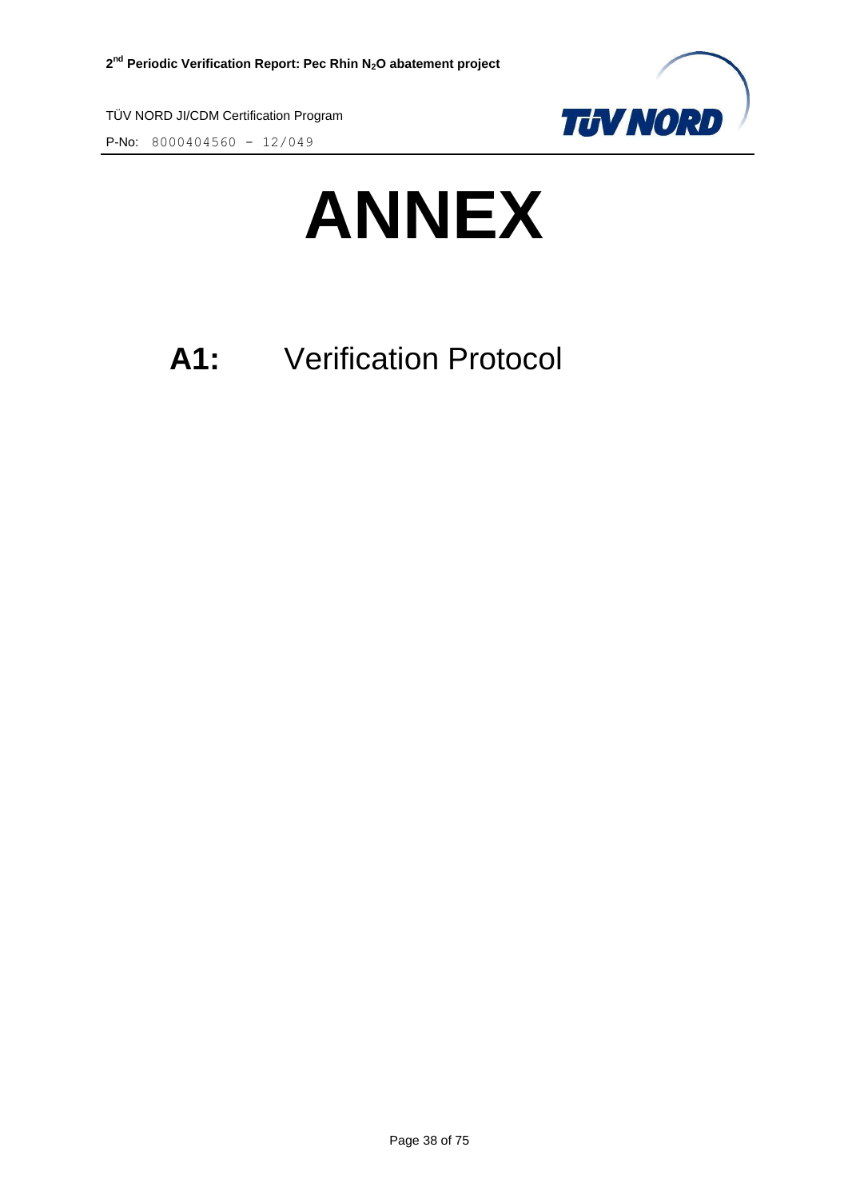# ANNEX

## A1: Verification Protocol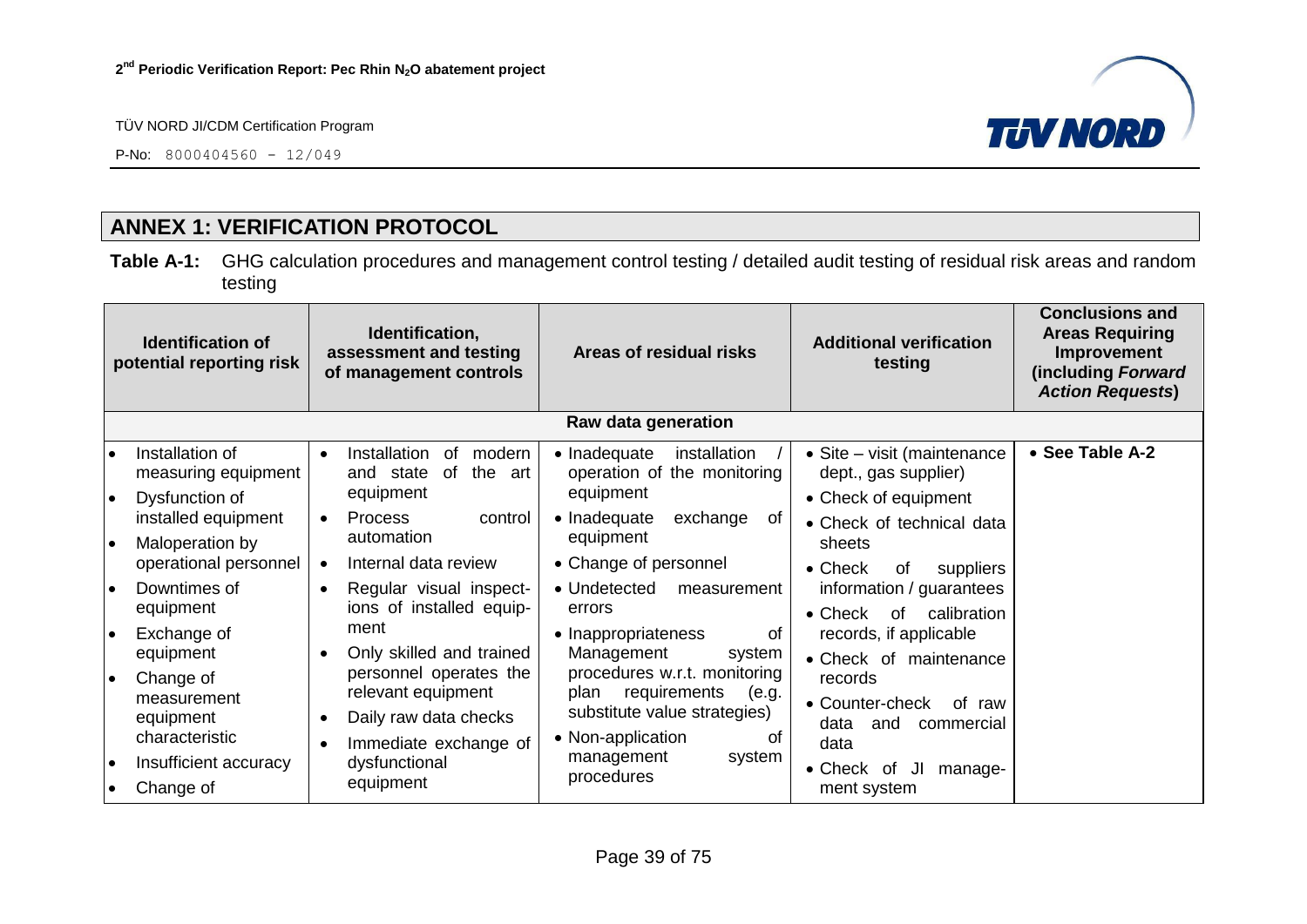## ANNEX 1: VERIFICATION PROTOCOL

**Table A-1:** GHG calculation procedures and management control testing / detailed audit testing of residual risk areas and random testing

| Identification of potential reporting risk | Identification, assessment and testing of management controls | Areas of residual risks | Additional verification testing | Conclusions and Areas Requiring Improvement (including *Forward Action Requests*) |
|---|---|---|---|---|
| **Raw data generation** | | | | |
| • Installation of measuring equipment<br>• Dysfunction of installed equipment<br>• Maloperation by operational personnel<br>• Downtimes of equipment<br>• Exchange of equipment<br>• Change of measurement equipment characteristic<br>• Insufficient accuracy<br>• Change of | • Installation of modern and state of the art equipment<br>• Process control automation<br>• Internal data review<br>• Regular visual inspections of installed equipment<br>• Only skilled and trained personnel operates the relevant equipment<br>• Daily raw data checks<br>• Immediate exchange of dysfunctional equipment | • Inadequate installation / operation of the monitoring equipment<br>• Inadequate exchange of equipment<br>• Change of personnel<br>• Undetected measurement errors<br>• Inappropriateness of Management system procedures w.r.t. monitoring plan requirements (e.g. substitute value strategies)<br>• Non-application of management system procedures | • Site – visit (maintenance dept., gas supplier)<br>• Check of equipment<br>• Check of technical data sheets<br>• Check of suppliers information / guarantees<br>• Check of calibration records, if applicable<br>• Check of maintenance records<br>• Counter-check of raw data and commercial data<br>• Check of JI management system | • **See Table A-2** |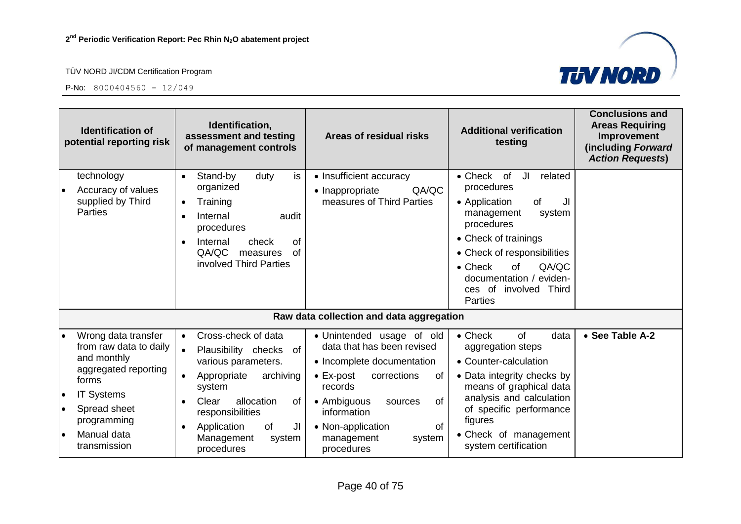| Identification of potential reporting risk | Identification, assessment and testing of management controls | Areas of residual risks | Additional verification testing | Conclusions and Areas Requiring Improvement (including *Forward Action Requests*) |
|---|---|---|---|---|
| technology<br>• Accuracy of values supplied by Third Parties | • Stand-by duty is organized<br>• Training<br>• Internal audit procedures<br>• Internal check of QA/QC measures of involved Third Parties | • Insufficient accuracy<br>• Inappropriate QA/QC measures of Third Parties | • Check of JI related procedures<br>• Application of JI management system procedures<br>• Check of trainings<br>• Check of responsibilities<br>• Check of QA/QC documentation / evidences of involved Third Parties | |
| **Raw data collection and data aggregation** | | | | |
| • Wrong data transfer from raw data to daily and monthly aggregated reporting forms<br>• IT Systems<br>• Spread sheet programming<br>• Manual data transmission | • Cross-check of data<br>• Plausibility checks of various parameters.<br>• Appropriate archiving system<br>• Clear allocation of responsibilities<br>• Application of JI Management system procedures | • Unintended usage of old data that has been revised<br>• Incomplete documentation<br>• Ex-post corrections of records<br>• Ambiguous sources of information<br>• Non-application of management system procedures | • Check of data aggregation steps<br>• Counter-calculation<br>• Data integrity checks by means of graphical data analysis and calculation of specific performance figures<br>• Check of management system certification | • **See Table A-2** |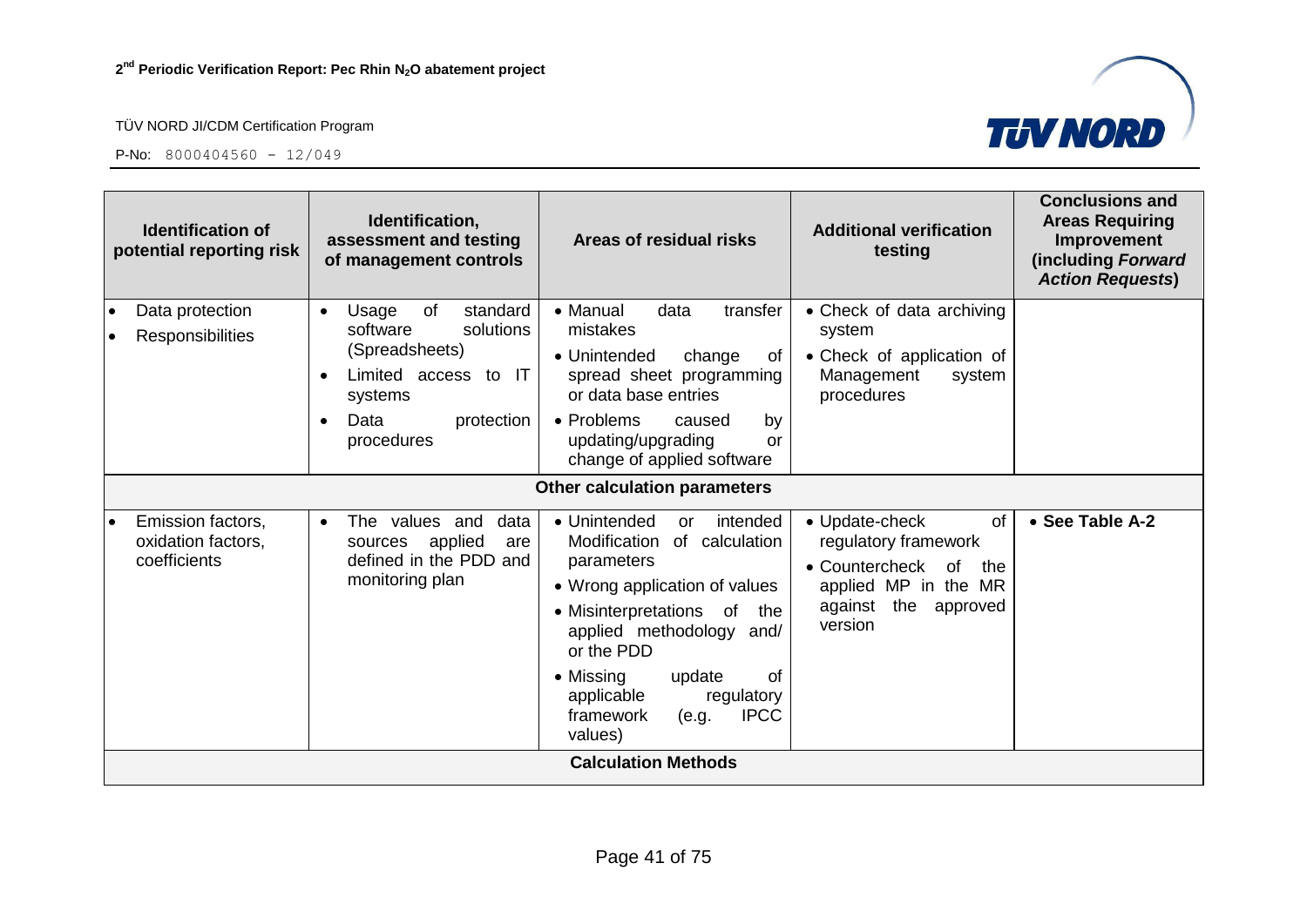| Identification of potential reporting risk | Identification, assessment and testing of management controls | Areas of residual risks | Additional verification testing | Conclusions and Areas Requiring Improvement (including *Forward Action Requests*) |
|---|---|---|---|---|
| • Data protection<br>• Responsibilities | • Usage of standard software solutions (Spreadsheets)<br>• Limited access to IT systems<br>• Data protection procedures | • Manual data transfer mistakes<br>• Unintended change of spread sheet programming or data base entries<br>• Problems caused by updating/upgrading or change of applied software | • Check of data archiving system<br>• Check of application of Management system procedures | |
| **Other calculation parameters** | | | | |
| • Emission factors, oxidation factors, coefficients | • The values and data sources applied are defined in the PDD and monitoring plan | • Unintended or intended Modification of calculation parameters<br>• Wrong application of values<br>• Misinterpretations of the applied methodology and/ or the PDD<br>• Missing update of applicable regulatory framework (e.g. IPCC values) | • Update-check of regulatory framework<br>• Countercheck of the applied MP in the MR against the approved version | • **See Table A-2** |
| **Calculation Methods** | | | | |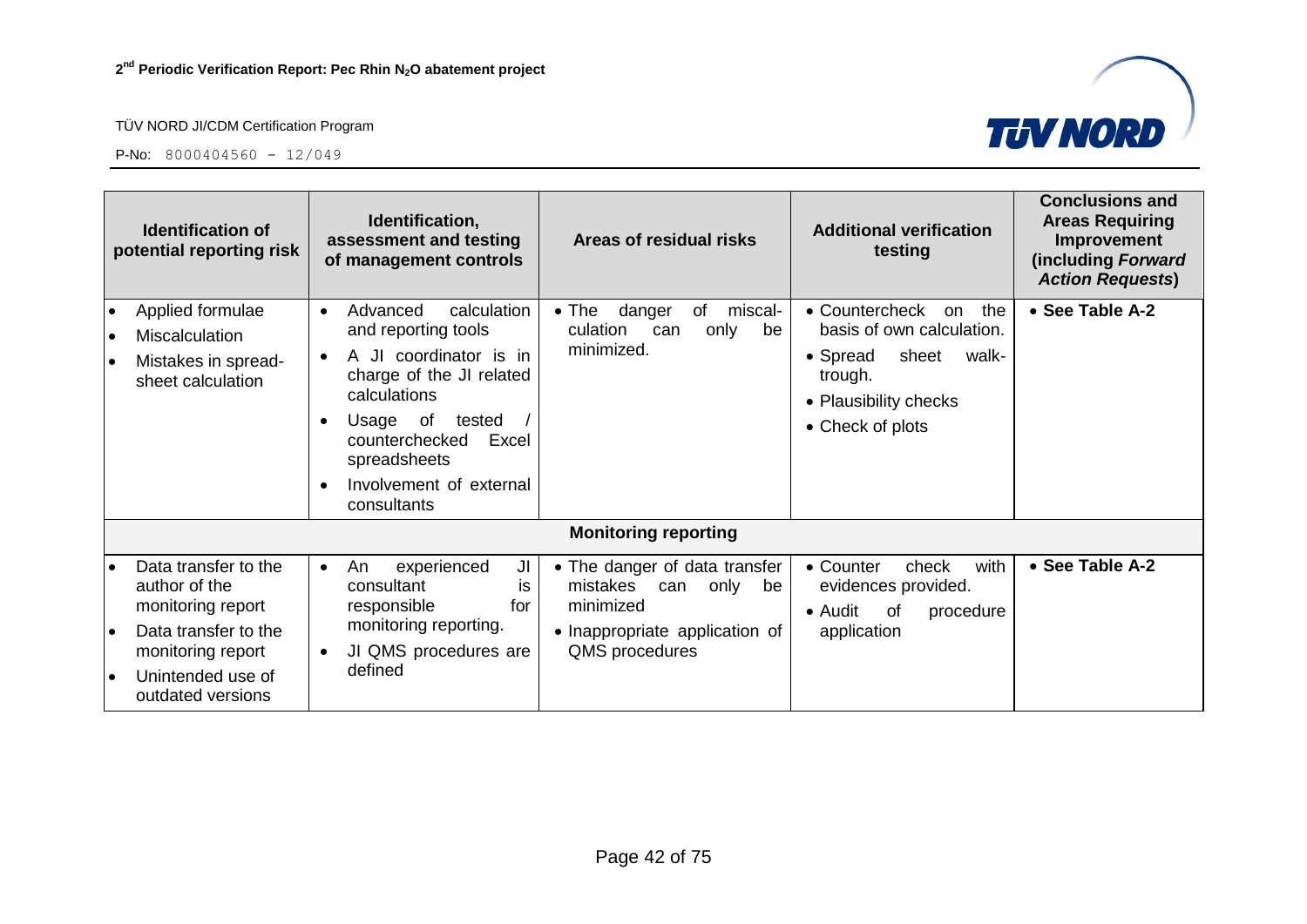| Identification of potential reporting risk | Identification, assessment and testing of management controls | Areas of residual risks | Additional verification testing | Conclusions and Areas Requiring Improvement (including *Forward Action Requests*) |
|---|---|---|---|---|
| • Applied formulae<br>• Miscalculation<br>• Mistakes in spread-sheet calculation | • Advanced calculation and reporting tools<br>• A JI coordinator is in charge of the JI related calculations<br>• Usage of tested / counterchecked Excel spreadsheets<br>• Involvement of external consultants | • The danger of miscal-culation can only be minimized. | • Countercheck on the basis of own calculation.<br>• Spread sheet walk-trough.<br>• Plausibility checks<br>• Check of plots | • **See Table A-2** |
| **Monitoring reporting** | | | | |
| • Data transfer to the author of the monitoring report<br>• Data transfer to the monitoring report<br>• Unintended use of outdated versions | • An experienced JI consultant is responsible for monitoring reporting.<br>• JI QMS procedures are defined | • The danger of data transfer mistakes can only be minimized<br>• Inappropriate application of QMS procedures | • Counter check with evidences provided.<br>• Audit of procedure application | • **See Table A-2** |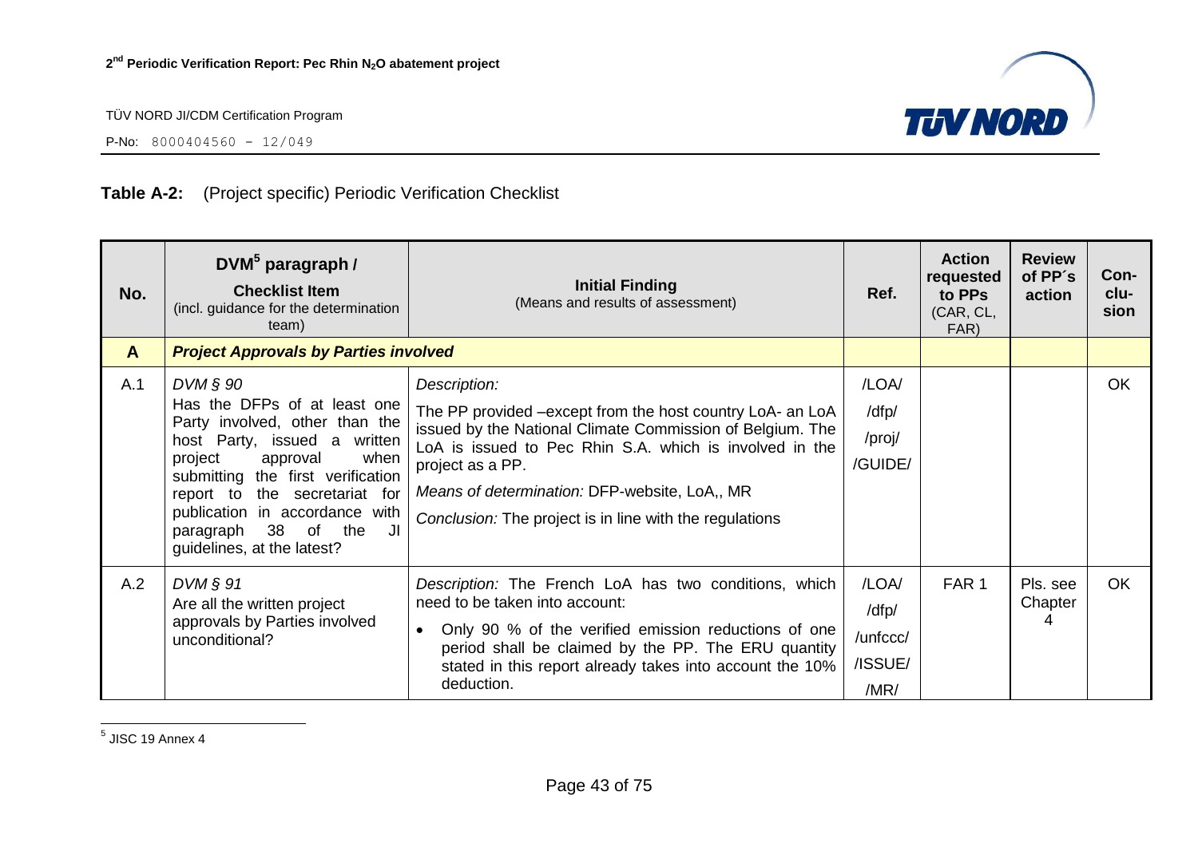**Table A-2:** (Project specific) Periodic Verification Checklist

| No. | DVM[5] paragraph / **Checklist Item** (incl. guidance for the determination team) | **Initial Finding** (Means and results of assessment) | Ref. | Action requested to PPs (CAR, CL, FAR) | Review of PP´s action | Con-clu-sion |
|---|---|---|---|---|---|---|
| **A** | ***Project Approvals by Parties involved*** | | | | | |
| A.1 | *DVM § 90* Has the DFPs of at least one Party involved, other than the host Party, issued a written project approval when submitting the first verification report to the secretariat for publication in accordance with paragraph 38 of the JI guidelines, at the latest? | *Description:* The PP provided –except from the host country LoA- an LoA issued by the National Climate Commission of Belgium. The LoA is issued to Pec Rhin S.A. which is involved in the project as a PP. *Means of determination:* DFP-website, LoA,, MR *Conclusion:* The project is in line with the regulations | /LOA/ /dfp/ /proj/ /GUIDE/ | | | OK |
| A.2 | *DVM § 91* Are all the written project approvals by Parties involved unconditional? | *Description:* The French LoA has two conditions, which need to be taken into account: • Only 90 % of the verified emission reductions of one period shall be claimed by the PP. The ERU quantity stated in this report already takes into account the 10% deduction. | /LOA/ /dfp/ /unfccc/ /ISSUE/ /MR/ | FAR 1 | Pls. see Chapter 4 | OK |

[5] JISC 19 Annex 4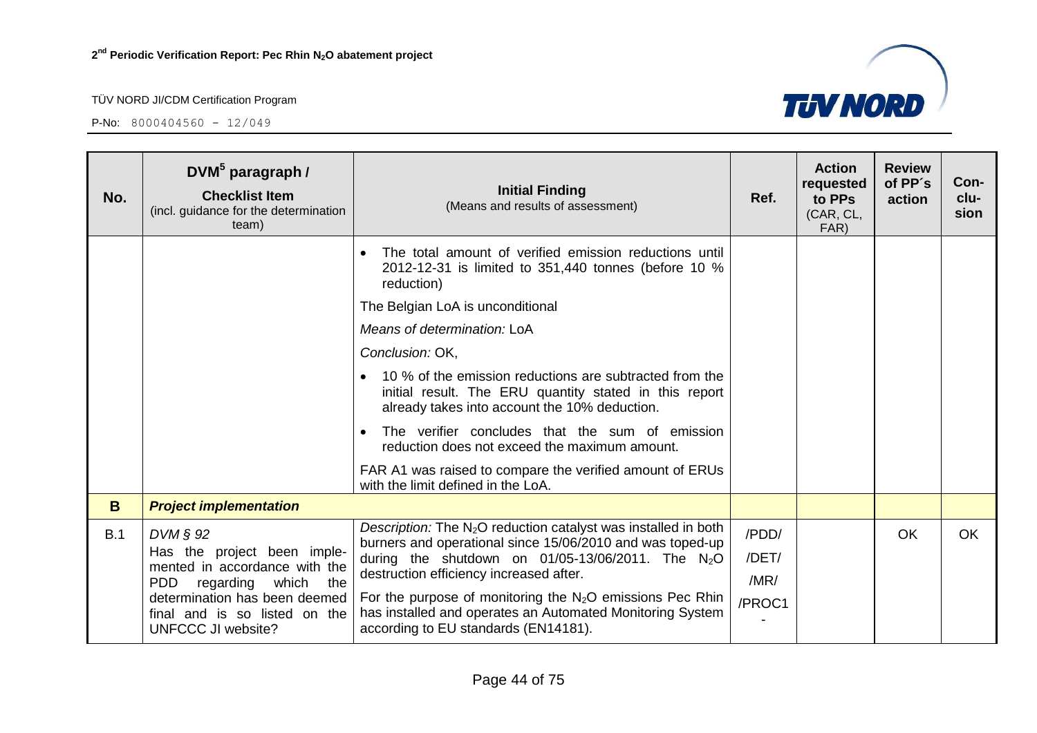| No. | DVM[5] paragraph / **Checklist Item** (incl. guidance for the determination team) | **Initial Finding** (Means and results of assessment) | Ref. | Action requested to PPs (CAR, CL, FAR) | Review of PP´s action | Con-clu-sion |
|---|---|---|---|---|---|---|
| | | • The total amount of verified emission reductions until 2012-12-31 is limited to 351,440 tonnes (before 10 % reduction)<br>The Belgian LoA is unconditional<br>*Means of determination:* LoA<br>*Conclusion:* OK,<br>• 10 % of the emission reductions are subtracted from the initial result. The ERU quantity stated in this report already takes into account the 10% deduction.<br>• The verifier concludes that the sum of emission reduction does not exceed the maximum amount.<br>FAR A1 was raised to compare the verified amount of ERUs with the limit defined in the LoA. | | | | |
| **B** | ***Project implementation*** | | | | | |
| B.1 | *DVM § 92*<br>Has the project been implemented in accordance with the PDD regarding which the determination has been deemed final and is so listed on the UNFCCC JI website? | *Description:* The $N_2O$ reduction catalyst was installed in both burners and operational since 15/06/2010 and was toped-up during the shutdown on 01/05-13/06/2011. The $N_2O$ destruction efficiency increased after.<br>For the purpose of monitoring the $N_2O$ emissions Pec Rhin has installed and operates an Automated Monitoring System according to EU standards (EN14181). | /PDD/<br>/DET/<br>/MR/<br>/PROC1- | | OK | OK |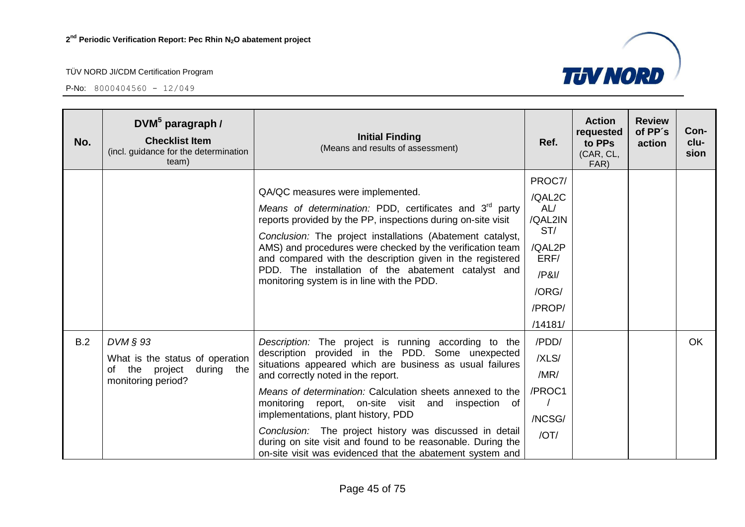| No. | DVM[5] paragraph / **Checklist Item** (incl. guidance for the determination team) | **Initial Finding** (Means and results of assessment) | Ref. | Action requested to PPs (CAR, CL, FAR) | Review of PP´s action | Con-clu-sion |
|---|---|---|---|---|---|---|
| | | QA/QC measures were implemented.<br>*Means of determination:* PDD, certificates and 3[rd] party reports provided by the PP, inspections during on-site visit<br>*Conclusion:* The project installations (Abatement catalyst, AMS) and procedures were checked by the verification team and compared with the description given in the registered PDD. The installation of the abatement catalyst and monitoring system is in line with the PDD. | PROC7/<br>/QAL2CAL/<br>/QAL2INST/<br>/QAL2PERF/<br>/P&I/<br>/ORG/<br>/PROP/<br>/14181/ | | | |
| B.2 | *DVM § 93*<br>What is the status of operation of the project during the monitoring period? | *Description:* The project is running according to the description provided in the PDD. Some unexpected situations appeared which are business as usual failures and correctly noted in the report.<br>*Means of determination:* Calculation sheets annexed to the monitoring report, on-site visit and inspection of implementations, plant history, PDD<br>*Conclusion:* The project history was discussed in detail during on site visit and found to be reasonable. During the on-site visit was evidenced that the abatement system and | /PDD/<br>/XLS/<br>/MR/<br>/PROC1/<br>/NCSG/<br>/OT/ | | | OK |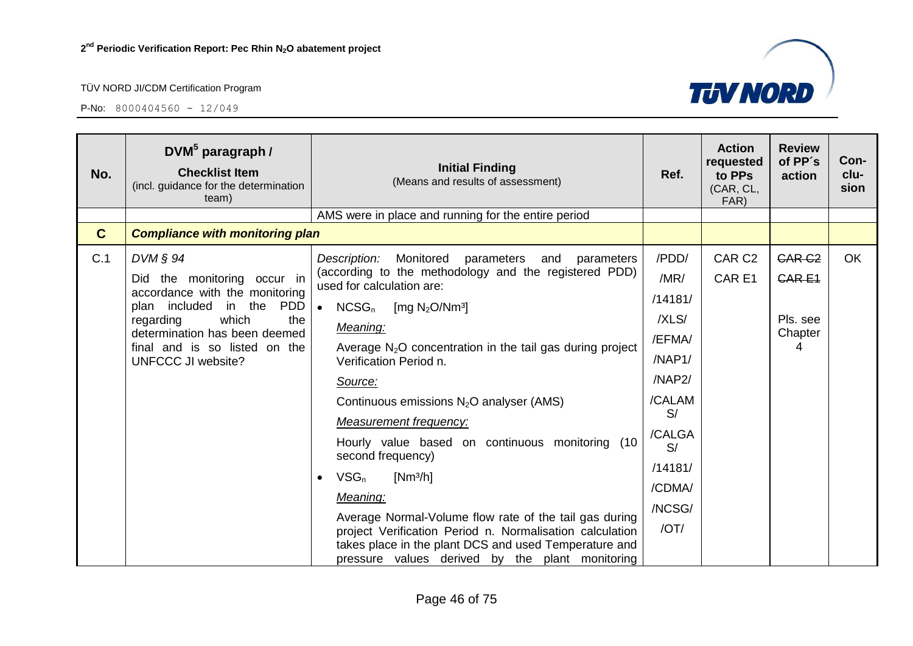| No. | DVM[5] paragraph / **Checklist Item** (incl. guidance for the determination team) | **Initial Finding** (Means and results of assessment) | Ref. | Action requested to PPs (CAR, CL, FAR) | Review of PP´s action | Con-clu-sion |
|---|---|---|---|---|---|---|
| | | AMS were in place and running for the entire period | | | | |
| **C** | ***Compliance with monitoring plan*** | | | | | |
| C.1 | *DVM § 94*<br>Did the monitoring occur in accordance with the monitoring plan included in the PDD regarding which the determination has been deemed final and is so listed on the UNFCCC JI website? | *Description:* Monitored parameters and parameters (according to the methodology and the registered PDD) used for calculation are:<br>• $NCSG_n$ [mg $N_2O$/Nm³]<br>*Meaning:*<br>Average $N_2O$ concentration in the tail gas during project Verification Period n.<br>*Source:*<br>Continuous emissions $N_2O$ analyser (AMS)<br>*Measurement frequency:*<br>Hourly value based on continuous monitoring (10 second frequency)<br>• $VSG_n$ [Nm³/h]<br>*Meaning:*<br>Average Normal-Volume flow rate of the tail gas during project Verification Period n. Normalisation calculation takes place in the plant DCS and used Temperature and pressure values derived by the plant monitoring | /PDD/<br>/MR/<br>/14181/<br>/XLS/<br>/EFMA/<br>/NAP1/<br>/NAP2/<br>/CALAMS/<br>/CALGAS/<br>/14181/<br>/CDMA/<br>/NCSG/<br>/OT/ | CAR C2<br>CAR E1 | ~~CAR C2~~<br>~~CAR E1~~<br>Pls. see Chapter 4 | OK |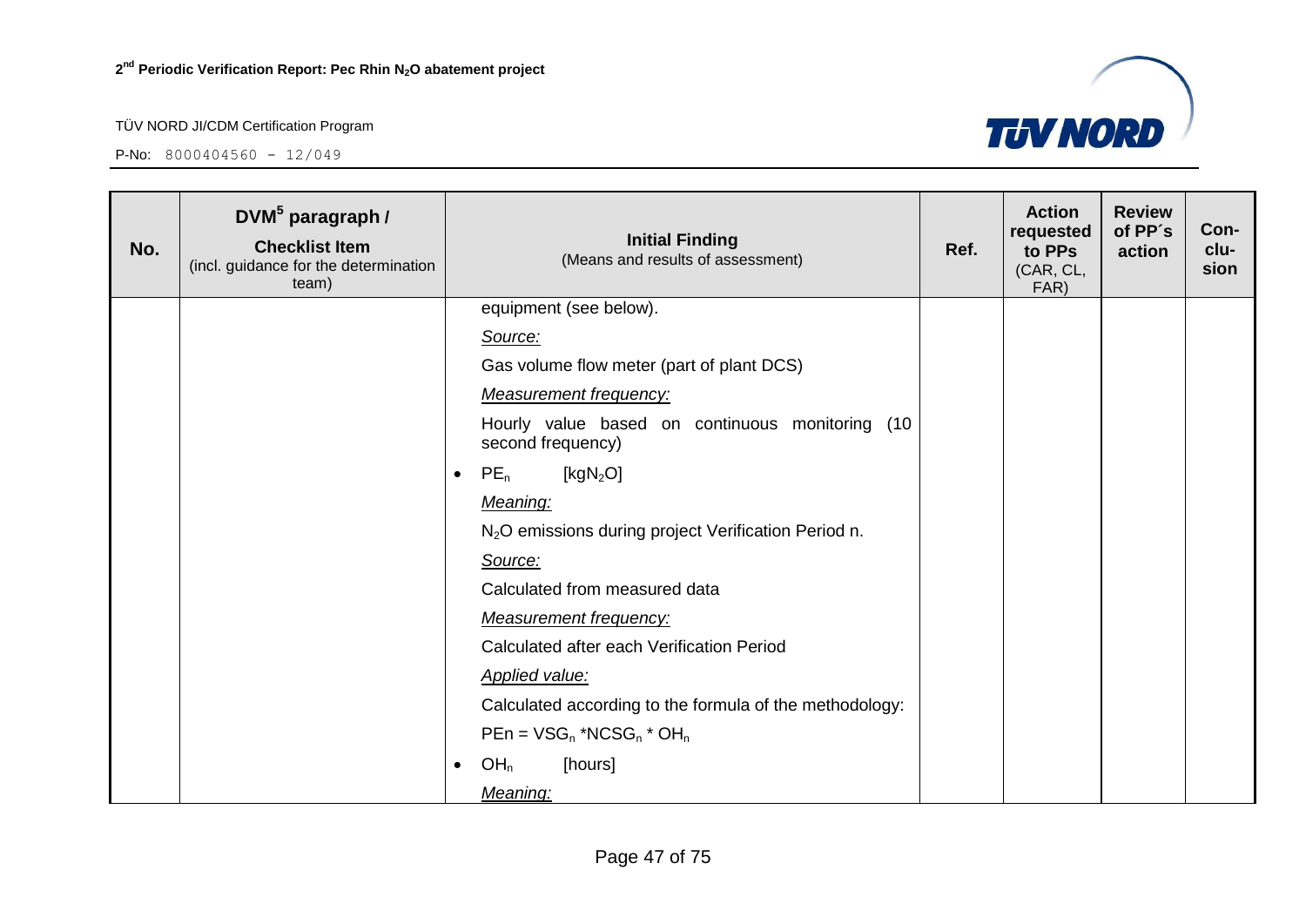| No. | DVM[5] paragraph / **Checklist Item** (incl. guidance for the determination team) | **Initial Finding** (Means and results of assessment) | Ref. | Action requested to PPs (CAR, CL, FAR) | Review of PP´s action | Con-clu-sion |
|---|---|---|---|---|---|---|
| | | equipment (see below).<br>*Source:*<br>Gas volume flow meter (part of plant DCS)<br>*Measurement frequency:*<br>Hourly value based on continuous monitoring (10 second frequency)<br>• $PE_n$ [$kgN_2O$]<br>*Meaning:*<br>$N_2O$ emissions during project Verification Period n.<br>*Source:*<br>Calculated from measured data<br>*Measurement frequency:*<br>Calculated after each Verification Period<br>*Applied value:*<br>Calculated according to the formula of the methodology:<br>$PEn = VSG_n * NCSG_n * OH_n$<br>• $OH_n$ [hours]<br>*Meaning:* | | | | |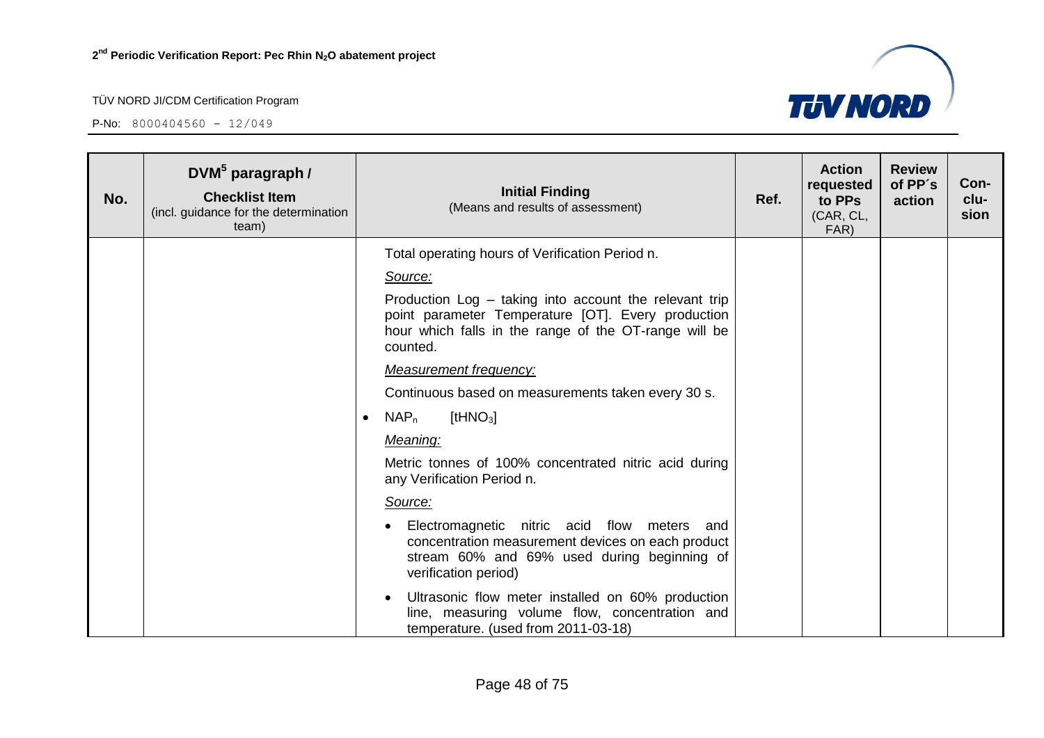| No. | DVM[5] paragraph / Checklist Item (incl. guidance for the determination team) | Initial Finding (Means and results of assessment) | Ref. | Action requested to PPs (CAR, CL, FAR) | Review of PP´s action | Con-clu-sion |
|---|---|---|---|---|---|---|
| | | Total operating hours of Verification Period n.<br><br>*Source:*<br><br>Production Log – taking into account the relevant trip point parameter Temperature [OT]. Every production hour which falls in the range of the OT-range will be counted.<br><br>*Measurement frequency:*<br><br>Continuous based on measurements taken every 30 s.<br><br>• $NAP_n$ [$tHNO_3$]<br><br>*Meaning:*<br><br>Metric tonnes of 100% concentrated nitric acid during any Verification Period n.<br><br>*Source:*<br><br>• Electromagnetic nitric acid flow meters and concentration measurement devices on each product stream 60% and 69% used during beginning of verification period)<br><br>• Ultrasonic flow meter installed on 60% production line, measuring volume flow, concentration and temperature. (used from 2011-03-18) | | | | |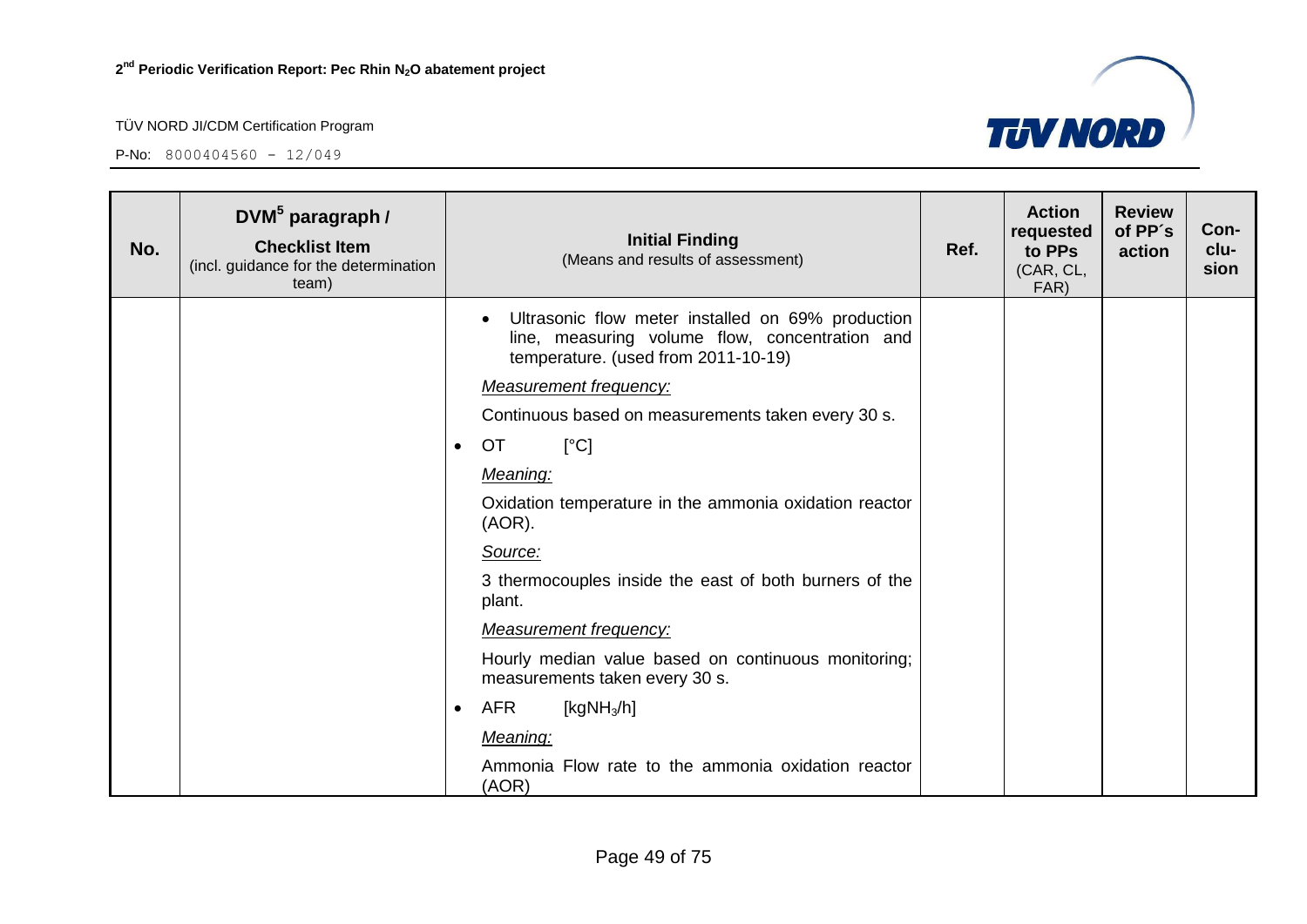| No. | DVM[5] paragraph / Checklist Item (incl. guidance for the determination team) | Initial Finding (Means and results of assessment) | Ref. | Action requested to PPs (CAR, CL, FAR) | Review of PP´s action | Con-clu-sion |
|---|---|---|---|---|---|---|
| | | • Ultrasonic flow meter installed on 69% production line, measuring volume flow, concentration and temperature. (used from 2011-10-19)<br>*Measurement frequency:*<br>Continuous based on measurements taken every 30 s.<br>• OT [°C]<br>*Meaning:*<br>Oxidation temperature in the ammonia oxidation reactor (AOR).<br>*Source:*<br>3 thermocouples inside the east of both burners of the plant.<br>*Measurement frequency:*<br>Hourly median value based on continuous monitoring; measurements taken every 30 s.<br>• AFR [$kgNH_3/h$]<br>*Meaning:*<br>Ammonia Flow rate to the ammonia oxidation reactor (AOR) | | | | |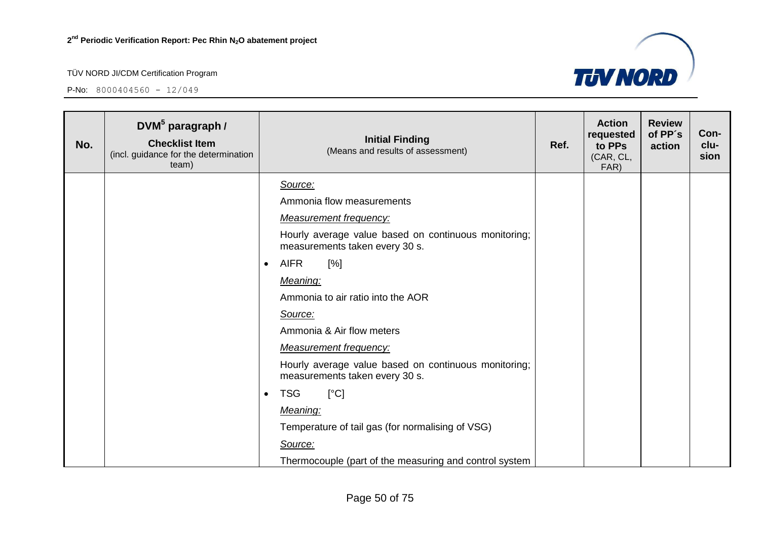| No. | DVM[5] paragraph / **Checklist Item** (incl. guidance for the determination team) | **Initial Finding** (Means and results of assessment) | Ref. | Action requested to PPs (CAR, CL, FAR) | Review of PP´s action | Con-clu-sion |
|---|---|---|---|---|---|---|
| | | _Source:_<br>Ammonia flow measurements<br>_Measurement frequency:_<br>Hourly average value based on continuous monitoring; measurements taken every 30 s.<br>• AIFR [%]<br>_Meaning:_<br>Ammonia to air ratio into the AOR<br>_Source:_<br>Ammonia & Air flow meters<br>_Measurement frequency:_<br>Hourly average value based on continuous monitoring; measurements taken every 30 s.<br>• TSG [°C]<br>_Meaning:_<br>Temperature of tail gas (for normalising of VSG)<br>_Source:_<br>Thermocouple (part of the measuring and control system | | | | |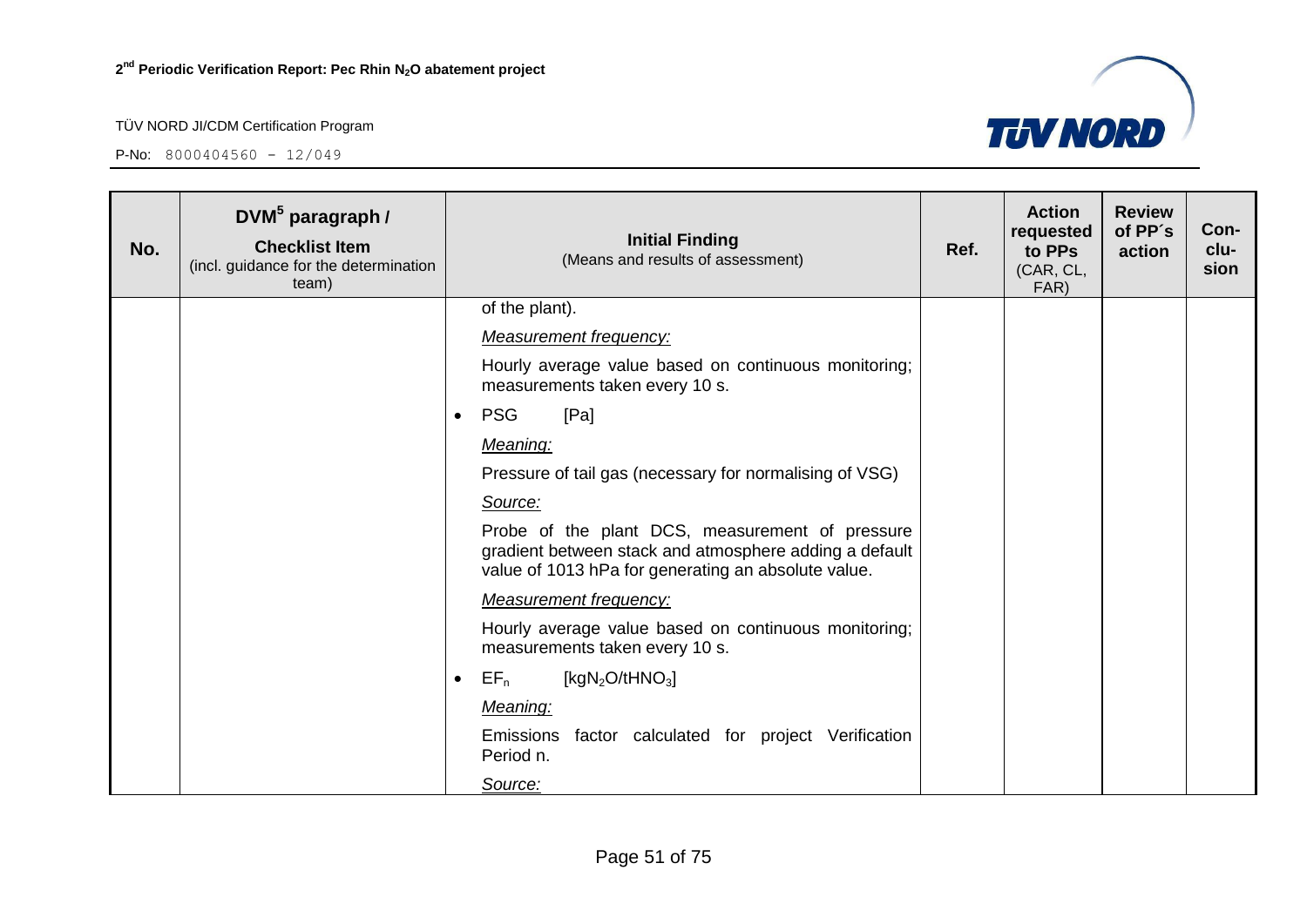| No. | DVM[5] paragraph / **Checklist Item** (incl. guidance for the determination team) | **Initial Finding** (Means and results of assessment) | Ref. | Action requested to PPs (CAR, CL, FAR) | Review of PP´s action | Con-clu-sion |
|---|---|---|---|---|---|---|
| | | of the plant).<br>*Measurement frequency:*<br>Hourly average value based on continuous monitoring; measurements taken every 10 s.<br>• PSG [Pa]<br>*Meaning:*<br>Pressure of tail gas (necessary for normalising of VSG)<br>*Source:*<br>Probe of the plant DCS, measurement of pressure gradient between stack and atmosphere adding a default value of 1013 hPa for generating an absolute value.<br>*Measurement frequency:*<br>Hourly average value based on continuous monitoring; measurements taken every 10 s.<br>• $EF_n$ [$kgN_2O/tHNO_3$]<br>*Meaning:*<br>Emissions factor calculated for project Verification Period n.<br>*Source:* | | | | |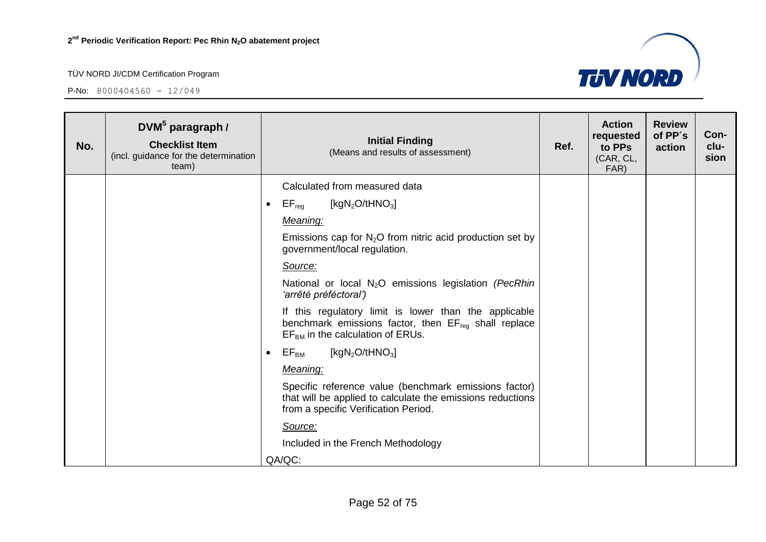| No. | DVM[5] paragraph / Checklist Item (incl. guidance for the determination team) | Initial Finding (Means and results of assessment) | Ref. | Action requested to PPs (CAR, CL, FAR) | Review of PP´s action | Con-clu-sion |
|---|---|---|---|---|---|---|
| | | Calculated from measured data<br><br>• $EF_{reg}$ [$kgN_2O/tHNO_3$]<br><br>*Meaning:*<br><br>Emissions cap for $N_2O$ from nitric acid production set by government/local regulation.<br><br>*Source:*<br><br>National or local $N_2O$ emissions legislation *(PecRhin 'arrêté préféctoral')*<br><br>If this regulatory limit is lower than the applicable benchmark emissions factor, then $EF_{reg}$ shall replace $EF_{BM}$ in the calculation of ERUs.<br><br>• $EF_{BM}$ [$kgN_2O/tHNO_3$]<br><br>*Meaning:*<br><br>Specific reference value (benchmark emissions factor) that will be applied to calculate the emissions reductions from a specific Verification Period.<br><br>*Source:*<br><br>Included in the French Methodology<br><br>QA/QC: | | | | |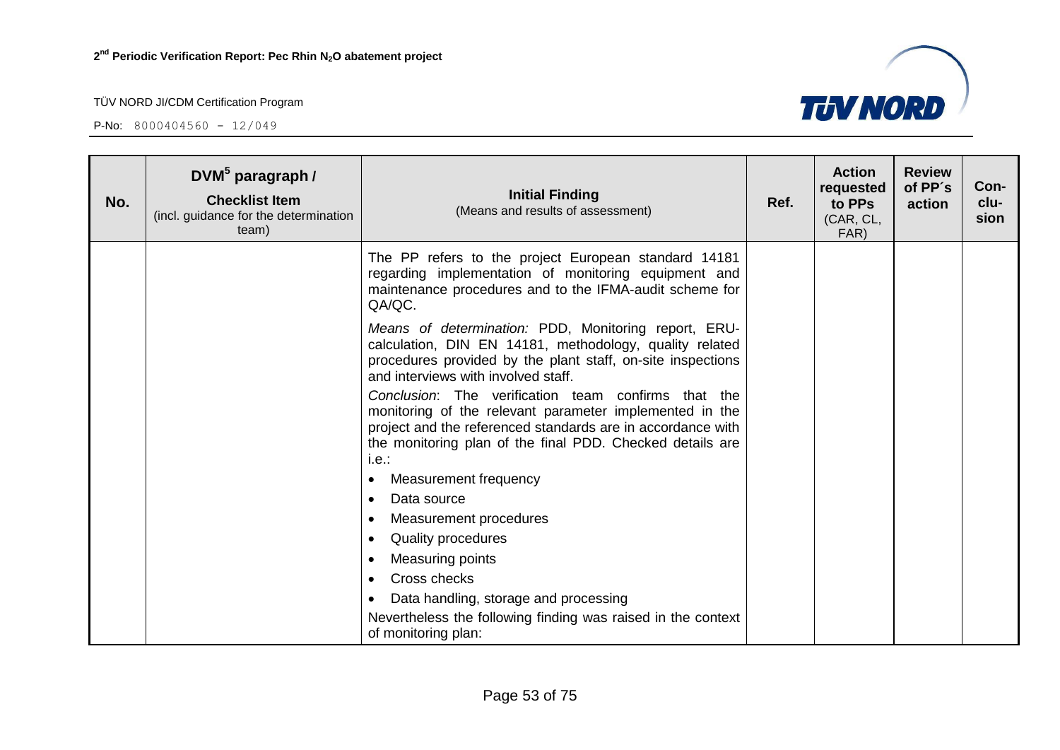| No. | DVM[5] paragraph / **Checklist Item** (incl. guidance for the determination team) | **Initial Finding** (Means and results of assessment) | Ref. | Action requested to PPs (CAR, CL, FAR) | Review of PP´s action | Con-clu-sion |
|---|---|---|---|---|---|---|
| | | The PP refers to the project European standard 14181 regarding implementation of monitoring equipment and maintenance procedures and to the IFMA-audit scheme for QA/QC.<br><br>*Means of determination:* PDD, Monitoring report, ERU-calculation, DIN EN 14181, methodology, quality related procedures provided by the plant staff, on-site inspections and interviews with involved staff.<br><br>*Conclusion*: The verification team confirms that the monitoring of the relevant parameter implemented in the project and the referenced standards are in accordance with the monitoring plan of the final PDD. Checked details are i.e.:<br>• Measurement frequency<br>• Data source<br>• Measurement procedures<br>• Quality procedures<br>• Measuring points<br>• Cross checks<br>• Data handling, storage and processing<br><br>Nevertheless the following finding was raised in the context of monitoring plan: | | | | |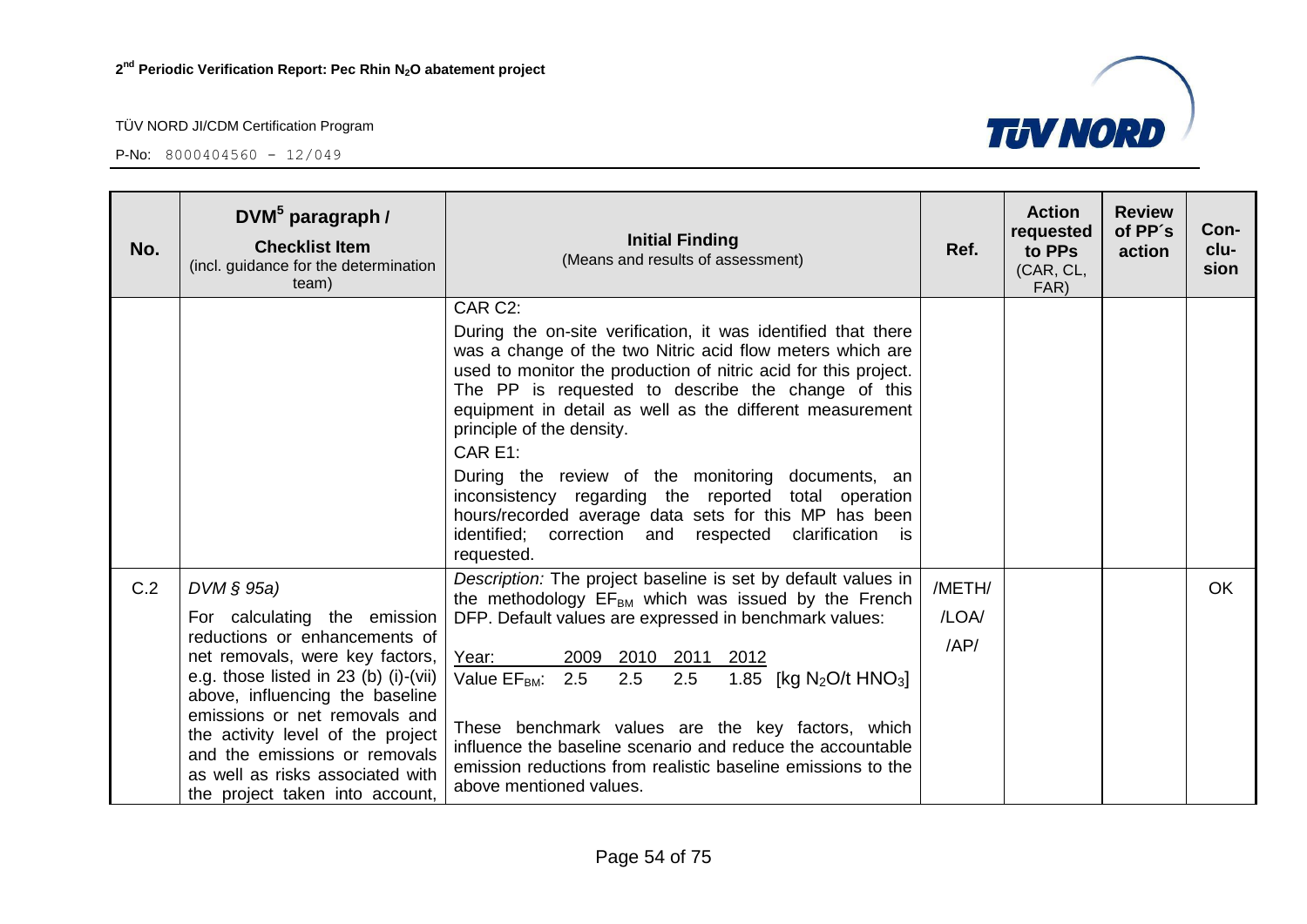| No. | DVM[5] paragraph / **Checklist Item** (incl. guidance for the determination team) | **Initial Finding** (Means and results of assessment) | Ref. | Action requested to PPs (CAR, CL, FAR) | Review of PP´s action | Con-clu-sion |
|---|---|---|---|---|---|---|
| | | CAR C2: During the on-site verification, it was identified that there was a change of the two Nitric acid flow meters which are used to monitor the production of nitric acid for this project. The PP is requested to describe the change of this equipment in detail as well as the different measurement principle of the density. CAR E1: During the review of the monitoring documents, an inconsistency regarding the reported total operation hours/recorded average data sets for this MP has been identified; correction and respected clarification is requested. | | | | |
| C.2 | *DVM § 95a)* For calculating the emission reductions or enhancements of net removals, were key factors, e.g. those listed in 23 (b) (i)-(vii) above, influencing the baseline emissions or net removals and the activity level of the project and the emissions or removals as well as risks associated with the project taken into account, | *Description:* The project baseline is set by default values in the methodology $EF_{BM}$ which was issued by the French DFP. Default values are expressed in benchmark values: <br><br> Year: 2009 2010 2011 2012 <br> Value $EF_{BM}$: 2.5 2.5 2.5 1.85 [kg $N_2O$/t $HNO_3$] <br><br> These benchmark values are the key factors, which influence the baseline scenario and reduce the accountable emission reductions from realistic baseline emissions to the above mentioned values. | /METH/ /LOA/ /AP/ | | | OK |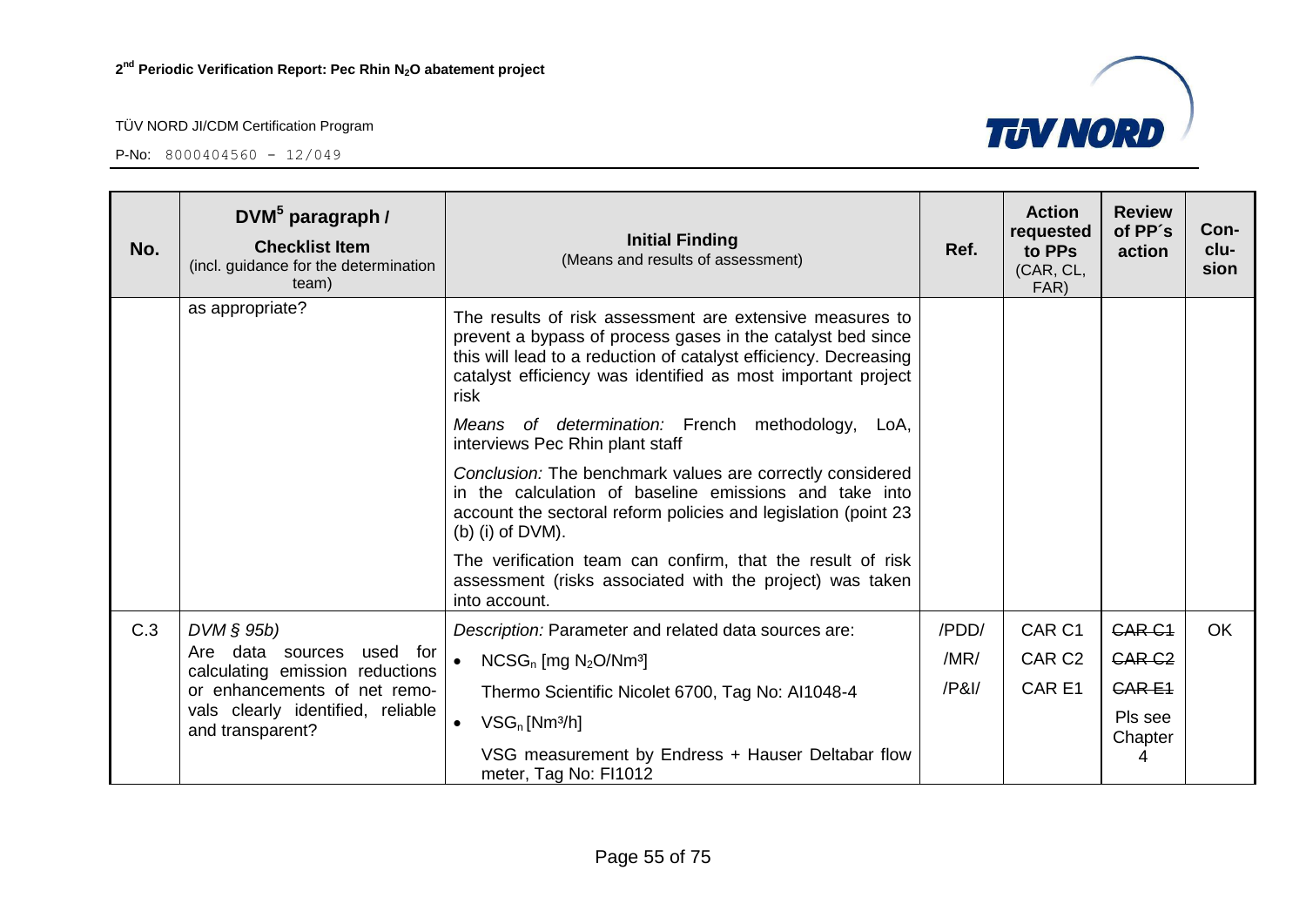| No. | DVM[5] paragraph / **Checklist Item** (incl. guidance for the determination team) | **Initial Finding** (Means and results of assessment) | Ref. | Action requested to PPs (CAR, CL, FAR) | Review of PP´s action | Con-clu-sion |
|---|---|---|---|---|---|---|
| | as appropriate? | The results of risk assessment are extensive measures to prevent a bypass of process gases in the catalyst bed since this will lead to a reduction of catalyst efficiency. Decreasing catalyst efficiency was identified as most important project risk<br><br>*Means of determination:* French methodology, LoA, interviews Pec Rhin plant staff<br><br>*Conclusion:* The benchmark values are correctly considered in the calculation of baseline emissions and take into account the sectoral reform policies and legislation (point 23 (b) (i) of DVM).<br><br>The verification team can confirm, that the result of risk assessment (risks associated with the project) was taken into account. | | | | |
| C.3 | *DVM § 95b)*<br>Are data sources used for calculating emission reductions or enhancements of net remo-vals clearly identified, reliable and transparent? | *Description:* Parameter and related data sources are:<br>• $NCSG_n$ [mg $N_2O$/Nm³]<br>Thermo Scientific Nicolet 6700, Tag No: AI1048-4<br>• $VSG_n$ [Nm³/h]<br>VSG measurement by Endress + Hauser Deltabar flow meter, Tag No: FI1012 | /PDD/<br>/MR/<br>/P&I/ | CAR C1<br>CAR C2<br>CAR E1 | ~~CAR C1~~<br>~~CAR C2~~<br>~~CAR E1~~<br>Pls see Chapter 4 | OK |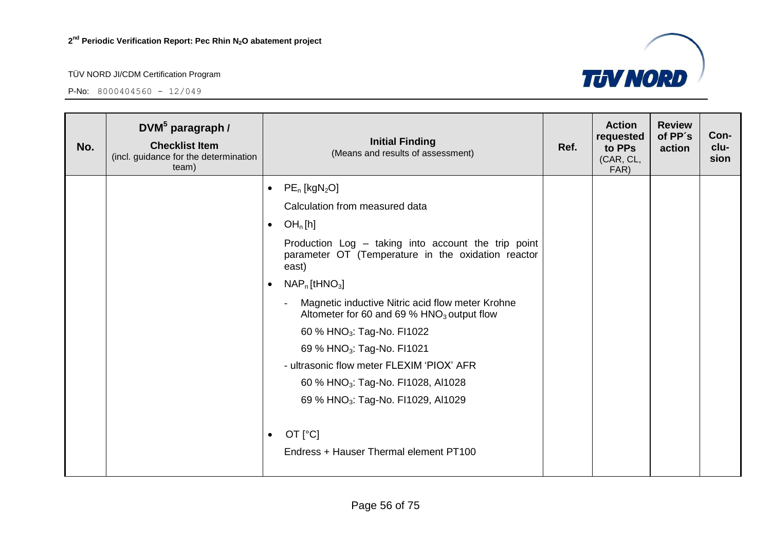| No. | DVM[5] paragraph / **Checklist Item** (incl. guidance for the determination team) | **Initial Finding** (Means and results of assessment) | Ref. | Action requested to PPs (CAR, CL, FAR) | Review of PP´s action | Con-clu-sion |
|---|---|---|---|---|---|---|
| | | • $PE_n$ [$kgN_2O$]<br><br>Calculation from measured data<br><br>• $OH_n$ [h]<br><br>Production Log – taking into account the trip point parameter OT (Temperature in the oxidation reactor east)<br><br>• $NAP_n$ [$tHNO_3$]<br><br>- Magnetic inductive Nitric acid flow meter Krohne Altometer for 60 and 69 % $HNO_3$ output flow<br><br>60 % $HNO_3$: Tag-No. FI1022<br><br>69 % $HNO_3$: Tag-No. FI1021<br><br>- ultrasonic flow meter FLEXIM 'PIOX' AFR<br><br>60 % $HNO_3$: Tag-No. FI1028, AI1028<br><br>69 % $HNO_3$: Tag-No. FI1029, AI1029<br><br>• OT [°C]<br><br>Endress + Hauser Thermal element PT100 | | | | |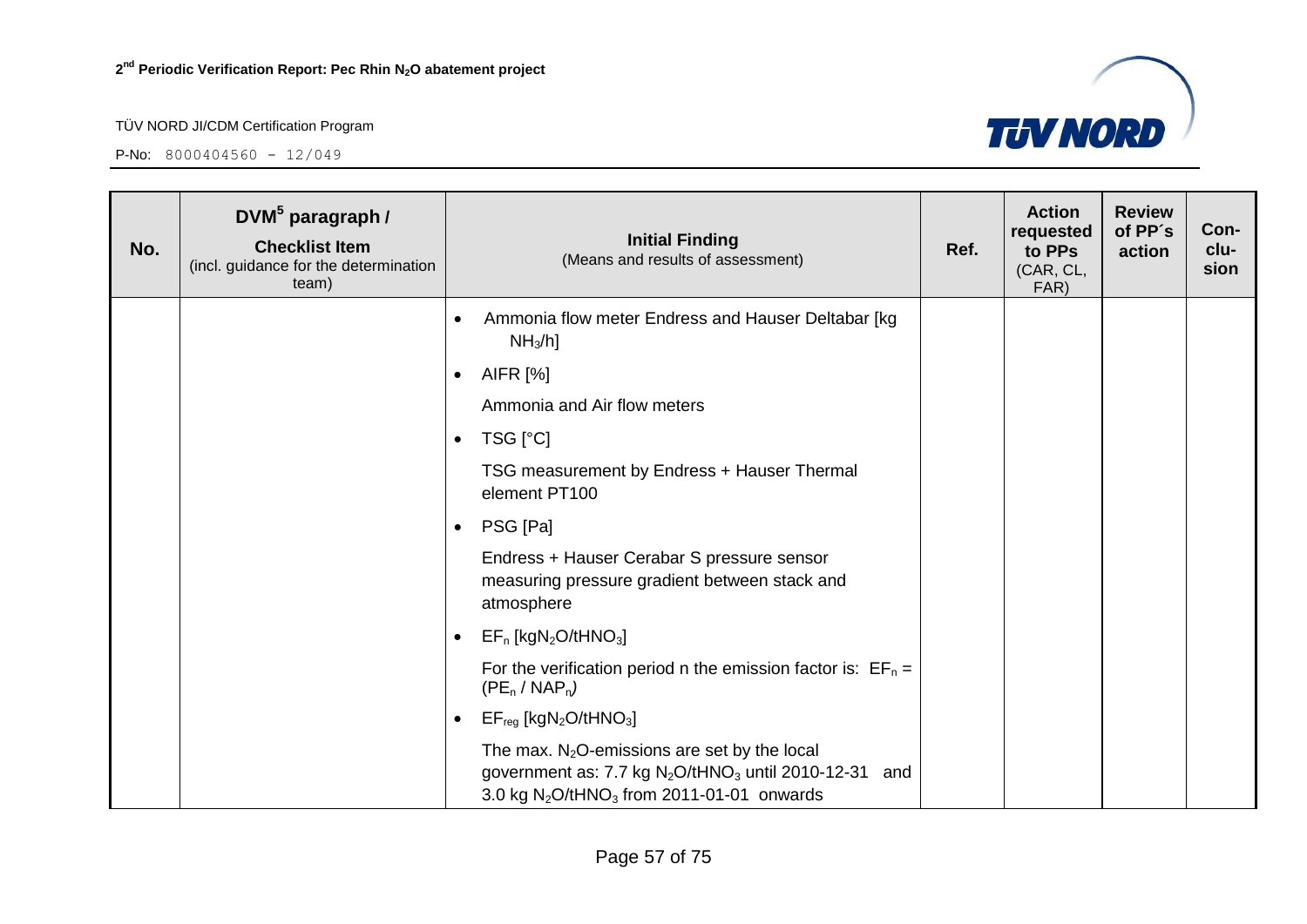| No. | DVM[5] paragraph / Checklist Item (incl. guidance for the determination team) | Initial Finding (Means and results of assessment) | Ref. | Action requested to PPs (CAR, CL, FAR) | Review of PP´s action | Con-clu-sion |
|---|---|---|---|---|---|---|
| | | • Ammonia flow meter Endress and Hauser Deltabar [kg $NH_3$/h]<br>• AIFR [%]<br>Ammonia and Air flow meters<br>• TSG [°C]<br>TSG measurement by Endress + Hauser Thermal element PT100<br>• PSG [Pa]<br>Endress + Hauser Cerabar S pressure sensor measuring pressure gradient between stack and atmosphere<br>• $EF_n$ [kg$N_2O$/t$HNO_3$]<br>For the verification period n the emission factor is: $EF_n$ = ($PE_n$ / $NAP_n$)<br>• $EF_{reg}$ [kg$N_2O$/t$HNO_3$]<br>The max. $N_2O$-emissions are set by the local government as: 7.7 kg $N_2O$/t$HNO_3$ until 2010-12-31 and 3.0 kg $N_2O$/t$HNO_3$ from 2011-01-01 onwards | | | | |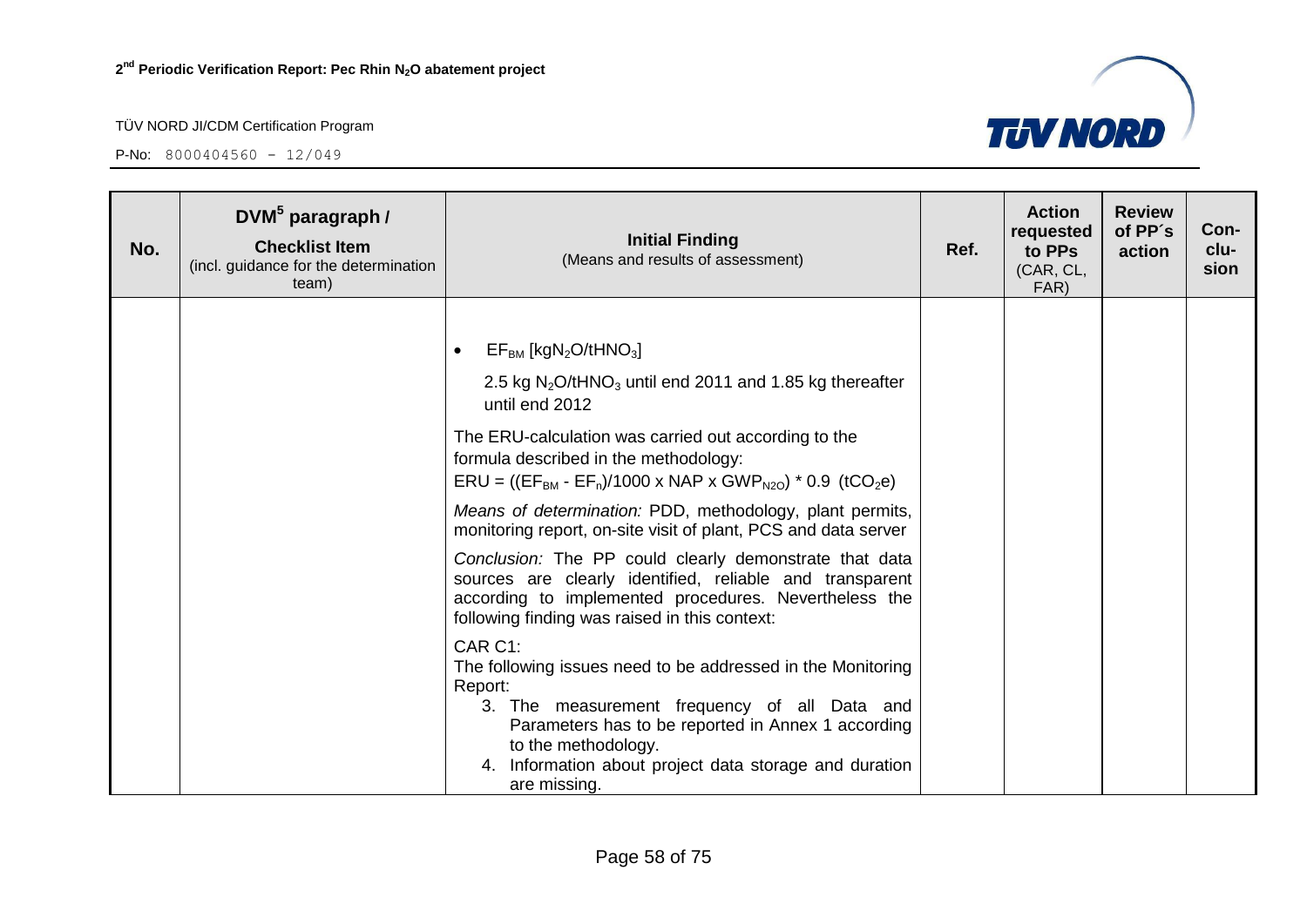| No. | DVM[5] paragraph / Checklist Item (incl. guidance for the determination team) | Initial Finding (Means and results of assessment) | Ref. | Action requested to PPs (CAR, CL, FAR) | Review of PP´s action | Con-clu-sion |
|---|---|---|---|---|---|---|
| | | • $EF_{BM}$ [$kgN_2O/tHNO_3$]<br><br>2.5 kg $N_2O/tHNO_3$ until end 2011 and 1.85 kg thereafter until end 2012<br><br>The ERU-calculation was carried out according to the formula described in the methodology:<br>ERU = (($EF_{BM}$ - $EF_n$)/1000 x NAP x $GWP_{N2O}$) * 0.9 ($tCO_2e$)<br><br>*Means of determination:* PDD, methodology, plant permits, monitoring report, on-site visit of plant, PCS and data server<br><br>*Conclusion:* The PP could clearly demonstrate that data sources are clearly identified, reliable and transparent according to implemented procedures. Nevertheless the following finding was raised in this context:<br><br>CAR C1:<br>The following issues need to be addressed in the Monitoring Report:<br>3. The measurement frequency of all Data and Parameters has to be reported in Annex 1 according to the methodology.<br>4. Information about project data storage and duration are missing. | | | | |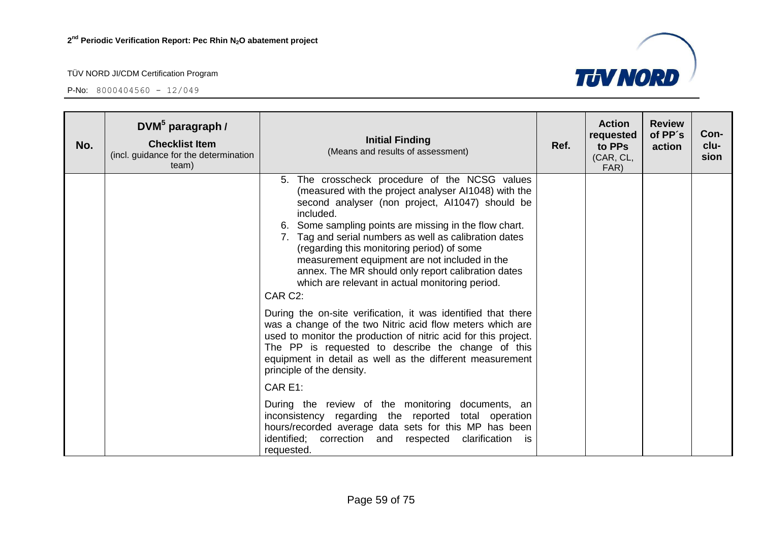| No. | DVM[5] paragraph / Checklist Item (incl. guidance for the determination team) | Initial Finding (Means and results of assessment) | Ref. | Action requested to PPs (CAR, CL, FAR) | Review of PP´s action | Con-clu-sion |
|---|---|---|---|---|---|---|
| | | 5. The crosscheck procedure of the NCSG values (measured with the project analyser AI1048) with the second analyser (non project, AI1047) should be included.<br>6. Some sampling points are missing in the flow chart.<br>7. Tag and serial numbers as well as calibration dates (regarding this monitoring period) of some measurement equipment are not included in the annex. The MR should only report calibration dates which are relevant in actual monitoring period.<br>CAR C2:<br>During the on-site verification, it was identified that there was a change of the two Nitric acid flow meters which are used to monitor the production of nitric acid for this project. The PP is requested to describe the change of this equipment in detail as well as the different measurement principle of the density.<br>CAR E1:<br>During the review of the monitoring documents, an inconsistency regarding the reported total operation hours/recorded average data sets for this MP has been identified; correction and respected clarification is requested. | | | | |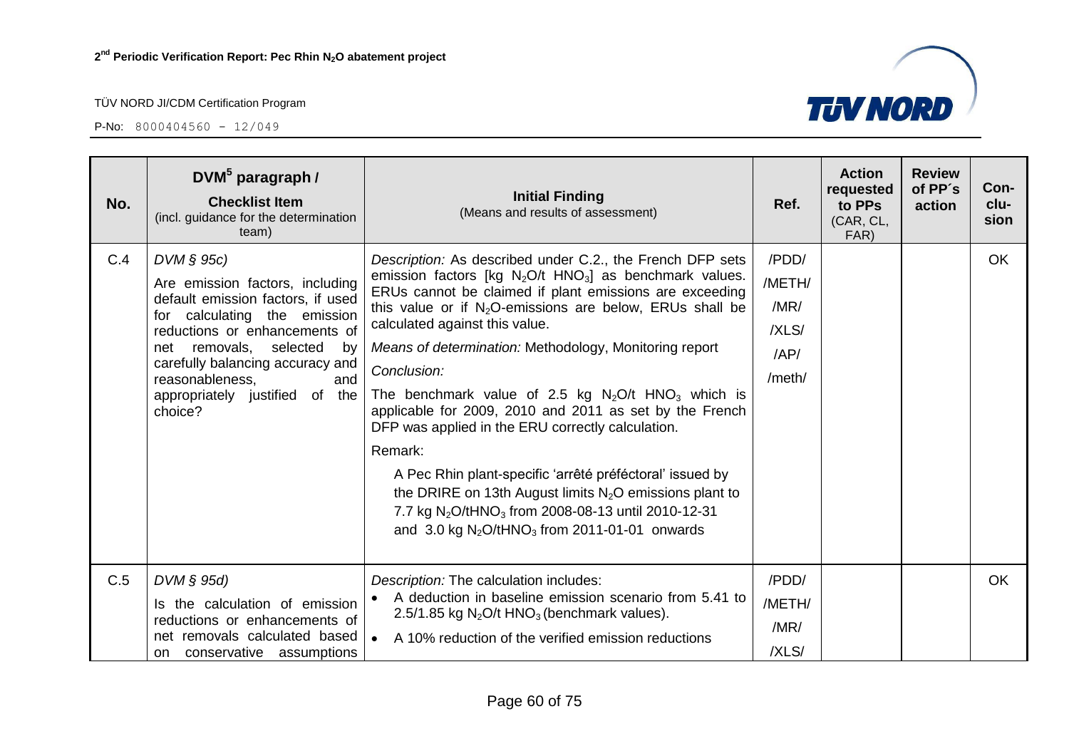| No. | DVM[5] paragraph / **Checklist Item** (incl. guidance for the determination team) | **Initial Finding** (Means and results of assessment) | Ref. | Action requested to PPs (CAR, CL, FAR) | Review of PP´s action | Con-clu-sion |
|---|---|---|---|---|---|---|
| C.4 | *DVM § 95c)*<br>Are emission factors, including default emission factors, if used for calculating the emission reductions or enhancements of net removals, selected by carefully balancing accuracy and reasonableness, and appropriately justified of the choice? | *Description:* As described under C.2., the French DFP sets emission factors [kg $N_2O$/t $HNO_3$] as benchmark values. ERUs cannot be claimed if plant emissions are exceeding this value or if $N_2O$-emissions are below, ERUs shall be calculated against this value.<br>*Means of determination:* Methodology, Monitoring report<br>*Conclusion:*<br>The benchmark value of 2.5 kg $N_2O$/t $HNO_3$ which is applicable for 2009, 2010 and 2011 as set by the French DFP was applied in the ERU correctly calculation.<br>Remark:<br>A Pec Rhin plant-specific 'arrêté préféctoral' issued by the DRIRE on 13th August limits $N_2O$ emissions plant to 7.7 kg $N_2O$/t$HNO_3$ from 2008-08-13 until 2010-12-31 and 3.0 kg $N_2O$/t$HNO_3$ from 2011-01-01 onwards | /PDD/<br>/METH/<br>/MR/<br>/XLS/<br>/AP/<br>/meth/ | | | OK |
| C.5 | *DVM § 95d)*<br>Is the calculation of emission reductions or enhancements of net removals calculated based on conservative assumptions | *Description:* The calculation includes:<br>• A deduction in baseline emission scenario from 5.41 to 2.5/1.85 kg $N_2O$/t $HNO_3$ (benchmark values).<br>• A 10% reduction of the verified emission reductions | /PDD/<br>/METH/<br>/MR/<br>/XLS/ | | | OK |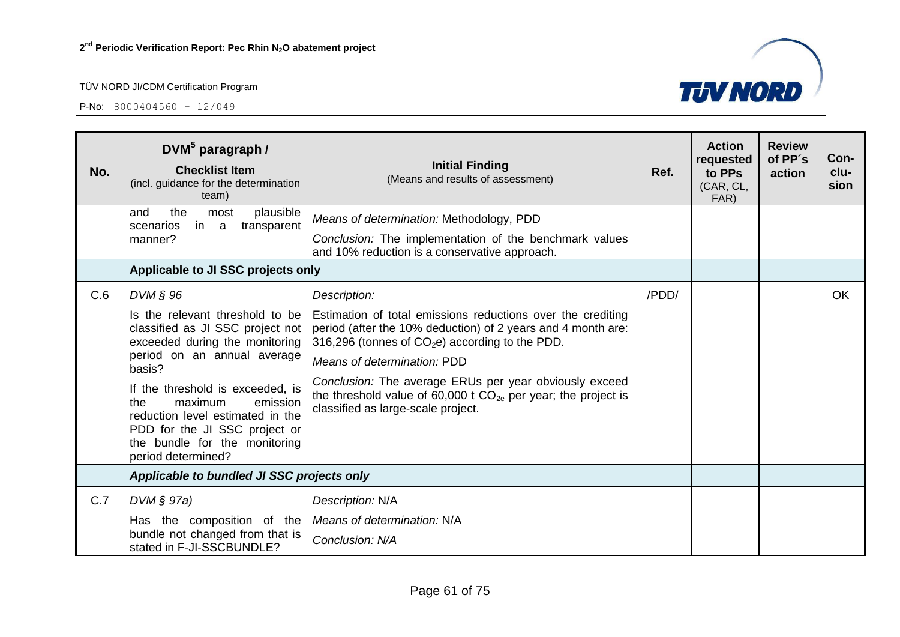| No. | DVM[5] paragraph / **Checklist Item** (incl. guidance for the determination team) | **Initial Finding** (Means and results of assessment) | Ref. | Action requested to PPs (CAR, CL, FAR) | Review of PP´s action | Con-clu-sion |
|---|---|---|---|---|---|---|
| | and the most plausible scenarios in a transparent manner? | *Means of determination:* Methodology, PDD<br><br>*Conclusion:* The implementation of the benchmark values and 10% reduction is a conservative approach. | | | | |
| | **Applicable to JI SSC projects only** | | | | | |
| C.6 | *DVM § 96*<br><br>Is the relevant threshold to be classified as JI SSC project not exceeded during the monitoring period on an annual average basis?<br><br>If the threshold is exceeded, is the maximum emission reduction level estimated in the PDD for the JI SSC project or the bundle for the monitoring period determined? | *Description:*<br><br>Estimation of total emissions reductions over the crediting period (after the 10% deduction) of 2 years and 4 month are: 316,296 (tonnes of $CO_2e$) according to the PDD.<br><br>*Means of determination:* PDD<br><br>*Conclusion:* The average ERUs per year obviously exceed the threshold value of 60,000 t $CO_{2e}$ per year; the project is classified as large-scale project. | /PDD/ | | | OK |
| | ***Applicable to bundled JI SSC projects only*** | | | | | |
| C.7 | *DVM § 97a)*<br><br>Has the composition of the bundle not changed from that is stated in F-JI-SSCBUNDLE? | *Description:* N/A<br><br>*Means of determination:* N/A<br><br>*Conclusion: N/A* | | | | |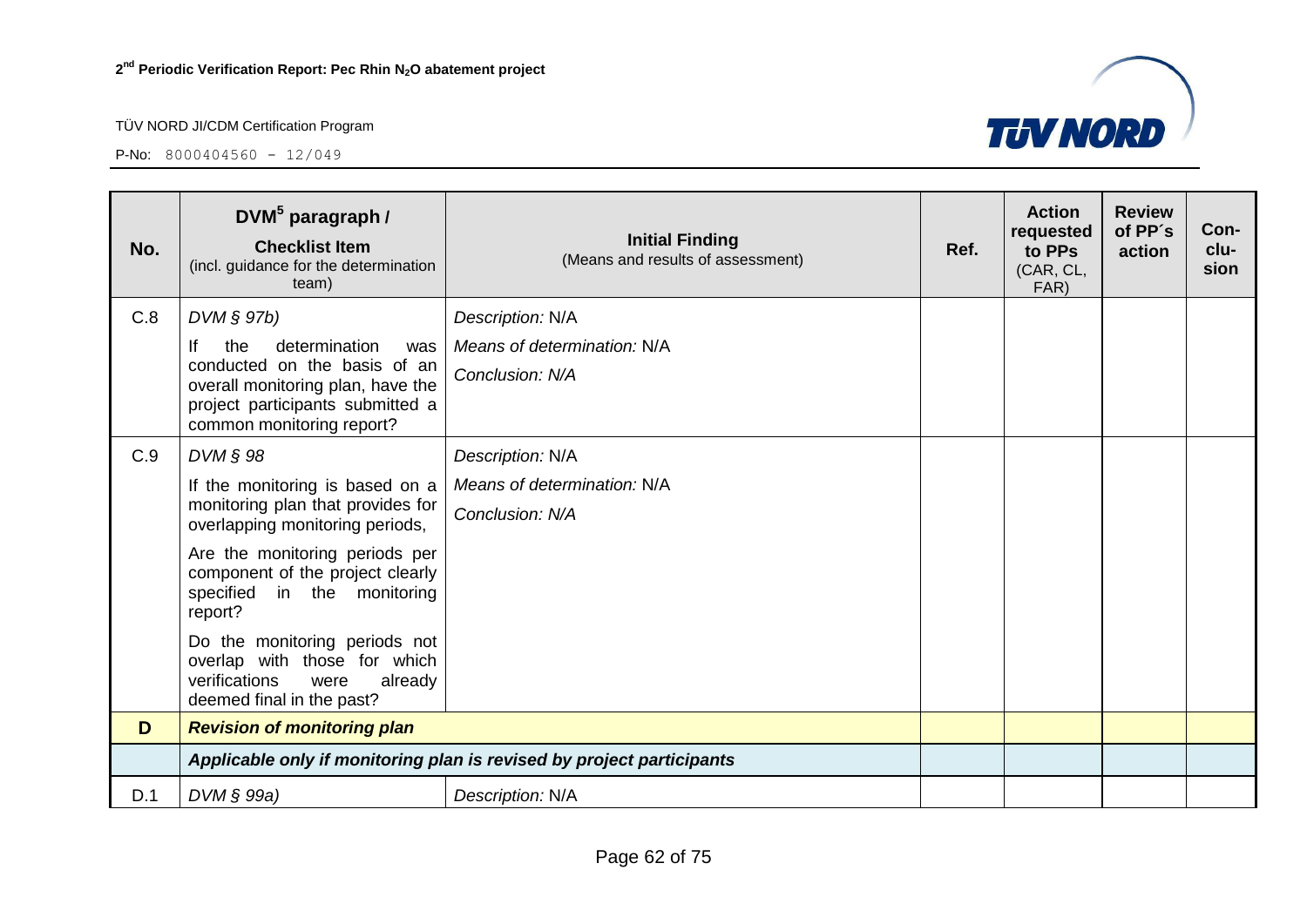| No. | DVM[5] paragraph / **Checklist Item** (incl. guidance for the determination team) | **Initial Finding** (Means and results of assessment) | Ref. | Action requested to PPs (CAR, CL, FAR) | Review of PP´s action | Con-clu-sion |
|---|---|---|---|---|---|---|
| C.8 | *DVM § 97b)*<br>If the determination was conducted on the basis of an overall monitoring plan, have the project participants submitted a common monitoring report? | *Description:* N/A<br>*Means of determination:* N/A<br>*Conclusion: N/A* | | | | |
| C.9 | *DVM § 98*<br>If the monitoring is based on a monitoring plan that provides for overlapping monitoring periods,<br>Are the monitoring periods per component of the project clearly specified in the monitoring report?<br>Do the monitoring periods not overlap with those for which verifications were already deemed final in the past? | *Description:* N/A<br>*Means of determination:* N/A<br>*Conclusion: N/A* | | | | |
| **D** | ***Revision of monitoring plan*** | | | | | |
| | ***Applicable only if monitoring plan is revised by project participants*** | | | | | |
| D.1 | *DVM § 99a)* | *Description:* N/A | | | | |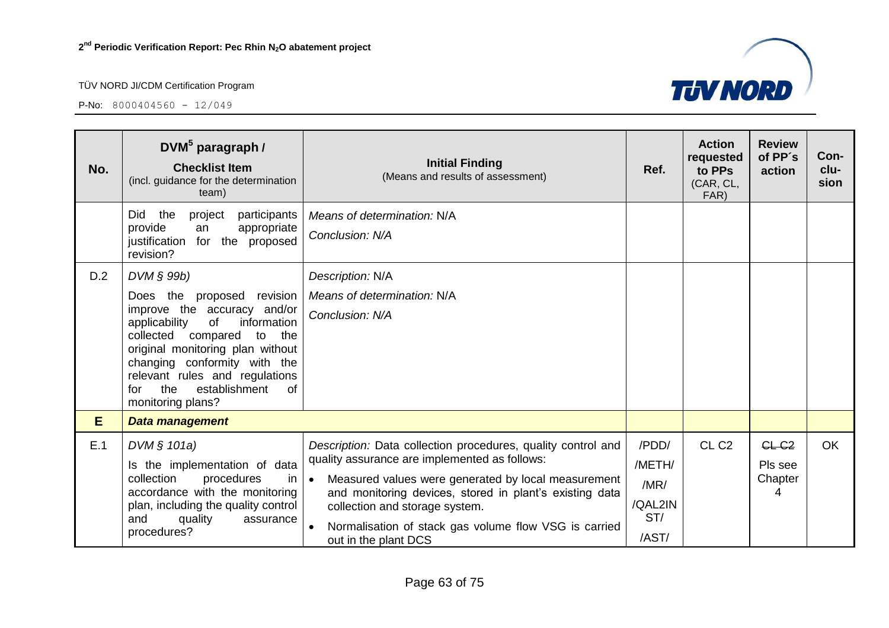| No. | DVM[5] paragraph / **Checklist Item** (incl. guidance for the determination team) | **Initial Finding** (Means and results of assessment) | Ref. | Action requested to PPs (CAR, CL, FAR) | Review of PP´s action | Con-clu-sion |
|---|---|---|---|---|---|---|
| | Did the project participants provide an appropriate justification for the proposed revision? | *Means of determination:* N/A<br>*Conclusion: N/A* | | | | |
| D.2 | *DVM § 99b)*<br>Does the proposed revision improve the accuracy and/or applicability of information collected compared to the original monitoring plan without changing conformity with the relevant rules and regulations for the establishment of monitoring plans? | *Description:* N/A<br>*Means of determination:* N/A<br>*Conclusion: N/A* | | | | |
| **E** | ***Data management*** | | | | | |
| E.1 | *DVM § 101a)*<br>Is the implementation of data collection procedures in accordance with the monitoring plan, including the quality control and quality assurance procedures? | *Description:* Data collection procedures, quality control and quality assurance are implemented as follows:<br>• Measured values were generated by local measurement and monitoring devices, stored in plant's existing data collection and storage system.<br>• Normalisation of stack gas volume flow VSG is carried out in the plant DCS | /PDD/<br>/METH/<br>/MR/<br>/QAL2INST/<br>/AST/ | CL C2 | ~~CL C2~~<br>Pls see Chapter 4 | OK |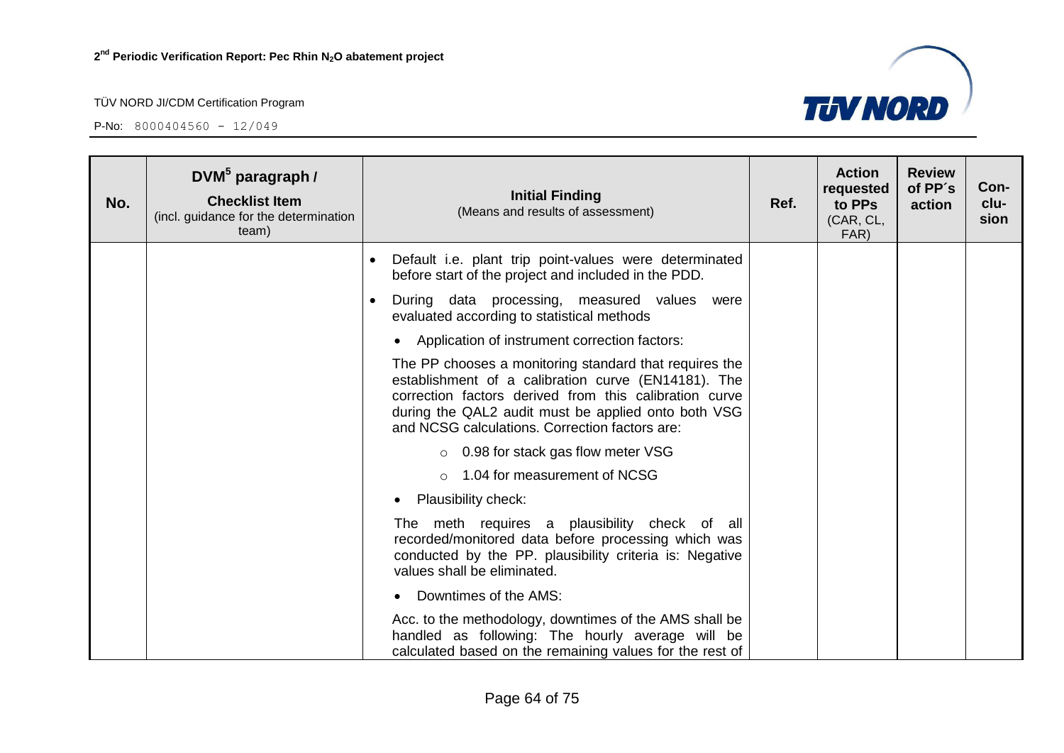| No. | DVM[5] paragraph / **Checklist Item** (incl. guidance for the determination team) | **Initial Finding** (Means and results of assessment) | Ref. | Action requested to PPs (CAR, CL, FAR) | Review of PP´s action | Con-clu-sion |
|---|---|---|---|---|---|---|
| | | • Default i.e. plant trip point-values were determinated before start of the project and included in the PDD.<br>• During data processing, measured values were evaluated according to statistical methods<br>  • Application of instrument correction factors:<br>  The PP chooses a monitoring standard that requires the establishment of a calibration curve (EN14181). The correction factors derived from this calibration curve during the QAL2 audit must be applied onto both VSG and NCSG calculations. Correction factors are:<br>    ○ 0.98 for stack gas flow meter VSG<br>    ○ 1.04 for measurement of NCSG<br>  • Plausibility check:<br>  The meth requires a plausibility check of all recorded/monitored data before processing which was conducted by the PP. plausibility criteria is: Negative values shall be eliminated.<br>  • Downtimes of the AMS:<br>  Acc. to the methodology, downtimes of the AMS shall be handled as following: The hourly average will be calculated based on the remaining values for the rest of | | | | |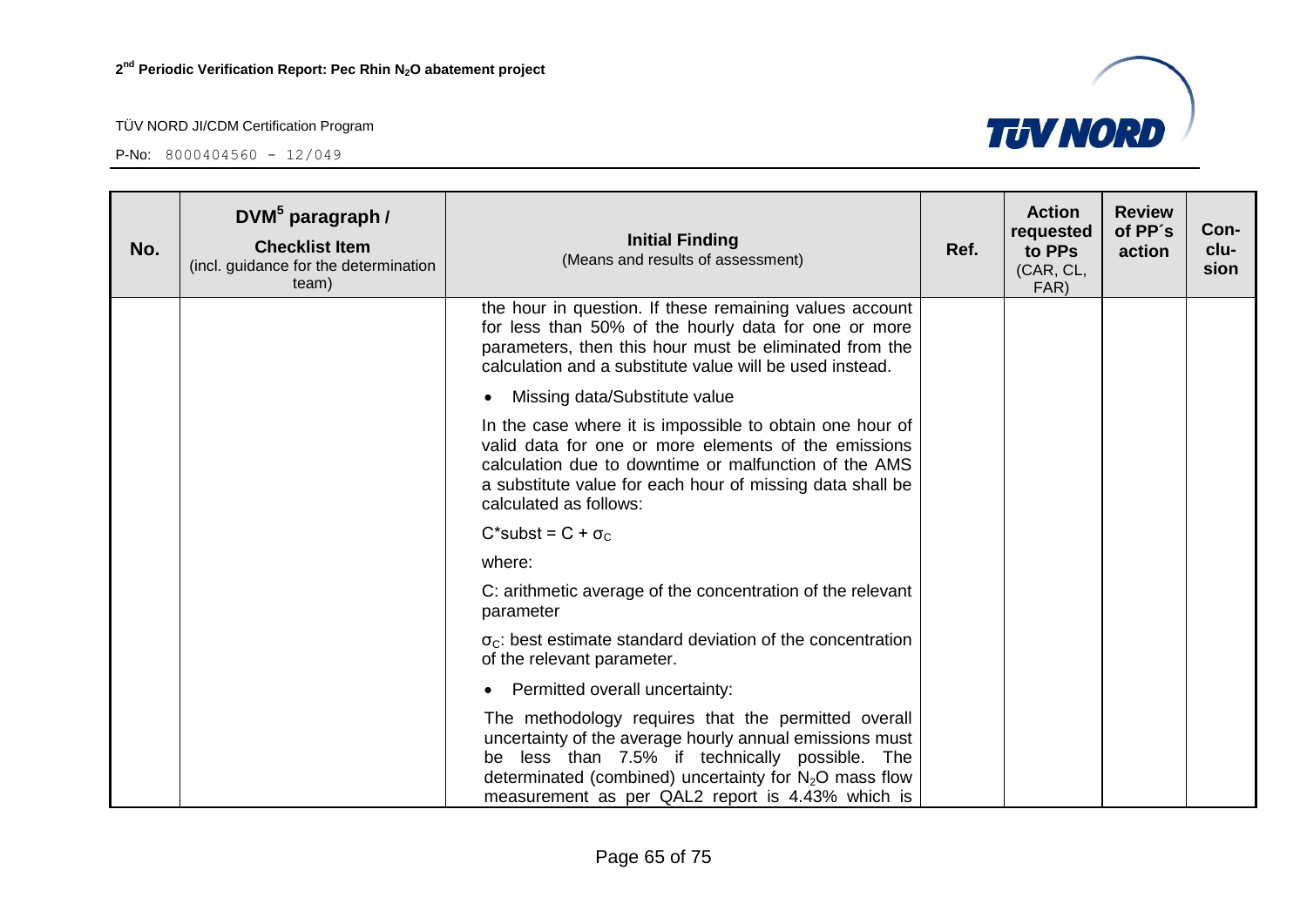| No. | DVM[5] paragraph / **Checklist Item** (incl. guidance for the determination team) | **Initial Finding** (Means and results of assessment) | Ref. | Action requested to PPs (CAR, CL, FAR) | Review of PP´s action | Con-clu-sion |
|---|---|---|---|---|---|---|
| | | the hour in question. If these remaining values account for less than 50% of the hourly data for one or more parameters, then this hour must be eliminated from the calculation and a substitute value will be used instead.<br><br>• Missing data/Substitute value<br><br>In the case where it is impossible to obtain one hour of valid data for one or more elements of the emissions calculation due to downtime or malfunction of the AMS a substitute value for each hour of missing data shall be calculated as follows:<br><br>$C^*subst = C + \sigma_C$<br><br>where:<br><br>C: arithmetic average of the concentration of the relevant parameter<br><br>$\sigma_C$: best estimate standard deviation of the concentration of the relevant parameter.<br><br>• Permitted overall uncertainty:<br><br>The methodology requires that the permitted overall uncertainty of the average hourly annual emissions must be less than 7.5% if technically possible. The determinated (combined) uncertainty for $N_2O$ mass flow measurement as per QAL2 report is 4.43% which is | | | | |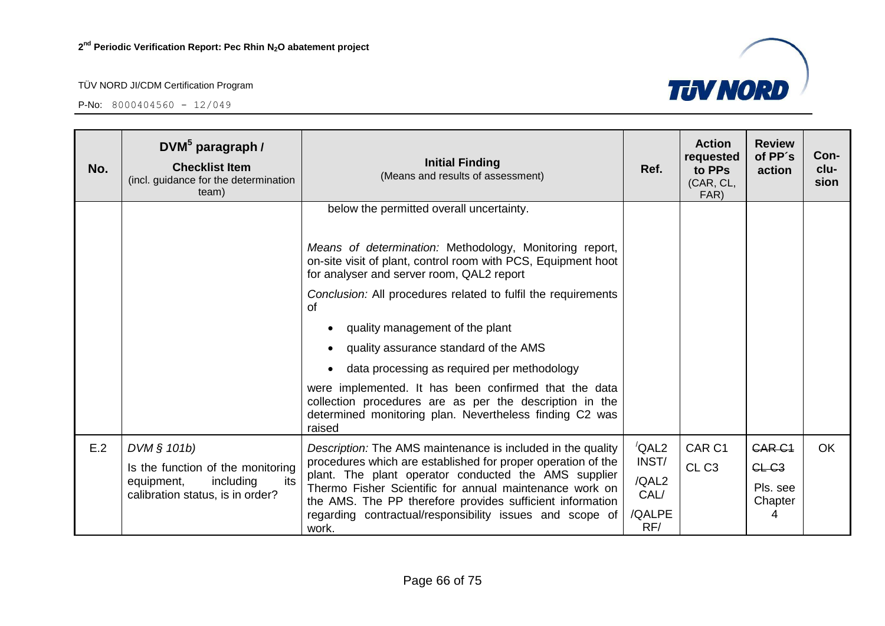| No. | DVM[5] paragraph / **Checklist Item** (incl. guidance for the determination team) | **Initial Finding** (Means and results of assessment) | Ref. | Action requested to PPs (CAR, CL, FAR) | Review of PP´s action | Con-clu-sion |
|---|---|---|---|---|---|---|
| | | below the permitted overall uncertainty.<br><br>*Means of determination:* Methodology, Monitoring report, on-site visit of plant, control room with PCS, Equipment hoot for analyser and server room, QAL2 report<br><br>*Conclusion:* All procedures related to fulfil the requirements of<br>• quality management of the plant<br>• quality assurance standard of the AMS<br>• data processing as required per methodology<br><br>were implemented. It has been confirmed that the data collection procedures are as per the description in the determined monitoring plan. Nevertheless finding C2 was raised | | | | |
| E.2 | *DVM § 101b)*<br>Is the function of the monitoring equipment, including its calibration status, is in order? | *Description:* The AMS maintenance is included in the quality procedures which are established for proper operation of the plant. The plant operator conducted the AMS supplier Thermo Fisher Scientific for annual maintenance work on the AMS. The PP therefore provides sufficient information regarding contractual/responsibility issues and scope of work. | /QAL2 INST/<br>/QAL2 CAL/<br>/QALPE RF/ | CAR C1<br>CL C3 | ~~CAR C1~~<br>~~CL C3~~<br>Pls. see Chapter 4 | OK |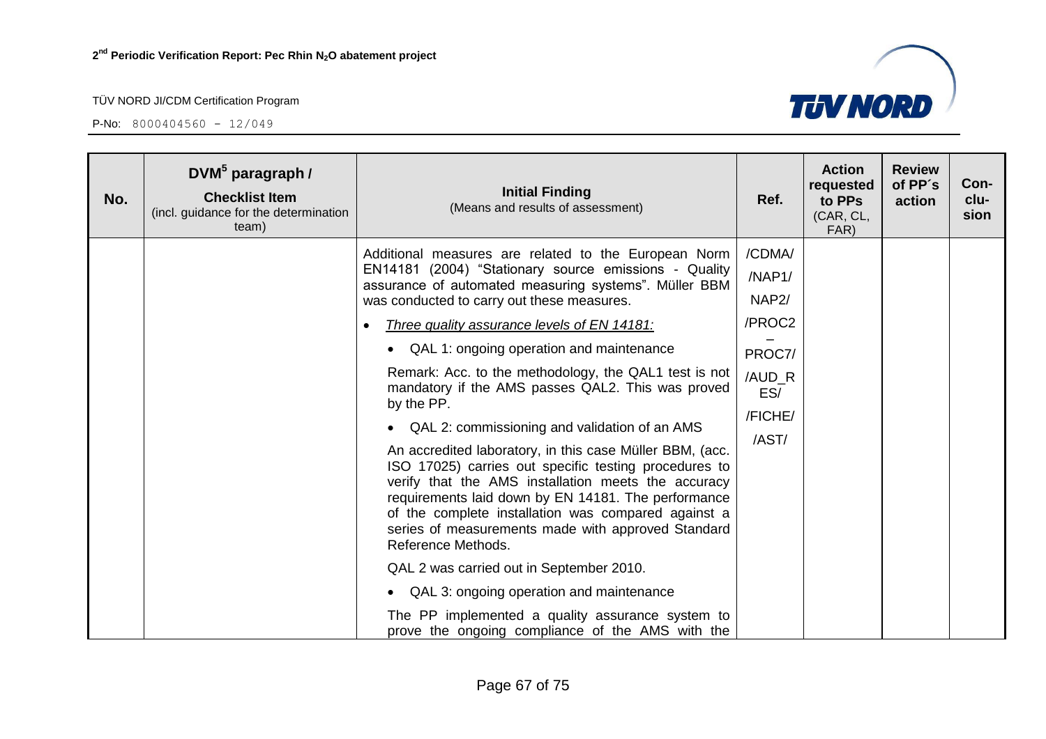| No. | DVM[5] paragraph / **Checklist Item** (incl. guidance for the determination team) | **Initial Finding** (Means and results of assessment) | Ref. | Action requested to PPs (CAR, CL, FAR) | Review of PP´s action | Con-clu-sion |
|---|---|---|---|---|---|---|
| | | Additional measures are related to the European Norm EN14181 (2004) "Stationary source emissions - Quality assurance of automated measuring systems". Müller BBM was conducted to carry out these measures.<br><br>• *Three quality assurance levels of EN 14181:*<br><br>• QAL 1: ongoing operation and maintenance<br><br>Remark: Acc. to the methodology, the QAL1 test is not mandatory if the AMS passes QAL2. This was proved by the PP.<br><br>• QAL 2: commissioning and validation of an AMS<br><br>An accredited laboratory, in this case Müller BBM, (acc. ISO 17025) carries out specific testing procedures to verify that the AMS installation meets the accuracy requirements laid down by EN 14181. The performance of the complete installation was compared against a series of measurements made with approved Standard Reference Methods.<br><br>QAL 2 was carried out in September 2010.<br><br>• QAL 3: ongoing operation and maintenance<br><br>The PP implemented a quality assurance system to prove the ongoing compliance of the AMS with the | /CDMA/<br>/NAP1/<br>NAP2/<br>/PROC2 – PROC7/<br>/AUD_RES/<br>/FICHE/<br>/AST/ | | | |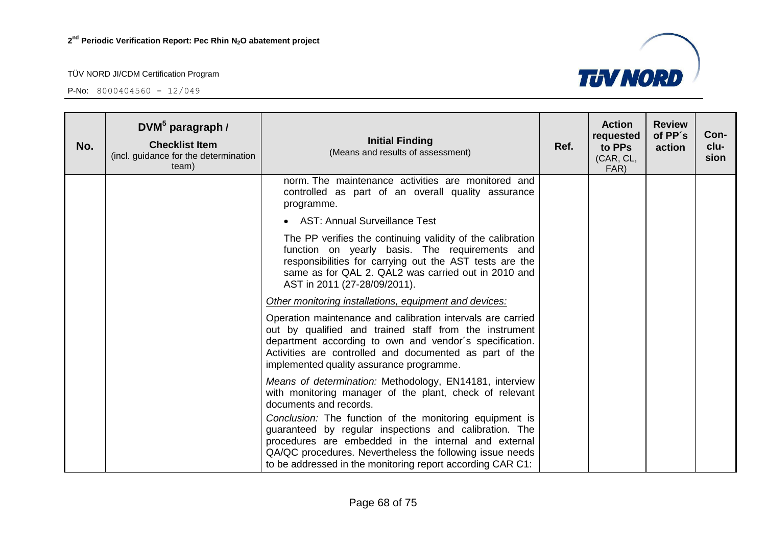| No. | DVM[5] paragraph / **Checklist Item** (incl. guidance for the determination team) | **Initial Finding** (Means and results of assessment) | Ref. | Action requested to PPs (CAR, CL, FAR) | Review of PP´s action | Con-clu-sion |
|---|---|---|---|---|---|---|
| | | norm. The maintenance activities are monitored and controlled as part of an overall quality assurance programme.<br><br>• AST: Annual Surveillance Test<br><br>The PP verifies the continuing validity of the calibration function on yearly basis. The requirements and responsibilities for carrying out the AST tests are the same as for QAL 2. QAL2 was carried out in 2010 and AST in 2011 (27-28/09/2011).<br><br>_Other monitoring installations, equipment and devices:_<br><br>Operation maintenance and calibration intervals are carried out by qualified and trained staff from the instrument department according to own and vendor´s specification. Activities are controlled and documented as part of the implemented quality assurance programme.<br><br>*Means of determination:* Methodology, EN14181, interview with monitoring manager of the plant, check of relevant documents and records.<br><br>*Conclusion:* The function of the monitoring equipment is guaranteed by regular inspections and calibration. The procedures are embedded in the internal and external QA/QC procedures. Nevertheless the following issue needs to be addressed in the monitoring report according CAR C1: | | | | |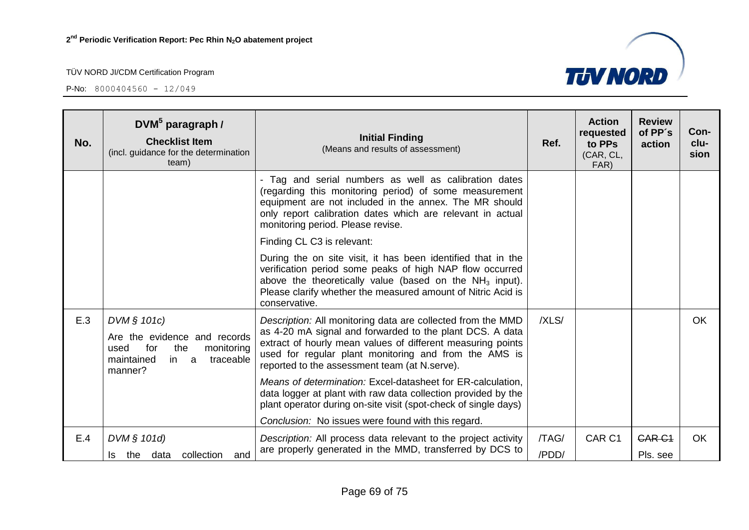| No. | DVM[5] paragraph / **Checklist Item** (incl. guidance for the determination team) | **Initial Finding** (Means and results of assessment) | Ref. | Action requested to PPs (CAR, CL, FAR) | Review of PP´s action | Con-clu-sion |
|---|---|---|---|---|---|---|
| | | - Tag and serial numbers as well as calibration dates (regarding this monitoring period) of some measurement equipment are not included in the annex. The MR should only report calibration dates which are relevant in actual monitoring period. Please revise.<br><br>Finding CL C3 is relevant:<br><br>During the on site visit, it has been identified that in the verification period some peaks of high NAP flow occurred above the theoretically value (based on the $NH_3$ input). Please clarify whether the measured amount of Nitric Acid is conservative. | | | | |
| E.3 | *DVM § 101c)*<br>Are the evidence and records used for the monitoring maintained in a traceable manner? | *Description:* All monitoring data are collected from the MMD as 4-20 mA signal and forwarded to the plant DCS. A data extract of hourly mean values of different measuring points used for regular plant monitoring and from the AMS is reported to the assessment team (at N.serve).<br><br>*Means of determination:* Excel-datasheet for ER-calculation, data logger at plant with raw data collection provided by the plant operator during on-site visit (spot-check of single days)<br><br>*Conclusion:* No issues were found with this regard. | /XLS/ | | | OK |
| E.4 | *DVM § 101d)*<br>Is the data collection and | *Description:* All process data relevant to the project activity are properly generated in the MMD, transferred by DCS to | /TAG/<br>/PDD/ | CAR C1 | ~~CAR C1~~<br>Pls. see | OK |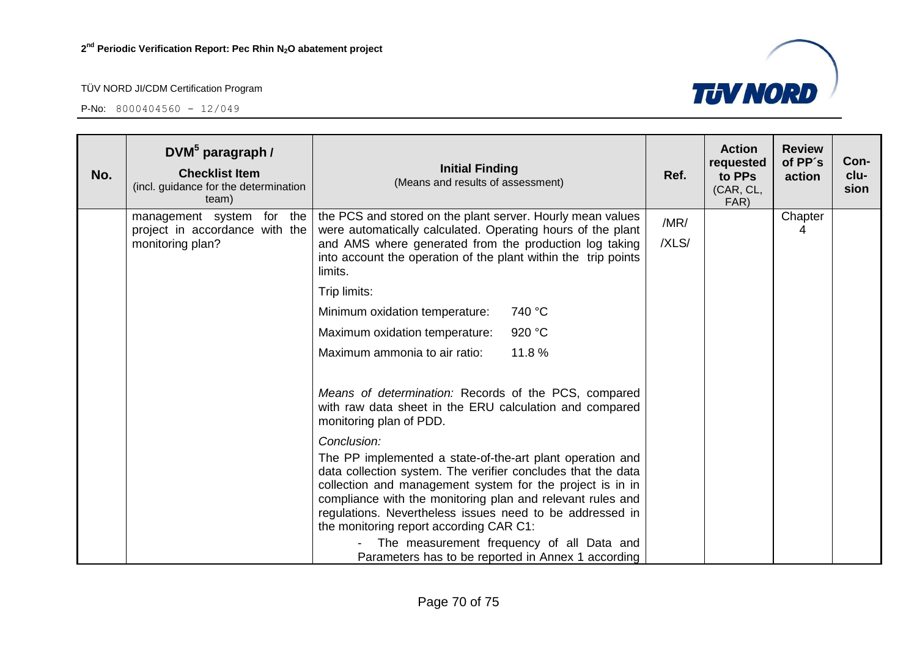| No. | DVM[5] paragraph / **Checklist Item** (incl. guidance for the determination team) | **Initial Finding** (Means and results of assessment) | Ref. | Action requested to PPs (CAR, CL, FAR) | Review of PP´s action | Con-clu-sion |
|---|---|---|---|---|---|---|
| | management system for the project in accordance with the monitoring plan? | the PCS and stored on the plant server. Hourly mean values were automatically calculated. Operating hours of the plant and AMS where generated from the production log taking into account the operation of the plant within the trip points limits.<br><br>Trip limits:<br><br>Minimum oxidation temperature: 740 °C<br><br>Maximum oxidation temperature: 920 °C<br><br>Maximum ammonia to air ratio: 11.8 %<br><br>*Means of determination:* Records of the PCS, compared with raw data sheet in the ERU calculation and compared monitoring plan of PDD.<br><br>*Conclusion:*<br><br>The PP implemented a state-of-the-art plant operation and data collection system. The verifier concludes that the data collection and management system for the project is in in compliance with the monitoring plan and relevant rules and regulations. Nevertheless issues need to be addressed in the monitoring report according CAR C1:<br><br>- The measurement frequency of all Data and Parameters has to be reported in Annex 1 according | /MR/<br><br>/XLS/ | | Chapter 4 | |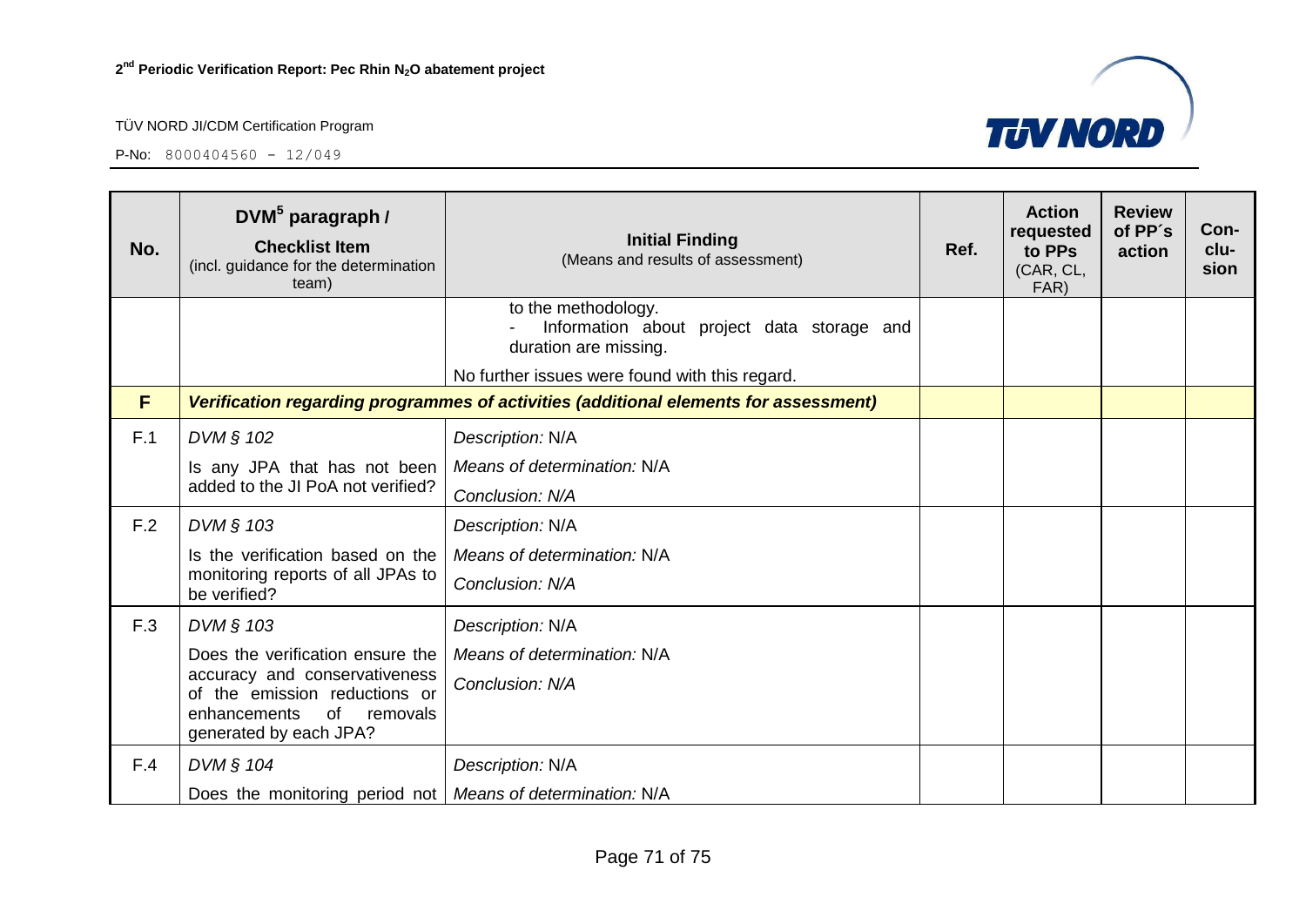| No. | DVM[5] paragraph / **Checklist Item** (incl. guidance for the determination team) | **Initial Finding** (Means and results of assessment) | Ref. | Action requested to PPs (CAR, CL, FAR) | Review of PP´s action | Con-clu-sion |
|---|---|---|---|---|---|---|
| | | to the methodology.<br>- Information about project data storage and duration are missing.<br><br>No further issues were found with this regard. | | | | |
| **F** | ***Verification regarding programmes of activities (additional elements for assessment)*** | | | | | |
| F.1 | *DVM § 102*<br><br>Is any JPA that has not been added to the JI PoA not verified? | *Description:* N/A<br><br>*Means of determination:* N/A<br><br>*Conclusion: N/A* | | | | |
| F.2 | *DVM § 103*<br><br>Is the verification based on the monitoring reports of all JPAs to be verified? | *Description:* N/A<br><br>*Means of determination:* N/A<br><br>*Conclusion: N/A* | | | | |
| F.3 | *DVM § 103*<br><br>Does the verification ensure the accuracy and conservativeness of the emission reductions or enhancements of removals generated by each JPA? | *Description:* N/A<br><br>*Means of determination:* N/A<br><br>*Conclusion: N/A* | | | | |
| F.4 | *DVM § 104*<br><br>Does the monitoring period not | *Description:* N/A<br><br>*Means of determination:* N/A | | | | |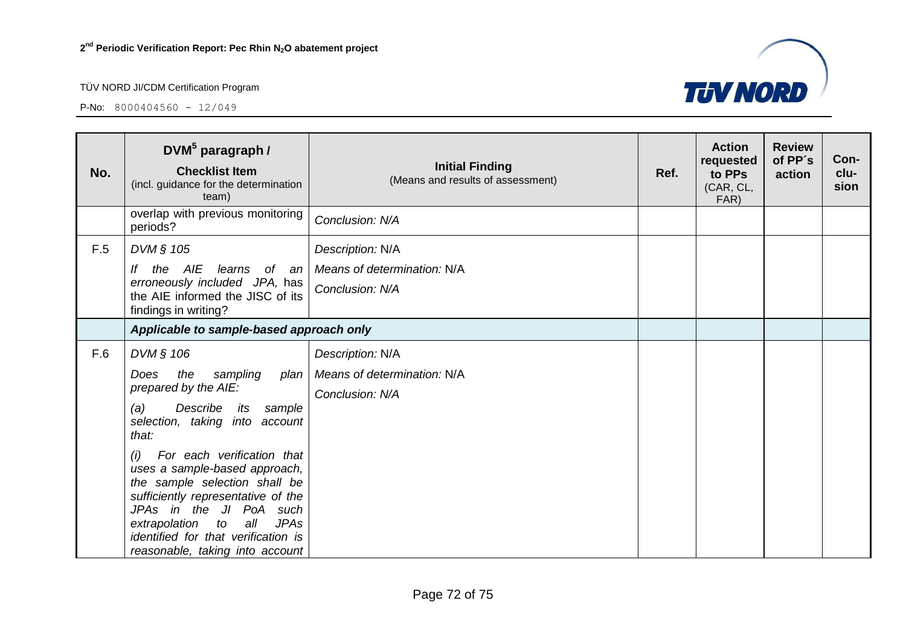| No. | DVM[5] paragraph / **Checklist Item** (incl. guidance for the determination team) | **Initial Finding** (Means and results of assessment) | Ref. | Action requested to PPs (CAR, CL, FAR) | Review of PP´s action | Con-clu-sion |
|---|---|---|---|---|---|---|
| | overlap with previous monitoring periods? | *Conclusion: N/A* | | | | |
| F.5 | *DVM § 105*<br>*If the AIE learns of an erroneously included JPA,* has the AIE informed the JISC of its findings in writing? | *Description:* N/A<br>*Means of determination:* N/A<br>*Conclusion: N/A* | | | | |
| | ***Applicable to sample-based approach only*** | | | | | |
| F.6 | *DVM § 106*<br>*Does the sampling plan prepared by the AIE:*<br>*(a) Describe its sample selection, taking into account that:*<br>*(i) For each verification that uses a sample-based approach, the sample selection shall be sufficiently representative of the JPAs in the JI PoA such extrapolation to all JPAs identified for that verification is reasonable, taking into account* | *Description:* N/A<br>*Means of determination:* N/A<br>*Conclusion: N/A* | | | | |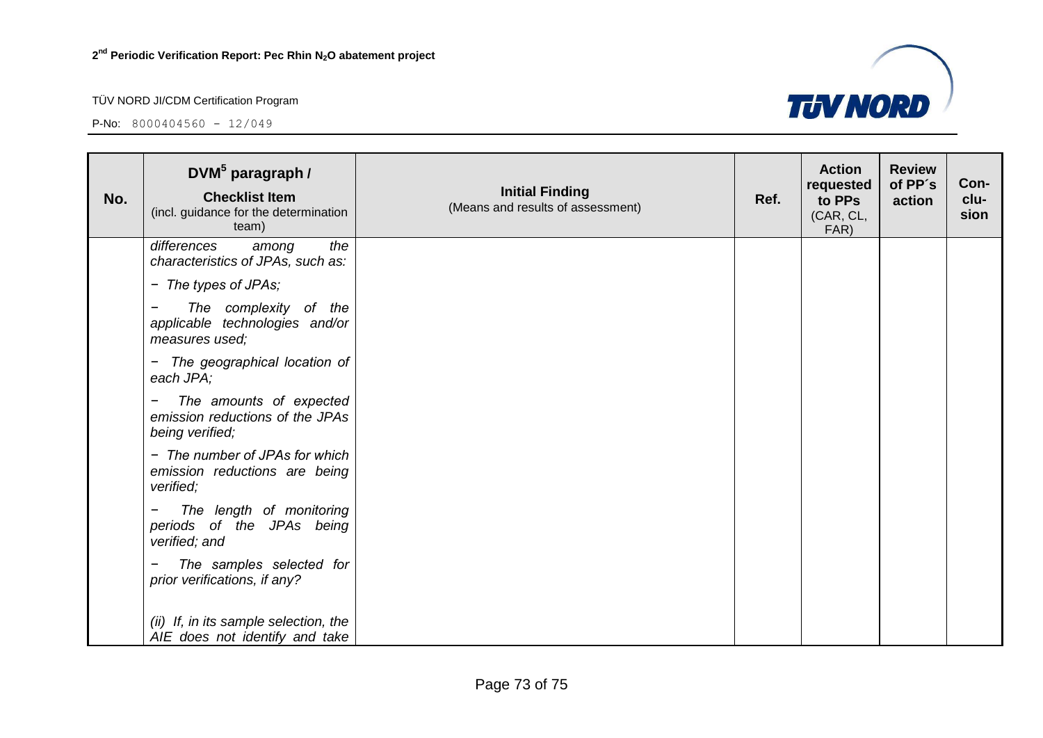| No. | DVM[5] paragraph / **Checklist Item** (incl. guidance for the determination team) | **Initial Finding** (Means and results of assessment) | Ref. | Action requested to PPs (CAR, CL, FAR) | Review of PP´s action | Con-clu-sion |
|---|---|---|---|---|---|---|
| | *differences among the characteristics of JPAs, such as:* <br> *− The types of JPAs;* <br> *− The complexity of the applicable technologies and/or measures used;* <br> *− The geographical location of each JPA;* <br> *− The amounts of expected emission reductions of the JPAs being verified;* <br> *− The number of JPAs for which emission reductions are being verified;* <br> *− The length of monitoring periods of the JPAs being verified; and* <br> *− The samples selected for prior verifications, if any?* <br><br> *(ii) If, in its sample selection, the AIE does not identify and take* | | | | | |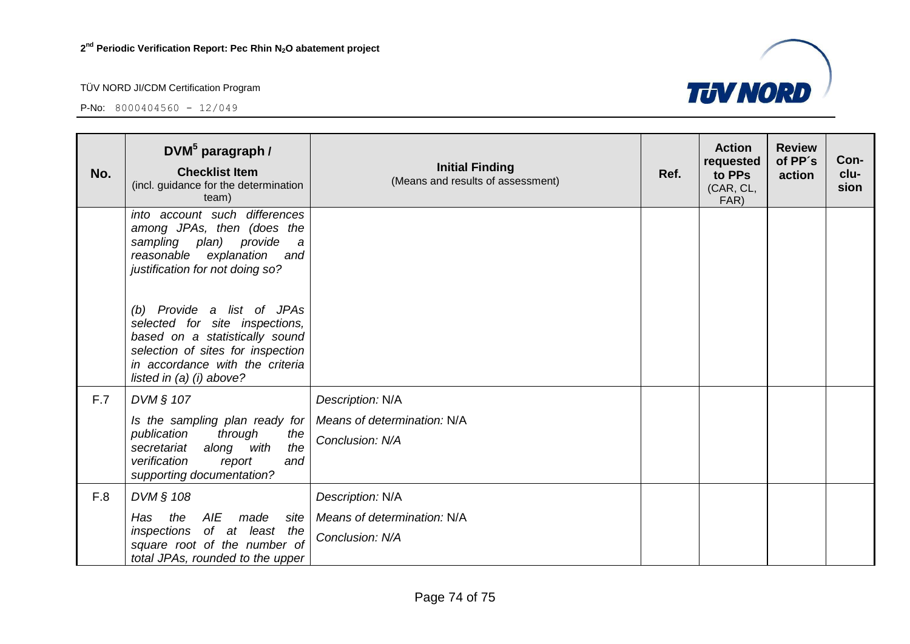| No. | DVM[5] paragraph / **Checklist Item** (incl. guidance for the determination team) | **Initial Finding** (Means and results of assessment) | Ref. | Action requested to PPs (CAR, CL, FAR) | Review of PP´s action | Con-clu-sion |
|---|---|---|---|---|---|---|
| | *into account such differences among JPAs, then (does the sampling plan) provide a reasonable explanation and justification for not doing so?* <br><br> *(b) Provide a list of JPAs selected for site inspections, based on a statistically sound selection of sites for inspection in accordance with the criteria listed in (a) (i) above?* | | | | | |
| F.7 | *DVM § 107* <br> *Is the sampling plan ready for publication through the secretariat along with the verification report and supporting documentation?* | *Description:* N/A <br> *Means of determination:* N/A <br> *Conclusion: N/A* | | | | |
| F.8 | *DVM § 108* <br> *Has the AIE made site inspections of at least the square root of the number of total JPAs, rounded to the upper* | *Description:* N/A <br> *Means of determination:* N/A <br> *Conclusion: N/A* | | | | |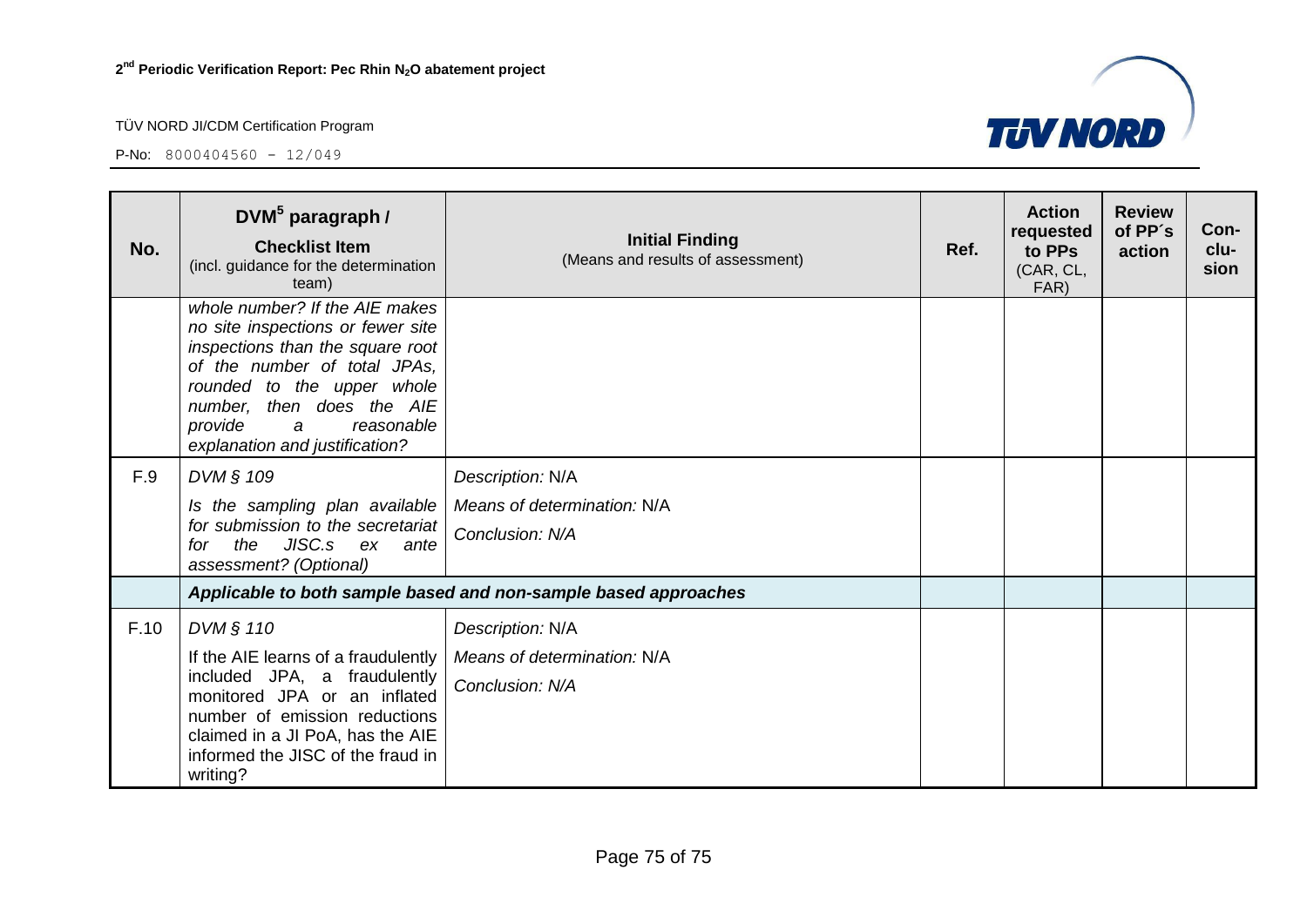| No. | DVM[5] paragraph / **Checklist Item** (incl. guidance for the determination team) | **Initial Finding** (Means and results of assessment) | Ref. | Action requested to PPs (CAR, CL, FAR) | Review of PP´s action | Con-clu-sion |
|---|---|---|---|---|---|---|
| | *whole number? If the AIE makes no site inspections or fewer site inspections than the square root of the number of total JPAs, rounded to the upper whole number, then does the AIE provide a reasonable explanation and justification?* | | | | | |
| F.9 | *DVM § 109* *Is the sampling plan available for submission to the secretariat for the JISC.s ex ante assessment? (Optional)* | *Description:* N/A *Means of determination:* N/A *Conclusion: N/A* | | | | |
| | ***Applicable to both sample based and non-sample based approaches*** | | | | | |
| F.10 | *DVM § 110* If the AIE learns of a fraudulently included JPA, a fraudulently monitored JPA or an inflated number of emission reductions claimed in a JI PoA, has the AIE informed the JISC of the fraud in writing? | *Description:* N/A *Means of determination:* N/A *Conclusion: N/A* | | | | |